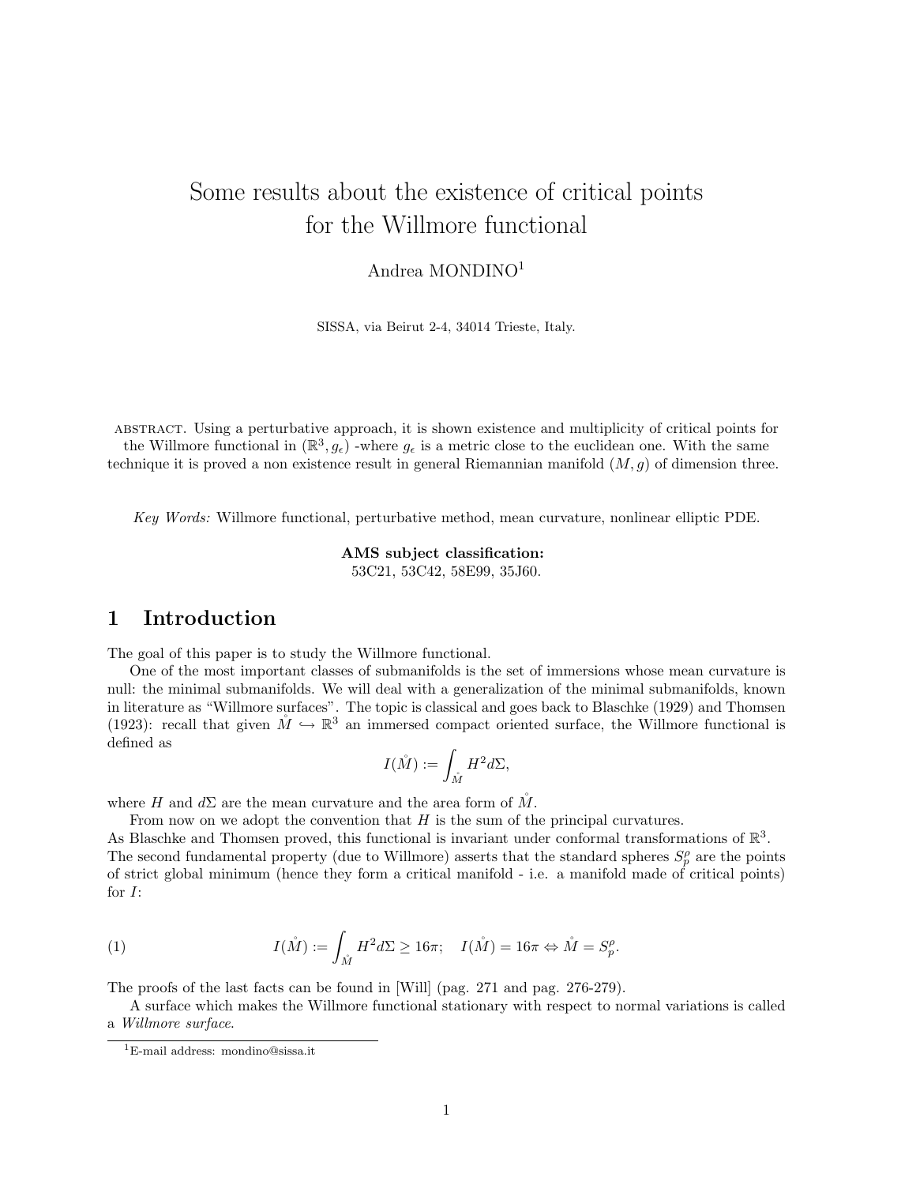# Some results about the existence of critical points for the Willmore functional

Andrea MONDINO[1]

SISSA, via Beirut 2-4, 34014 Trieste, Italy.

ABSTRACT. Using a perturbative approach, it is shown existence and multiplicity of critical points for the Willmore functional in $(\mathbb{R}^3, g_\epsilon)$ -where $g_\epsilon$ is a metric close to the euclidean one. With the same technique it is proved a non existence result in general Riemannian manifold $(M, g)$ of dimension three.

*Key Words:* Willmore functional, perturbative method, mean curvature, nonlinear elliptic PDE.

**AMS subject classification:**
53C21, 53C42, 58E99, 35J60.

## 1 Introduction

The goal of this paper is to study the Willmore functional.

One of the most important classes of submanifolds is the set of immersions whose mean curvature is null: the minimal submanifolds. We will deal with a generalization of the minimal submanifolds, known in literature as "Willmore surfaces". The topic is classical and goes back to Blaschke (1929) and Thomsen (1923): recall that given $\mathring{M} \hookrightarrow \mathbb{R}^3$ an immersed compact oriented surface, the Willmore functional is defined as

$$I(\mathring{M}) := \int_{\mathring{M}} H^2 d\Sigma,$$

where $H$ and $d\Sigma$ are the mean curvature and the area form of $\mathring{M}$.

From now on we adopt the convention that $H$ is the sum of the principal curvatures.
As Blaschke and Thomsen proved, this functional is invariant under conformal transformations of $\mathbb{R}^3$. The second fundamental property (due to Willmore) asserts that the standard spheres $S^\rho_p$ are the points of strict global minimum (hence they form a critical manifold - i.e. a manifold made of critical points) for $I$:

$$I(\mathring{M}) := \int_{\mathring{M}} H^2 d\Sigma \geq 16\pi; \quad I(\mathring{M}) = 16\pi \Leftrightarrow \mathring{M} = S^\rho_p. \tag{1}$$

The proofs of the last facts can be found in [Will] (pag. 271 and pag. 276-279).

A surface which makes the Willmore functional stationary with respect to normal variations is called a *Willmore surface*.

[1] E-mail address: mondino@sissa.it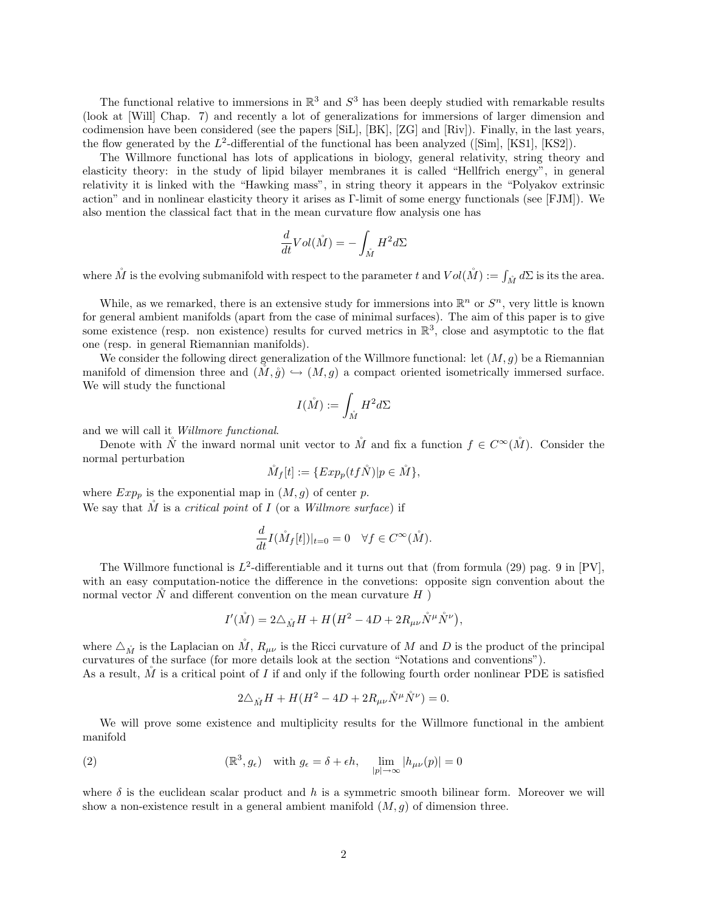The functional relative to immersions in $\mathbb{R}^3$ and $S^3$ has been deeply studied with remarkable results (look at [Will] Chap. 7) and recently a lot of generalizations for immersions of larger dimension and codimension have been considered (see the papers [SiL], [BK], [ZG] and [Riv]). Finally, in the last years, the flow generated by the $L^2$-differential of the functional has been analyzed ([Sim], [KS1], [KS2]).

The Willmore functional has lots of applications in biology, general relativity, string theory and elasticity theory: in the study of lipid bilayer membranes it is called "Hellfrich energy", in general relativity it is linked with the "Hawking mass", in string theory it appears in the "Polyakov extrinsic action" and in nonlinear elasticity theory it arises as Γ-limit of some energy functionals (see [FJM]). We also mention the classical fact that in the mean curvature flow analysis one has

$$\frac{d}{dt}Vol(\mathring{M}) = -\int_{\mathring{M}} H^2 d\Sigma$$

where $\mathring{M}$ is the evolving submanifold with respect to the parameter $t$ and $Vol(\mathring{M}) := \int_{\mathring{M}} d\Sigma$ is its the area.

While, as we remarked, there is an extensive study for immersions into $\mathbb{R}^n$ or $S^n$, very little is known for general ambient manifolds (apart from the case of minimal surfaces). The aim of this paper is to give some existence (resp. non existence) results for curved metrics in $\mathbb{R}^3$, close and asymptotic to the flat one (resp. in general Riemannian manifolds).

We consider the following direct generalization of the Willmore functional: let $(M, g)$ be a Riemannian manifold of dimension three and $(\mathring{M}, \mathring{g}) \hookrightarrow (M, g)$ a compact oriented isometrically immersed surface. We will study the functional

$$I(\mathring{M}) := \int_{\mathring{M}} H^2 d\Sigma$$

and we will call it *Willmore functional*.

Denote with $\mathring{N}$ the inward normal unit vector to $\mathring{M}$ and fix a function $f \in C^\infty(\mathring{M})$. Consider the normal perturbation

$$\mathring{M}_f[t] := \{Exp_p(tf\mathring{N}) | p \in \mathring{M}\},$$

where $Exp_p$ is the exponential map in $(M, g)$ of center $p$.
We say that $\mathring{M}$ is a *critical point* of $I$ (or a *Willmore surface*) if

$$\frac{d}{dt}I(\mathring{M}_f[t])|_{t=0} = 0 \quad \forall f \in C^\infty(\mathring{M}).$$

The Willmore functional is $L^2$-differentiable and it turns out that (from formula (29) pag. 9 in [PV], with an easy computation-notice the difference in the convetions: opposite sign convention about the normal vector $\mathring{N}$ and different convention on the mean curvature $H$ )

$$I'(\mathring{M}) = 2\triangle_{\mathring{M}} H + H\big(H^2 - 4D + 2R_{\mu\nu}\mathring{N}^\mu \mathring{N}^\nu\big),$$

where $\triangle_{\mathring{M}}$ is the Laplacian on $\mathring{M}$, $R_{\mu\nu}$ is the Ricci curvature of $M$ and $D$ is the product of the principal curvatures of the surface (for more details look at the section "Notations and conventions").
As a result, $\mathring{M}$ is a critical point of $I$ if and only if the following fourth order nonlinear PDE is satisfied

$$2\triangle_{\mathring{M}} H + H(H^2 - 4D + 2R_{\mu\nu}\mathring{N}^\mu \mathring{N}^\nu) = 0.$$

We will prove some existence and multiplicity results for the Willmore functional in the ambient manifold

$$(\mathbb{R}^3, g_\epsilon) \quad \text{with } g_\epsilon = \delta + \epsilon h, \quad \lim_{|p|\to\infty} |h_{\mu\nu}(p)| = 0 \tag{2}$$

where $\delta$ is the euclidean scalar product and $h$ is a symmetric smooth bilinear form. Moreover we will show a non-existence result in a general ambient manifold $(M, g)$ of dimension three.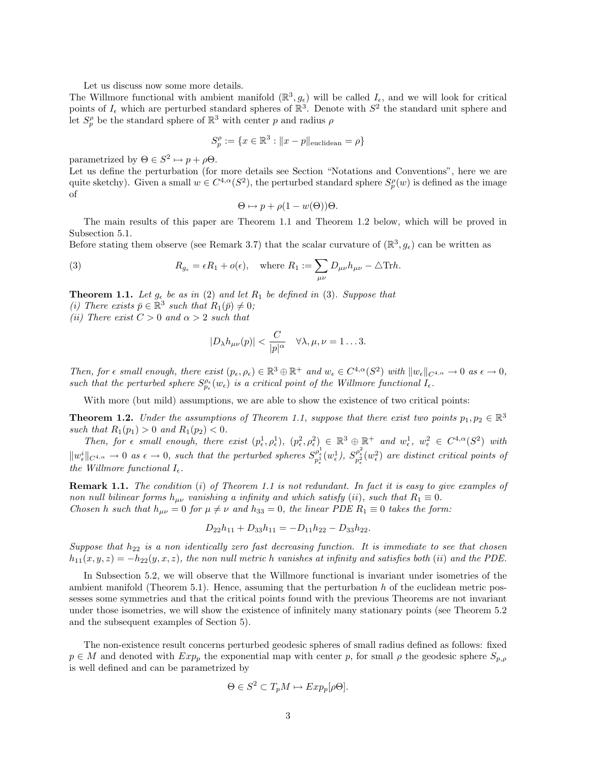Let us discuss now some more details.
The Willmore functional with ambient manifold $(\mathbb{R}^3, g_\epsilon)$ will be called $I_\epsilon$, and we will look for critical points of $I_\epsilon$ which are perturbed standard spheres of $\mathbb{R}^3$. Denote with $S^2$ the standard unit sphere and let $S_p^\rho$ be the standard sphere of $\mathbb{R}^3$ with center $p$ and radius $\rho$

$$S_p^\rho := \{x \in \mathbb{R}^3 : \|x - p\|_{\text{euclidean}} = \rho\}$$

parametrized by $\Theta \in S^2 \mapsto p + \rho\Theta$.
Let us define the perturbation (for more details see Section "Notations and Conventions", here we are quite sketchy). Given a small $w \in C^{4,\alpha}(S^2)$, the perturbed standard sphere $S_p^\rho(w)$ is defined as the image of

$$\Theta \mapsto p + \rho(1 - w(\Theta))\Theta.$$

The main results of this paper are Theorem 1.1 and Theorem 1.2 below, which will be proved in Subsection 5.1.
Before stating them observe (see Remark 3.7) that the scalar curvature of $(\mathbb{R}^3, g_\epsilon)$ can be written as

$$R_{g_\epsilon} = \epsilon R_1 + o(\epsilon), \quad \text{where } R_1 := \sum_{\mu\nu} D_{\mu\nu} h_{\mu\nu} - \triangle \text{Tr} h. \tag{3}$$

**Theorem 1.1.** *Let $g_\epsilon$ be as in (2) and let $R_1$ be defined in (3). Suppose that*
*(i) There exists $\bar{p} \in \mathbb{R}^3$ such that $R_1(\bar{p}) \neq 0$;*
*(ii) There exist $C > 0$ and $\alpha > 2$ such that*

$$|D_\lambda h_{\mu\nu}(p)| < \frac{C}{|p|^\alpha} \quad \forall \lambda, \mu, \nu = 1 \dots 3.$$

*Then, for $\epsilon$ small enough, there exist $(p_\epsilon, \rho_\epsilon) \in \mathbb{R}^3 \oplus \mathbb{R}^+$ and $w_\epsilon \in C^{4,\alpha}(S^2)$ with $\|w_\epsilon\|_{C^{4,\alpha}} \to 0$ as $\epsilon \to 0$, such that the perturbed sphere $S_{p_\epsilon}^{\rho_\epsilon}(w_\epsilon)$ is a critical point of the Willmore functional $I_\epsilon$.*

With more (but mild) assumptions, we are able to show the existence of two critical points:

**Theorem 1.2.** *Under the assumptions of Theorem 1.1, suppose that there exist two points $p_1, p_2 \in \mathbb{R}^3$ such that $R_1(p_1) > 0$ and $R_1(p_2) < 0$.*

*Then, for $\epsilon$ small enough, there exist $(p_\epsilon^1, \rho_\epsilon^1)$, $(p_\epsilon^2, \rho_\epsilon^2) \in \mathbb{R}^3 \oplus \mathbb{R}^+$ and $w_\epsilon^1$, $w_\epsilon^2 \in C^{4,\alpha}(S^2)$ with $\|w_\epsilon^i\|_{C^{4,\alpha}} \to 0$ as $\epsilon \to 0$, such that the perturbed spheres $S_{p_\epsilon^1}^{\rho_\epsilon^1}(w_\epsilon^1)$, $S_{p_\epsilon^2}^{\rho_\epsilon^2}(w_\epsilon^2)$ are distinct critical points of the Willmore functional $I_\epsilon$.*

**Remark 1.1.** *The condition (i) of Theorem 1.1 is not redundant. In fact it is easy to give examples of non null bilinear forms $h_{\mu\nu}$ vanishing a infinity and which satisfy (ii), such that $R_1 \equiv 0$.*
*Chosen $h$ such that $h_{\mu\nu} = 0$ for $\mu \neq \nu$ and $h_{33} = 0$, the linear PDE $R_1 \equiv 0$ takes the form:*

$$D_{22} h_{11} + D_{33} h_{11} = -D_{11} h_{22} - D_{33} h_{22}.$$

*Suppose that $h_{22}$ is a non identically zero fast decreasing function. It is immediate to see that chosen $h_{11}(x, y, z) = -h_{22}(y, x, z)$, the non null metric $h$ vanishes at infinity and satisfies both (ii) and the PDE.*

In Subsection 5.2, we will observe that the Willmore functional is invariant under isometries of the ambient manifold (Theorem 5.1). Hence, assuming that the perturbation $h$ of the euclidean metric possesses some symmetries and that the critical points found with the previous Theorems are not invariant under those isometries, we will show the existence of infinitely many stationary points (see Theorem 5.2 and the subsequent examples of Section 5).

The non-existence result concerns perturbed geodesic spheres of small radius defined as follows: fixed $p \in M$ and denoted with $Exp_p$ the exponential map with center $p$, for small $\rho$ the geodesic sphere $S_{p,\rho}$ is well defined and can be parametrized by

$$\Theta \in S^2 \subset T_pM \mapsto Exp_p[\rho\Theta].$$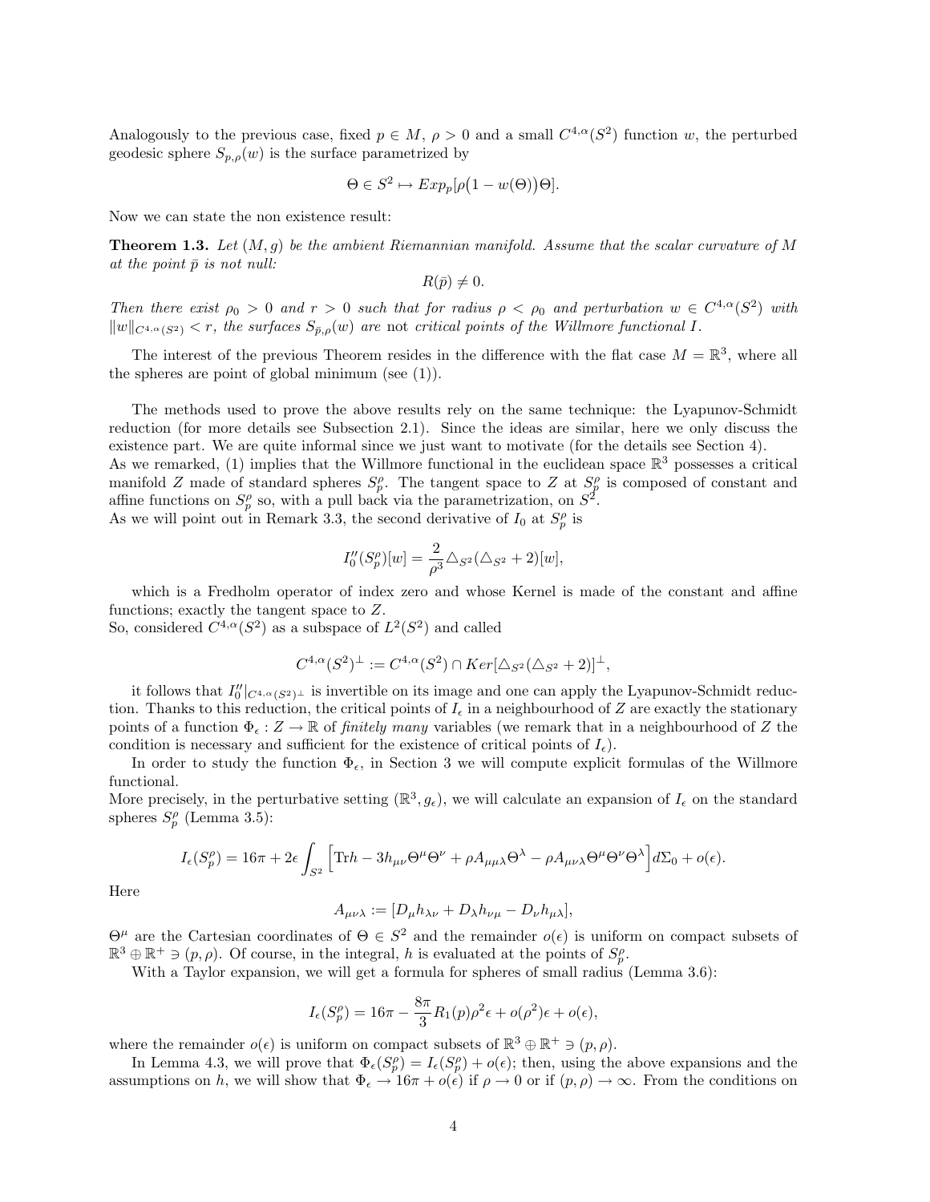Analogously to the previous case, fixed $p \in M$, $\rho > 0$ and a small $C^{4,\alpha}(S^2)$ function $w$, the perturbed geodesic sphere $S_{p,\rho}(w)$ is the surface parametrized by

$$\Theta \in S^2 \mapsto Exp_p[\rho\big(1 - w(\Theta)\big)\Theta].$$

Now we can state the non existence result:

**Theorem 1.3.** *Let $(M, g)$ be the ambient Riemannian manifold. Assume that the scalar curvature of $M$ at the point $\bar{p}$ is not null:*

$$R(\bar{p}) \neq 0.$$

*Then there exist $\rho_0 > 0$ and $r > 0$ such that for radius $\rho < \rho_0$ and perturbation $w \in C^{4,\alpha}(S^2)$ with $\|w\|_{C^{4,\alpha}(S^2)} < r$, the surfaces $S_{\bar{p},\rho}(w)$ are* not *critical points of the Willmore functional $I$.*

The interest of the previous Theorem resides in the difference with the flat case $M = \mathbb{R}^3$, where all the spheres are point of global minimum (see (1)).

The methods used to prove the above results rely on the same technique: the Lyapunov-Schmidt reduction (for more details see Subsection 2.1). Since the ideas are similar, here we only discuss the existence part. We are quite informal since we just want to motivate (for the details see Section 4).
As we remarked, (1) implies that the Willmore functional in the euclidean space $\mathbb{R}^3$ possesses a critical manifold $Z$ made of standard spheres $S^\rho_p$. The tangent space to $Z$ at $S^\rho_p$ is composed of constant and affine functions on $S^\rho_p$ so, with a pull back via the parametrization, on $S^2$.
As we will point out in Remark 3.3, the second derivative of $I_0$ at $S^\rho_p$ is

$$I_0''(S^\rho_p)[w] = \frac{2}{\rho^3}\triangle_{S^2}(\triangle_{S^2} + 2)[w],$$

which is a Fredholm operator of index zero and whose Kernel is made of the constant and affine functions; exactly the tangent space to $Z$.
So, considered $C^{4,\alpha}(S^2)$ as a subspace of $L^2(S^2)$ and called

$$C^{4,\alpha}(S^2)^\perp := C^{4,\alpha}(S^2) \cap Ker[\triangle_{S^2}(\triangle_{S^2} + 2)]^\perp,$$

it follows that $I_0''|_{C^{4,\alpha}(S^2)^\perp}$ is invertible on its image and one can apply the Lyapunov-Schmidt reduction. Thanks to this reduction, the critical points of $I_\epsilon$ in a neighbourhood of $Z$ are exactly the stationary points of a function $\Phi_\epsilon : Z \to \mathbb{R}$ of *finitely* many variables (we remark that in a neighbourhood of $Z$ the condition is necessary and sufficient for the existence of critical points of $I_\epsilon$).

In order to study the function $\Phi_\epsilon$, in Section 3 we will compute explicit formulas of the Willmore functional.
More precisely, in the perturbative setting $(\mathbb{R}^3, g_\epsilon)$, we will calculate an expansion of $I_\epsilon$ on the standard spheres $S^\rho_p$ (Lemma 3.5):

$$I_\epsilon(S^\rho_p) = 16\pi + 2\epsilon \int_{S^2}\Big[\mathrm{Tr}h - 3h_{\mu\nu}\Theta^\mu\Theta^\nu + \rho A_{\mu\mu\lambda}\Theta^\lambda - \rho A_{\mu\nu\lambda}\Theta^\mu\Theta^\nu\Theta^\lambda\Big]d\Sigma_0 + o(\epsilon).$$

Here

$$A_{\mu\nu\lambda} := [D_\mu h_{\lambda\nu} + D_\lambda h_{\nu\mu} - D_\nu h_{\mu\lambda}],$$

$\Theta^\mu$ are the Cartesian coordinates of $\Theta \in S^2$ and the remainder $o(\epsilon)$ is uniform on compact subsets of $\mathbb{R}^3 \oplus \mathbb{R}^+ \ni (p, \rho)$. Of course, in the integral, $h$ is evaluated at the points of $S^\rho_p$.

With a Taylor expansion, we will get a formula for spheres of small radius (Lemma 3.6):

$$I_\epsilon(S^\rho_p) = 16\pi - \frac{8\pi}{3}R_1(p)\rho^2\epsilon + o(\rho^2)\epsilon + o(\epsilon),$$

where the remainder $o(\epsilon)$ is uniform on compact subsets of $\mathbb{R}^3 \oplus \mathbb{R}^+ \ni (p, \rho)$.

In Lemma 4.3, we will prove that $\Phi_\epsilon(S^\rho_p) = I_\epsilon(S^\rho_p) + o(\epsilon)$; then, using the above expansions and the assumptions on $h$, we will show that $\Phi_\epsilon \to 16\pi + o(\epsilon)$ if $\rho \to 0$ or if $(p, \rho) \to \infty$. From the conditions on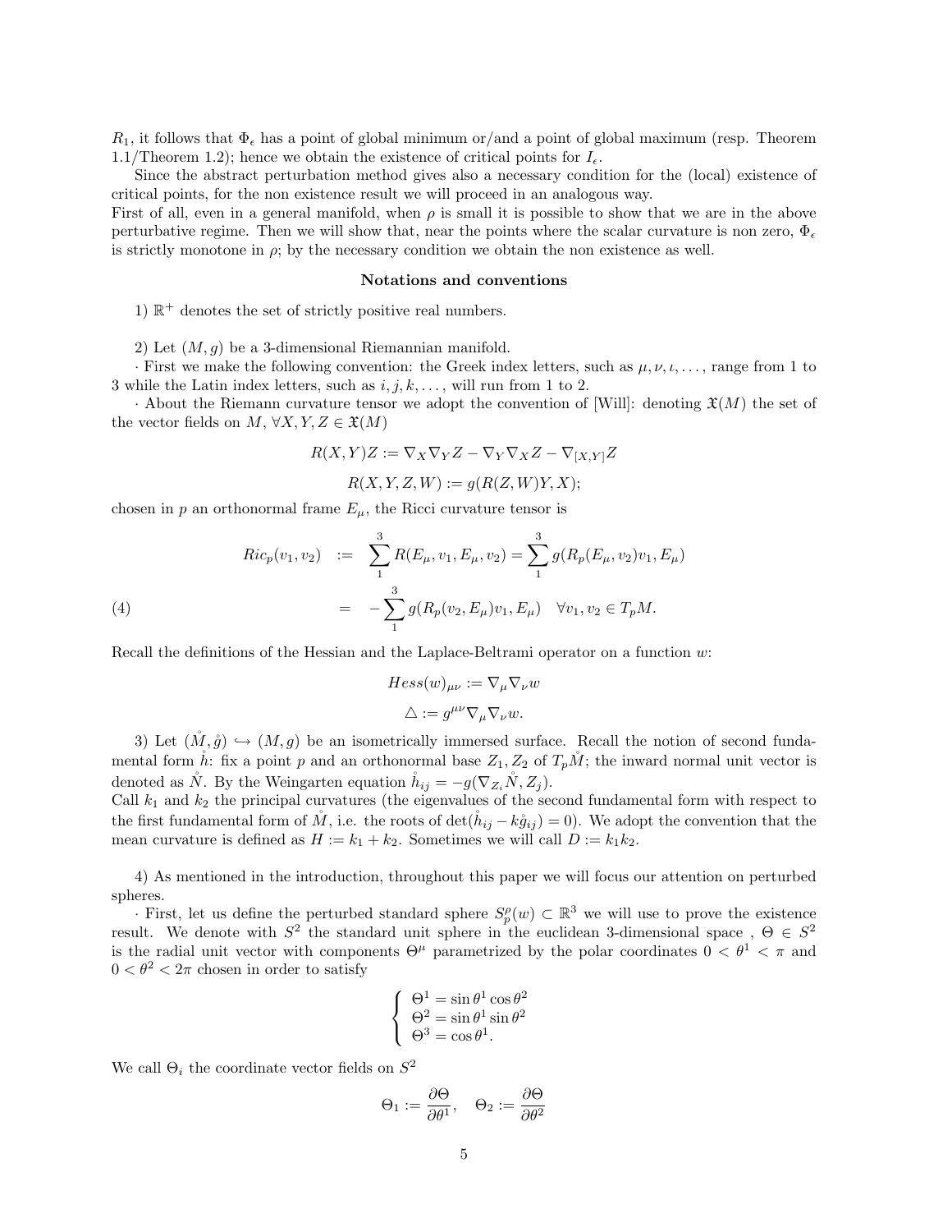$R_1$, it follows that $\Phi_\epsilon$ has a point of global minimum or/and a point of global maximum (resp. Theorem 1.1/Theorem 1.2); hence we obtain the existence of critical points for $I_\epsilon$.

Since the abstract perturbation method gives also a necessary condition for the (local) existence of critical points, for the non existence result we will proceed in an analogous way.
First of all, even in a general manifold, when $\rho$ is small it is possible to show that we are in the above perturbative regime. Then we will show that, near the points where the scalar curvature is non zero, $\Phi_\epsilon$ is strictly monotone in $\rho$; by the necessary condition we obtain the non existence as well.

**Notations and conventions**

1) $\mathbb{R}^+$ denotes the set of strictly positive real numbers.

2) Let $(M, g)$ be a 3-dimensional Riemannian manifold.

· First we make the following convention: the Greek index letters, such as $\mu, \nu, \iota, \ldots$, range from 1 to 3 while the Latin index letters, such as $i, j, k, \ldots$, will run from 1 to 2.

· About the Riemann curvature tensor we adopt the convention of [Will]: denoting $\mathfrak{X}(M)$ the set of the vector fields on $M$, $\forall X, Y, Z \in \mathfrak{X}(M)$

$$R(X,Y)Z := \nabla_X \nabla_Y Z - \nabla_Y \nabla_X Z - \nabla_{[X,Y]} Z$$

$$R(X,Y,Z,W) := g(R(Z,W)Y, X);$$

chosen in $p$ an orthonormal frame $E_\mu$, the Ricci curvature tensor is

$$\begin{aligned} Ric_p(v_1, v_2) \quad &:= \quad \sum_1^3 R(E_\mu, v_1, E_\mu, v_2) = \sum_1^3 g(R_p(E_\mu, v_2)v_1, E_\mu) \\ &= \quad -\sum_1^3 g(R_p(v_2, E_\mu)v_1, E_\mu) \quad \forall v_1, v_2 \in T_pM. \end{aligned} \tag{4}$$

Recall the definitions of the Hessian and the Laplace-Beltrami operator on a function $w$:

$$Hess(w)_{\mu\nu} := \nabla_\mu \nabla_\nu w$$

$$\triangle := g^{\mu\nu} \nabla_\mu \nabla_\nu w.$$

3) Let $(\mathring{M}, \mathring{g}) \hookrightarrow (M, g)$ be an isometrically immersed surface. Recall the notion of second fundamental form $\mathring{h}$: fix a point $p$ and an orthonormal base $Z_1, Z_2$ of $T_p\mathring{M}$; the inward normal unit vector is denoted as $\mathring{N}$. By the Weingarten equation $\mathring{h}_{ij} = -g(\nabla_{Z_i} \mathring{N}, Z_j)$.
Call $k_1$ and $k_2$ the principal curvatures (the eigenvalues of the second fundamental form with respect to the first fundamental form of $\mathring{M}$, i.e. the roots of $\det(\mathring{h}_{ij} - k\mathring{g}_{ij}) = 0$). We adopt the convention that the mean curvature is defined as $H := k_1 + k_2$. Sometimes we will call $D := k_1 k_2$.

4) As mentioned in the introduction, throughout this paper we will focus our attention on perturbed spheres.

· First, let us define the perturbed standard sphere $S_p^\rho(w) \subset \mathbb{R}^3$ we will use to prove the existence result. We denote with $S^2$ the standard unit sphere in the euclidean 3-dimensional space , $\Theta \in S^2$ is the radial unit vector with components $\Theta^\mu$ parametrized by the polar coordinates $0 < \theta^1 < \pi$ and $0 < \theta^2 < 2\pi$ chosen in order to satisfy

$$\begin{cases} \Theta^1 = \sin\theta^1 \cos\theta^2 \\ \Theta^2 = \sin\theta^1 \sin\theta^2 \\ \Theta^3 = \cos\theta^1. \end{cases}$$

We call $\Theta_i$ the coordinate vector fields on $S^2$

$$\Theta_1 := \frac{\partial \Theta}{\partial \theta^1}, \quad \Theta_2 := \frac{\partial \Theta}{\partial \theta^2}$$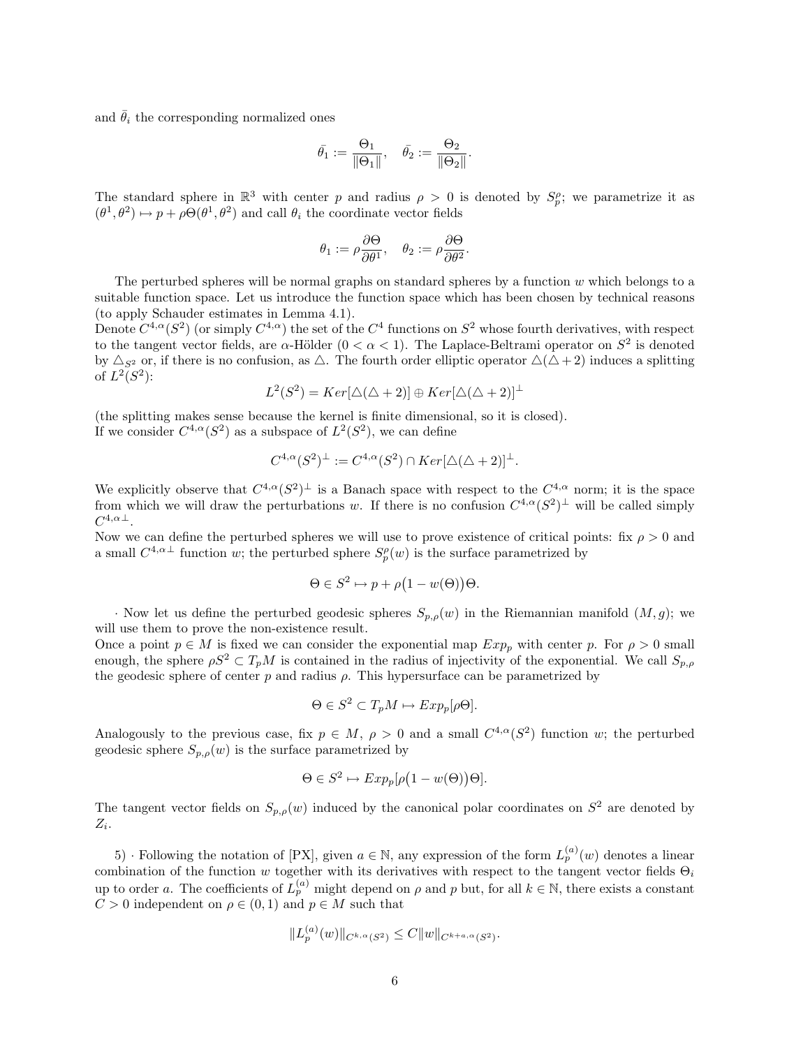and $\bar{\theta}_i$ the corresponding normalized ones

$$\bar{\theta_1} := \frac{\Theta_1}{\|\Theta_1\|}, \quad \bar{\theta_2} := \frac{\Theta_2}{\|\Theta_2\|}.$$

The standard sphere in $\mathbb{R}^3$ with center $p$ and radius $\rho > 0$ is denoted by $S^\rho_p$; we parametrize it as $(\theta^1, \theta^2) \mapsto p + \rho\Theta(\theta^1, \theta^2)$ and call $\theta_i$ the coordinate vector fields

$$\theta_1 := \rho\frac{\partial \Theta}{\partial \theta^1}, \quad \theta_2 := \rho\frac{\partial \Theta}{\partial \theta^2}.$$

The perturbed spheres will be normal graphs on standard spheres by a function $w$ which belongs to a suitable function space. Let us introduce the function space which has been chosen by technical reasons (to apply Schauder estimates in Lemma 4.1).

Denote $C^{4,\alpha}(S^2)$ (or simply $C^{4,\alpha}$) the set of the $C^4$ functions on $S^2$ whose fourth derivatives, with respect to the tangent vector fields, are $\alpha$-Hölder ($0 < \alpha < 1$). The Laplace-Beltrami operator on $S^2$ is denoted by $\triangle_{S^2}$ or, if there is no confusion, as $\triangle$. The fourth order elliptic operator $\triangle(\triangle + 2)$ induces a splitting of $L^2(S^2)$:

$$L^2(S^2) = Ker[\triangle(\triangle + 2)] \oplus Ker[\triangle(\triangle + 2)]^\perp$$

(the splitting makes sense because the kernel is finite dimensional, so it is closed).

If we consider $C^{4,\alpha}(S^2)$ as a subspace of $L^2(S^2)$, we can define

$$C^{4,\alpha}(S^2)^\perp := C^{4,\alpha}(S^2) \cap Ker[\triangle(\triangle + 2)]^\perp.$$

We explicitly observe that $C^{4,\alpha}(S^2)^\perp$ is a Banach space with respect to the $C^{4,\alpha}$ norm; it is the space from which we will draw the perturbations $w$. If there is no confusion $C^{4,\alpha}(S^2)^\perp$ will be called simply $C^{4,\alpha\perp}$.

Now we can define the perturbed spheres we will use to prove existence of critical points: fix $\rho > 0$ and a small $C^{4,\alpha\perp}$ function $w$; the perturbed sphere $S^\rho_p(w)$ is the surface parametrized by

$$\Theta \in S^2 \mapsto p + \rho\big(1 - w(\Theta)\big)\Theta.$$

· Now let us define the perturbed geodesic spheres $S_{p,\rho}(w)$ in the Riemannian manifold $(M, g)$; we will use them to prove the non-existence result.

Once a point $p \in M$ is fixed we can consider the exponential map $Exp_p$ with center $p$. For $\rho > 0$ small enough, the sphere $\rho S^2 \subset T_pM$ is contained in the radius of injectivity of the exponential. We call $S_{p,\rho}$ the geodesic sphere of center $p$ and radius $\rho$. This hypersurface can be parametrized by

$$\Theta \in S^2 \subset T_pM \mapsto Exp_p[\rho\Theta].$$

Analogously to the previous case, fix $p \in M$, $\rho > 0$ and a small $C^{4,\alpha}(S^2)$ function $w$; the perturbed geodesic sphere $S_{p,\rho}(w)$ is the surface parametrized by

$$\Theta \in S^2 \mapsto Exp_p[\rho\big(1 - w(\Theta)\big)\Theta].$$

The tangent vector fields on $S_{p,\rho}(w)$ induced by the canonical polar coordinates on $S^2$ are denoted by $Z_i$.

5) · Following the notation of [PX], given $a \in \mathbb{N}$, any expression of the form $L^{(a)}_p(w)$ denotes a linear combination of the function $w$ together with its derivatives with respect to the tangent vector fields $\Theta_i$ up to order $a$. The coefficients of $L^{(a)}_p$ might depend on $\rho$ and $p$ but, for all $k \in \mathbb{N}$, there exists a constant $C > 0$ independent on $\rho \in (0, 1)$ and $p \in M$ such that

$$\|L^{(a)}_p(w)\|_{C^{k,\alpha}(S^2)} \leq C\|w\|_{C^{k+a,\alpha}(S^2)}.$$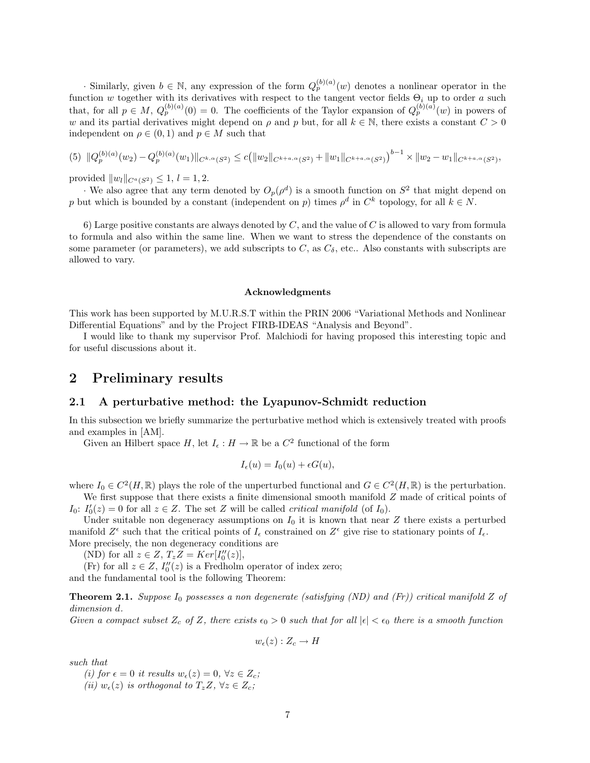· Similarly, given $b \in \mathbb{N}$, any expression of the form $Q_p^{(b)(a)}(w)$ denotes a nonlinear operator in the function $w$ together with its derivatives with respect to the tangent vector fields $\Theta_i$ up to order $a$ such that, for all $p \in M$, $Q_p^{(b)(a)}(0) = 0$. The coefficients of the Taylor expansion of $Q_p^{(b)(a)}(w)$ in powers of $w$ and its partial derivatives might depend on $\rho$ and $p$ but, for all $k \in \mathbb{N}$, there exists a constant $C > 0$ independent on $\rho \in (0,1)$ and $p \in M$ such that

$$(5) \;\; \|Q_p^{(b)(a)}(w_2) - Q_p^{(b)(a)}(w_1)\|_{C^{k,\alpha}(S^2)} \leq c\big(\|w_2\|_{C^{k+a,\alpha}(S^2)} + \|w_1\|_{C^{k+a,\alpha}(S^2)}\big)^{b-1} \times \|w_2 - w_1\|_{C^{k+a,\alpha}(S^2)},$$

provided $\|w_l\|_{C^{a}(S^2)} \leq 1$, $l = 1, 2$.

· We also agree that any term denoted by $O_p(\rho^d)$ is a smooth function on $S^2$ that might depend on $p$ but which is bounded by a constant (independent on $p$) times $\rho^d$ in $C^k$ topology, for all $k \in N$.

6) Large positive constants are always denoted by $C$, and the value of $C$ is allowed to vary from formula to formula and also within the same line. When we want to stress the dependence of the constants on some parameter (or parameters), we add subscripts to $C$, as $C_\delta$, etc.. Also constants with subscripts are allowed to vary.

**Acknowledgments**

This work has been supported by M.U.R.S.T within the PRIN 2006 "Variational Methods and Nonlinear Differential Equations" and by the Project FIRB-IDEAS "Analysis and Beyond".

I would like to thank my supervisor Prof. Malchiodi for having proposed this interesting topic and for useful discussions about it.

## 2 Preliminary results

### 2.1 A perturbative method: the Lyapunov-Schmidt reduction

In this subsection we briefly summarize the perturbative method which is extensively treated with proofs and examples in [AM].

Given an Hilbert space $H$, let $I_\epsilon : H \to \mathbb{R}$ be a $C^2$ functional of the form

$$I_\epsilon(u) = I_0(u) + \epsilon G(u),$$

where $I_0 \in C^2(H, \mathbb{R})$ plays the role of the unperturbed functional and $G \in C^2(H, \mathbb{R})$ is the perturbation.

We first suppose that there exists a finite dimensional smooth manifold $Z$ made of critical points of $I_0$: $I_0'(z) = 0$ for all $z \in Z$. The set $Z$ will be called *critical manifold* (of $I_0$).

Under suitable non degeneracy assumptions on $I_0$ it is known that near $Z$ there exists a perturbed manifold $Z^\epsilon$ such that the critical points of $I_\epsilon$ constrained on $Z^\epsilon$ give rise to stationary points of $I_\epsilon$. More precisely, the non degeneracy conditions are

(ND) for all $z \in Z$, $T_z Z = Ker[I_0''(z)]$,

(Fr) for all $z \in Z$, $I_0''(z)$ is a Fredholm operator of index zero;

and the fundamental tool is the following Theorem:

**Theorem 2.1.** *Suppose $I_0$ possesses a non degenerate (satisfying (ND) and (Fr)) critical manifold $Z$ of dimension $d$.*
*Given a compact subset $Z_c$ of $Z$, there exists $\epsilon_0 > 0$ such that for all $|\epsilon| < \epsilon_0$ there is a smooth function*

$$w_\epsilon(z) : Z_c \to H$$

*such that*

*(i) for $\epsilon = 0$ it results $w_\epsilon(z) = 0$, $\forall z \in Z_c$;*

*(ii) $w_\epsilon(z)$ is orthogonal to $T_z Z$, $\forall z \in Z_c$;*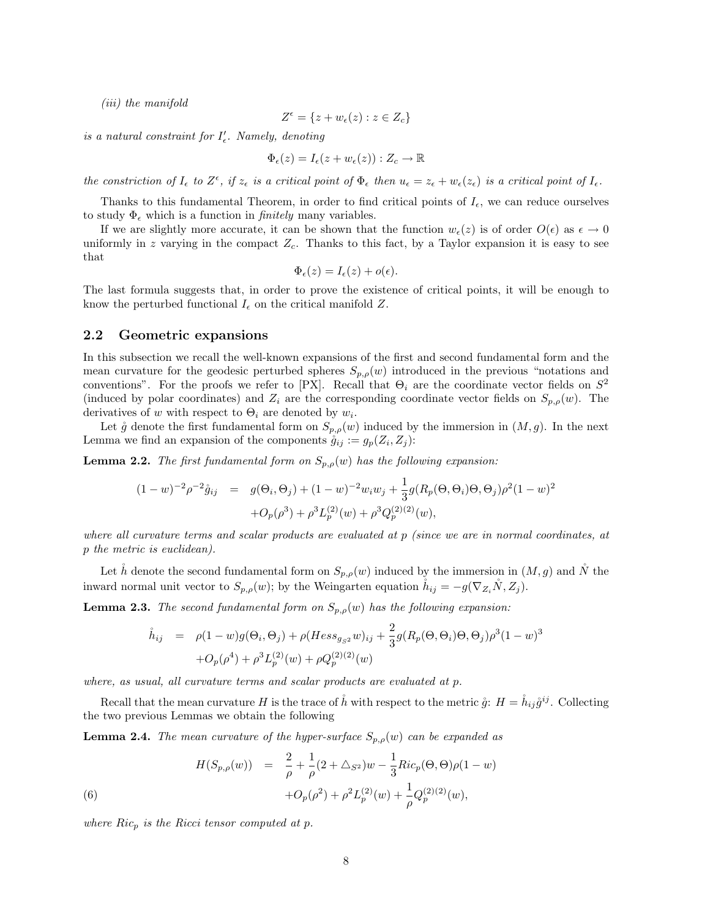*(iii) the manifold*

$$Z^{\epsilon} = \{z + w_{\epsilon}(z) : z \in Z_c\}$$

*is a natural constraint for $I'_{\epsilon}$. Namely, denoting*

$$\Phi_{\epsilon}(z) = I_{\epsilon}(z + w_{\epsilon}(z)) : Z_c \to \mathbb{R}$$

*the constriction of $I_{\epsilon}$ to $Z^{\epsilon}$, if $z_{\epsilon}$ is a critical point of $\Phi_{\epsilon}$ then $u_{\epsilon} = z_{\epsilon} + w_{\epsilon}(z_{\epsilon})$ is a critical point of $I_{\epsilon}$.*

Thanks to this fundamental Theorem, in order to find critical points of $I_{\epsilon}$, we can reduce ourselves to study $\Phi_{\epsilon}$ which is a function in *finitely* many variables.

If we are slightly more accurate, it can be shown that the function $w_{\epsilon}(z)$ is of order $O(\epsilon)$ as $\epsilon \to 0$ uniformly in $z$ varying in the compact $Z_c$. Thanks to this fact, by a Taylor expansion it is easy to see that

$$\Phi_{\epsilon}(z) = I_{\epsilon}(z) + o(\epsilon).$$

The last formula suggests that, in order to prove the existence of critical points, it will be enough to know the perturbed functional $I_{\epsilon}$ on the critical manifold $Z$.

## 2.2 Geometric expansions

In this subsection we recall the well-known expansions of the first and second fundamental form and the mean curvature for the geodesic perturbed spheres $S_{p,\rho}(w)$ introduced in the previous "notations and conventions". For the proofs we refer to [PX]. Recall that $\Theta_i$ are the coordinate vector fields on $S^2$ (induced by polar coordinates) and $Z_i$ are the corresponding coordinate vector fields on $S_{p,\rho}(w)$. The derivatives of $w$ with respect to $\Theta_i$ are denoted by $w_i$.

Let $\mathring{g}$ denote the first fundamental form on $S_{p,\rho}(w)$ induced by the immersion in $(M, g)$. In the next Lemma we find an expansion of the components $\mathring{g}_{ij} := g_p(Z_i, Z_j)$:

**Lemma 2.2.** *The first fundamental form on $S_{p,\rho}(w)$ has the following expansion:*

$$\begin{aligned}(1-w)^{-2}\rho^{-2}\mathring{g}_{ij} &= g(\Theta_i, \Theta_j) + (1-w)^{-2} w_i w_j + \frac{1}{3} g(R_p(\Theta, \Theta_i)\Theta, \Theta_j)\rho^2(1-w)^2 \\ &\quad + O_p(\rho^3) + \rho^3 L_p^{(2)}(w) + \rho^3 Q_p^{(2)(2)}(w),\end{aligned}$$

*where all curvature terms and scalar products are evaluated at $p$ (since we are in normal coordinates, at $p$ the metric is euclidean).*

Let $\mathring{h}$ denote the second fundamental form on $S_{p,\rho}(w)$ induced by the immersion in $(M, g)$ and $\mathring{N}$ the inward normal unit vector to $S_{p,\rho}(w)$; by the Weingarten equation $\mathring{h}_{ij} = -g(\nabla_{Z_i}\mathring{N}, Z_j)$.

**Lemma 2.3.** *The second fundamental form on $S_{p,\rho}(w)$ has the following expansion:*

$$\begin{aligned}\mathring{h}_{ij} &= \rho(1-w) g(\Theta_i, \Theta_j) + \rho(Hess_{g_{S^2}} w)_{ij} + \frac{2}{3} g(R_p(\Theta, \Theta_i)\Theta, \Theta_j)\rho^3(1-w)^3 \\ &\quad + O_p(\rho^4) + \rho^3 L_p^{(2)}(w) + \rho Q_p^{(2)(2)}(w)\end{aligned}$$

*where, as usual, all curvature terms and scalar products are evaluated at $p$.*

Recall that the mean curvature $H$ is the trace of $\mathring{h}$ with respect to the metric $\mathring{g}$: $H = \mathring{h}_{ij}\mathring{g}^{ij}$. Collecting the two previous Lemmas we obtain the following

**Lemma 2.4.** *The mean curvature of the hyper-surface $S_{p,\rho}(w)$ can be expanded as*

$$\begin{aligned}H(S_{p,\rho}(w)) &= \frac{2}{\rho} + \frac{1}{\rho}(2 + \triangle_{S^2})w - \frac{1}{3} Ric_p(\Theta, \Theta)\rho(1-w) \\ &\quad + O_p(\rho^2) + \rho^2 L_p^{(2)}(w) + \frac{1}{\rho} Q_p^{(2)(2)}(w),\end{aligned} \tag{6}$$

*where $Ric_p$ is the Ricci tensor computed at $p$.*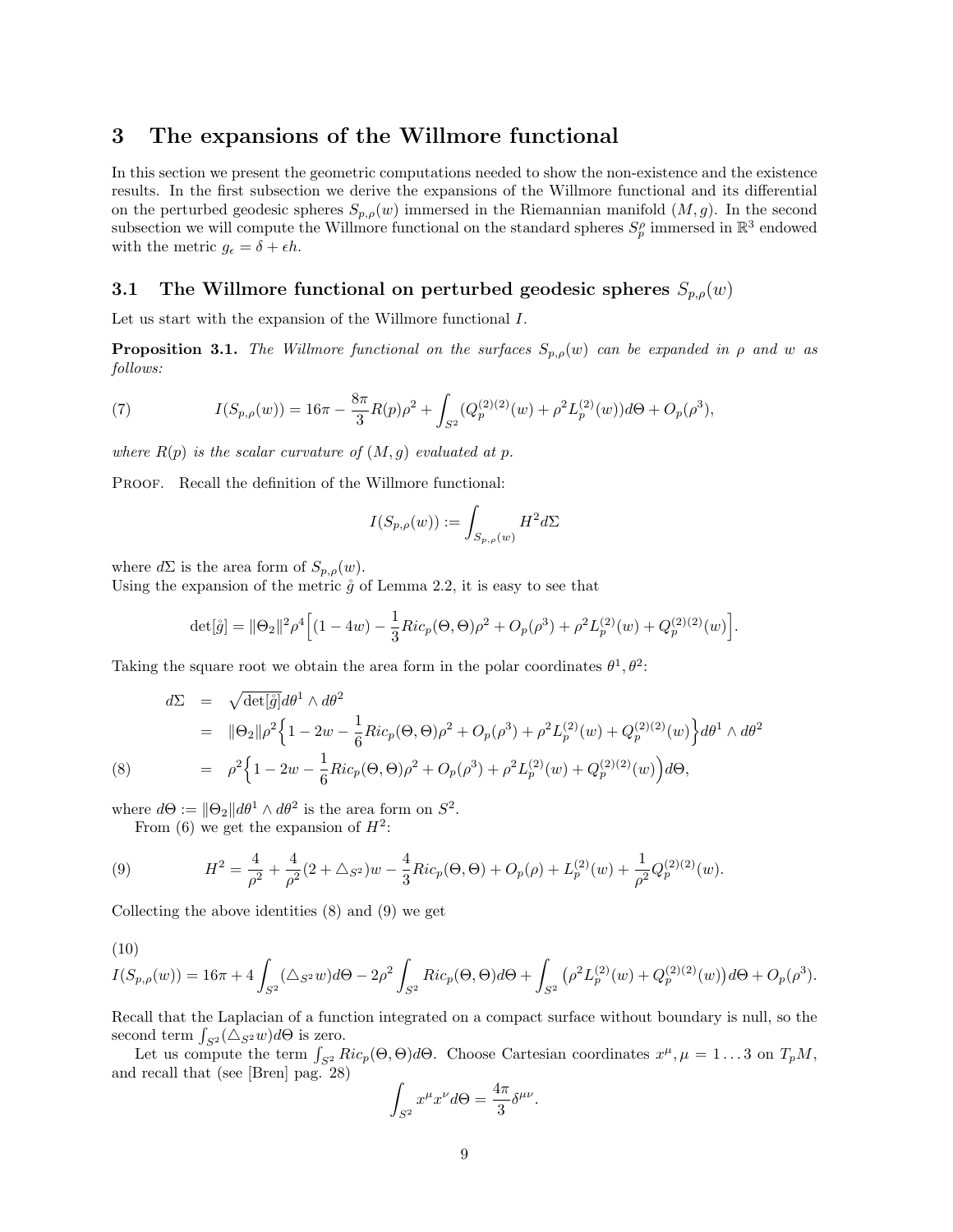# 3 The expansions of the Willmore functional

In this section we present the geometric computations needed to show the non-existence and the existence results. In the first subsection we derive the expansions of the Willmore functional and its differential on the perturbed geodesic spheres $S_{p,\rho}(w)$ immersed in the Riemannian manifold $(M,g)$. In the second subsection we will compute the Willmore functional on the standard spheres $S_p^\rho$ immersed in $\mathbb{R}^3$ endowed with the metric $g_\epsilon = \delta + \epsilon h$.

## 3.1 The Willmore functional on perturbed geodesic spheres $S_{p,\rho}(w)$

Let us start with the expansion of the Willmore functional $I$.

**Proposition 3.1.** *The Willmore functional on the surfaces $S_{p,\rho}(w)$ can be expanded in $\rho$ and $w$ as follows:*

$$I(S_{p,\rho}(w)) = 16\pi - \frac{8\pi}{3}R(p)\rho^2 + \int_{S^2}(Q_p^{(2)(2)}(w) + \rho^2 L_p^{(2)}(w))d\Theta + O_p(\rho^3), \tag{7}$$

*where $R(p)$ is the scalar curvature of $(M,g)$ evaluated at $p$.*

Proof. Recall the definition of the Willmore functional:

$$I(S_{p,\rho}(w)) := \int_{S_{p,\rho}(w)} H^2 d\Sigma$$

where $d\Sigma$ is the area form of $S_{p,\rho}(w)$.
Using the expansion of the metric $\mathring{g}$ of Lemma 2.2, it is easy to see that

$$\det[\mathring{g}] = \|\Theta_2\|^2\rho^4\Big[(1-4w) - \frac{1}{3}Ric_p(\Theta,\Theta)\rho^2 + O_p(\rho^3) + \rho^2 L_p^{(2)}(w) + Q_p^{(2)(2)}(w)\Big].$$

Taking the square root we obtain the area form in the polar coordinates $\theta^1, \theta^2$:

$$\begin{aligned}
d\Sigma &= \sqrt{\det[\mathring{g}]}\,d\theta^1 \wedge d\theta^2 \\
&= \|\Theta_2\|\rho^2\Big\{1 - 2w - \frac{1}{6}Ric_p(\Theta,\Theta)\rho^2 + O_p(\rho^3) + \rho^2 L_p^{(2)}(w) + Q_p^{(2)(2)}(w)\Big\}d\theta^1 \wedge d\theta^2 \\
&= \rho^2\Big\{1 - 2w - \frac{1}{6}Ric_p(\Theta,\Theta)\rho^2 + O_p(\rho^3) + \rho^2 L_p^{(2)}(w) + Q_p^{(2)(2)}(w)\Big)d\Theta,
\end{aligned} \tag{8}$$

where $d\Theta := \|\Theta_2\|d\theta^1 \wedge d\theta^2$ is the area form on $S^2$.

From (6) we get the expansion of $H^2$:

$$H^2 = \frac{4}{\rho^2} + \frac{4}{\rho^2}(2 + \triangle_{S^2})w - \frac{4}{3}Ric_p(\Theta,\Theta) + O_p(\rho) + L_p^{(2)}(w) + \frac{1}{\rho^2}Q_p^{(2)(2)}(w). \tag{9}$$

Collecting the above identities (8) and (9) we get

$$I(S_{p,\rho}(w)) = 16\pi + 4\int_{S^2}(\triangle_{S^2}w)d\Theta - 2\rho^2\int_{S^2}Ric_p(\Theta,\Theta)d\Theta + \int_{S^2}\big(\rho^2 L_p^{(2)}(w) + Q_p^{(2)(2)}(w)\big)d\Theta + O_p(\rho^3). \tag{10}$$

Recall that the Laplacian of a function integrated on a compact surface without boundary is null, so the second term $\int_{S^2}(\triangle_{S^2}w)d\Theta$ is zero.

Let us compute the term $\int_{S^2}Ric_p(\Theta,\Theta)d\Theta$. Choose Cartesian coordinates $x^\mu, \mu = 1\ldots 3$ on $T_pM$, and recall that (see [Bren] pag. 28)

$$\int_{S^2} x^\mu x^\nu d\Theta = \frac{4\pi}{3}\delta^{\mu\nu}.$$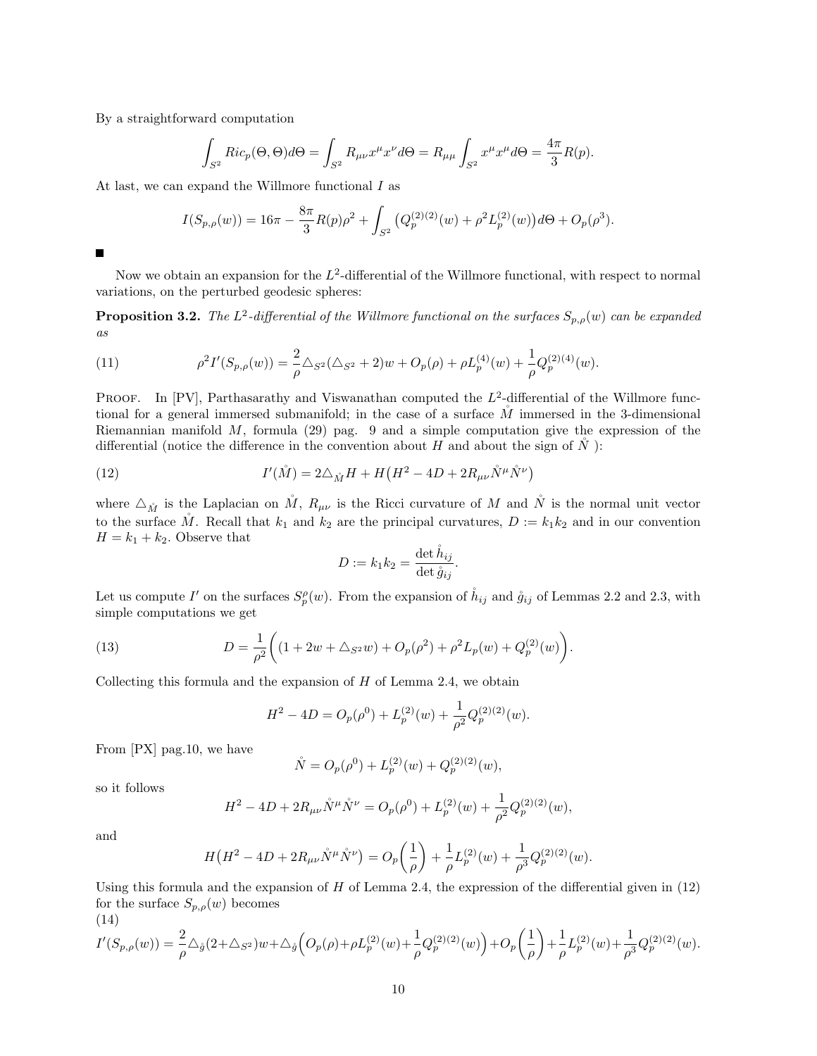By a straightforward computation

$$\int_{S^2} Ric_p(\Theta,\Theta)d\Theta = \int_{S^2} R_{\mu\nu}x^\mu x^\nu d\Theta = R_{\mu\mu}\int_{S^2} x^\mu x^\mu d\Theta = \frac{4\pi}{3}R(p).$$

At last, we can expand the Willmore functional $I$ as

$$I(S_{p,\rho}(w)) = 16\pi - \frac{8\pi}{3}R(p)\rho^2 + \int_{S^2}\left(Q_p^{(2)(2)}(w) + \rho^2 L_p^{(2)}(w)\right)d\Theta + O_p(\rho^3).$$

■

Now we obtain an expansion for the $L^2$-differential of the Willmore functional, with respect to normal variations, on the perturbed geodesic spheres:

**Proposition 3.2.** *The $L^2$-differential of the Willmore functional on the surfaces $S_{p,\rho}(w)$ can be expanded as*

$$\rho^2 I'(S_{p,\rho}(w)) = \frac{2}{\rho}\triangle_{S^2}(\triangle_{S^2}+2)w + O_p(\rho) + \rho L_p^{(4)}(w) + \frac{1}{\rho}Q_p^{(2)(4)}(w). \tag{11}$$

Proof. In [PV], Parthasarathy and Viswanathan computed the $L^2$-differential of the Willmore functional for a general immersed submanifold; in the case of a surface $\mathring{M}$ immersed in the 3-dimensional Riemannian manifold $M$, formula (29) pag. 9 and a simple computation give the expression of the differential (notice the difference in the convention about $H$ and about the sign of $\mathring{N}$ ):

$$I'(\mathring{M}) = 2\triangle_{\mathring{M}}H + H\left(H^2 - 4D + 2R_{\mu\nu}\mathring{N}^\mu\mathring{N}^\nu\right) \tag{12}$$

where $\triangle_{\mathring{M}}$ is the Laplacian on $\mathring{M}$, $R_{\mu\nu}$ is the Ricci curvature of $M$ and $\mathring{N}$ is the normal unit vector to the surface $\mathring{M}$. Recall that $k_1$ and $k_2$ are the principal curvatures, $D := k_1k_2$ and in our convention $H = k_1 + k_2$. Observe that

$$D := k_1k_2 = \frac{\det \mathring{h}_{ij}}{\det \mathring{g}_{ij}}.$$

Let us compute $I'$ on the surfaces $S_p^\rho(w)$. From the expansion of $\mathring{h}_{ij}$ and $\mathring{g}_{ij}$ of Lemmas 2.2 and 2.3, with simple computations we get

$$D = \frac{1}{\rho^2}\left((1 + 2w + \triangle_{S^2}w) + O_p(\rho^2) + \rho^2 L_p(w) + Q_p^{(2)}(w)\right). \tag{13}$$

Collecting this formula and the expansion of $H$ of Lemma 2.4, we obtain

$$H^2 - 4D = O_p(\rho^0) + L_p^{(2)}(w) + \frac{1}{\rho^2}Q_p^{(2)(2)}(w).$$

From [PX] pag.10, we have

$$\mathring{N} = O_p(\rho^0) + L_p^{(2)}(w) + Q_p^{(2)(2)}(w),$$

so it follows

$$H^2 - 4D + 2R_{\mu\nu}\mathring{N}^\mu\mathring{N}^\nu = O_p(\rho^0) + L_p^{(2)}(w) + \frac{1}{\rho^2}Q_p^{(2)(2)}(w),$$

and

$$H\left(H^2 - 4D + 2R_{\mu\nu}\mathring{N}^\mu\mathring{N}^\nu\right) = O_p\left(\frac{1}{\rho}\right) + \frac{1}{\rho}L_p^{(2)}(w) + \frac{1}{\rho^3}Q_p^{(2)(2)}(w).$$

Using this formula and the expansion of $H$ of Lemma 2.4, the expression of the differential given in (12) for the surface $S_{p,\rho}(w)$ becomes

$$I'(S_{p,\rho}(w)) = \frac{2}{\rho}\triangle_{\mathring{g}}(2+\triangle_{S^2})w + \triangle_{\mathring{g}}\left(O_p(\rho) + \rho L_p^{(2)}(w) + \frac{1}{\rho}Q_p^{(2)(2)}(w)\right) + O_p\left(\frac{1}{\rho}\right) + \frac{1}{\rho}L_p^{(2)}(w) + \frac{1}{\rho^3}Q_p^{(2)(2)}(w). \tag{14}$$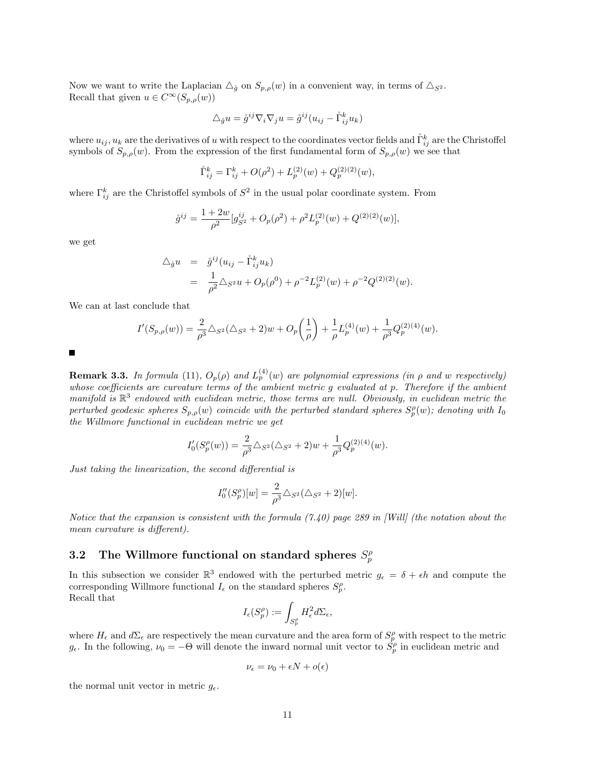Now we want to write the Laplacian $\triangle_{\mathring{g}}$ on $S_{p,\rho}(w)$ in a convenient way, in terms of $\triangle_{S^2}$.
Recall that given $u \in C^\infty(S_{p,\rho}(w))$

$$\triangle_{\mathring{g}} u = \mathring{g}^{ij}\nabla_i\nabla_j u = \mathring{g}^{ij}(u_{ij} - \mathring{\Gamma}^k_{ij}u_k)$$

where $u_{ij}, u_k$ are the derivatives of $u$ with respect to the coordinates vector fields and $\mathring{\Gamma}^k_{ij}$ are the Christoffel symbols of $S_{p,\rho}(w)$. From the expression of the first fundamental form of $S_{p,\rho}(w)$ we see that

$$\mathring{\Gamma}^k_{ij} = \Gamma^k_{ij} + O(\rho^2) + L^{(2)}_p(w) + Q^{(2)(2)}_p(w),$$

where $\Gamma^k_{ij}$ are the Christoffel symbols of $S^2$ in the usual polar coordinate system. From

$$\mathring{g}^{ij} = \frac{1+2w}{\rho^2}[g^{ij}_{S^2} + O_p(\rho^2) + \rho^2 L^{(2)}_p(w) + Q^{(2)(2)}(w)],$$

we get

$$\begin{aligned}
\triangle_{\mathring{g}} u &= \mathring{g}^{ij}(u_{ij} - \mathring{\Gamma}^k_{ij}u_k) \\
&= \frac{1}{\rho^2}\triangle_{S^2} u + O_p(\rho^0) + \rho^{-2}L^{(2)}_p(w) + \rho^{-2}Q^{(2)(2)}(w).
\end{aligned}$$

We can at last conclude that

$$I'(S_{p,\rho}(w)) = \frac{2}{\rho^3}\triangle_{S^2}(\triangle_{S^2}+2)w + O_p\left(\frac{1}{\rho}\right) + \frac{1}{\rho}L^{(4)}_p(w) + \frac{1}{\rho^3}Q^{(2)(4)}_p(w).$$

■

**Remark 3.3.** *In formula (11), $O_p(\rho)$ and $L^{(4)}_p(w)$ are polynomial expressions (in $\rho$ and $w$ respectively) whose coefficients are curvature terms of the ambient metric $g$ evaluated at $p$. Therefore if the ambient manifold is $\mathbb{R}^3$ endowed with euclidean metric, those terms are null. Obviously, in euclidean metric the perturbed geodesic spheres $S_{p,\rho}(w)$ coincide with the perturbed standard spheres $S^\rho_p(w)$; denoting with $I_0$ the Willmore functional in euclidean metric we get*

$$I'_0(S^\rho_p(w)) = \frac{2}{\rho^3}\triangle_{S^2}(\triangle_{S^2}+2)w + \frac{1}{\rho^3}Q^{(2)(4)}_p(w).$$

*Just taking the linearization, the second differential is*

$$I''_0(S^\rho_p)[w] = \frac{2}{\rho^3}\triangle_{S^2}(\triangle_{S^2}+2)[w].$$

*Notice that the expansion is consistent with the formula (7.40) page 289 in [Will] (the notation about the mean curvature is different).*

## 3.2 The Willmore functional on standard spheres $S^\rho_p$

In this subsection we consider $\mathbb{R}^3$ endowed with the perturbed metric $g_\epsilon = \delta + \epsilon h$ and compute the corresponding Willmore functional $I_\epsilon$ on the standard spheres $S^\rho_p$.
Recall that

$$I_\epsilon(S^\rho_p) := \int_{S^\rho_p} H^2_\epsilon d\Sigma_\epsilon,$$

where $H_\epsilon$ and $d\Sigma_\epsilon$ are respectively the mean curvature and the area form of $S^\rho_p$ with respect to the metric $g_\epsilon$. In the following, $\nu_0 = -\Theta$ will denote the inward normal unit vector to $S^\rho_p$ in euclidean metric and

$$\nu_\epsilon = \nu_0 + \epsilon N + o(\epsilon)$$

the normal unit vector in metric $g_\epsilon$.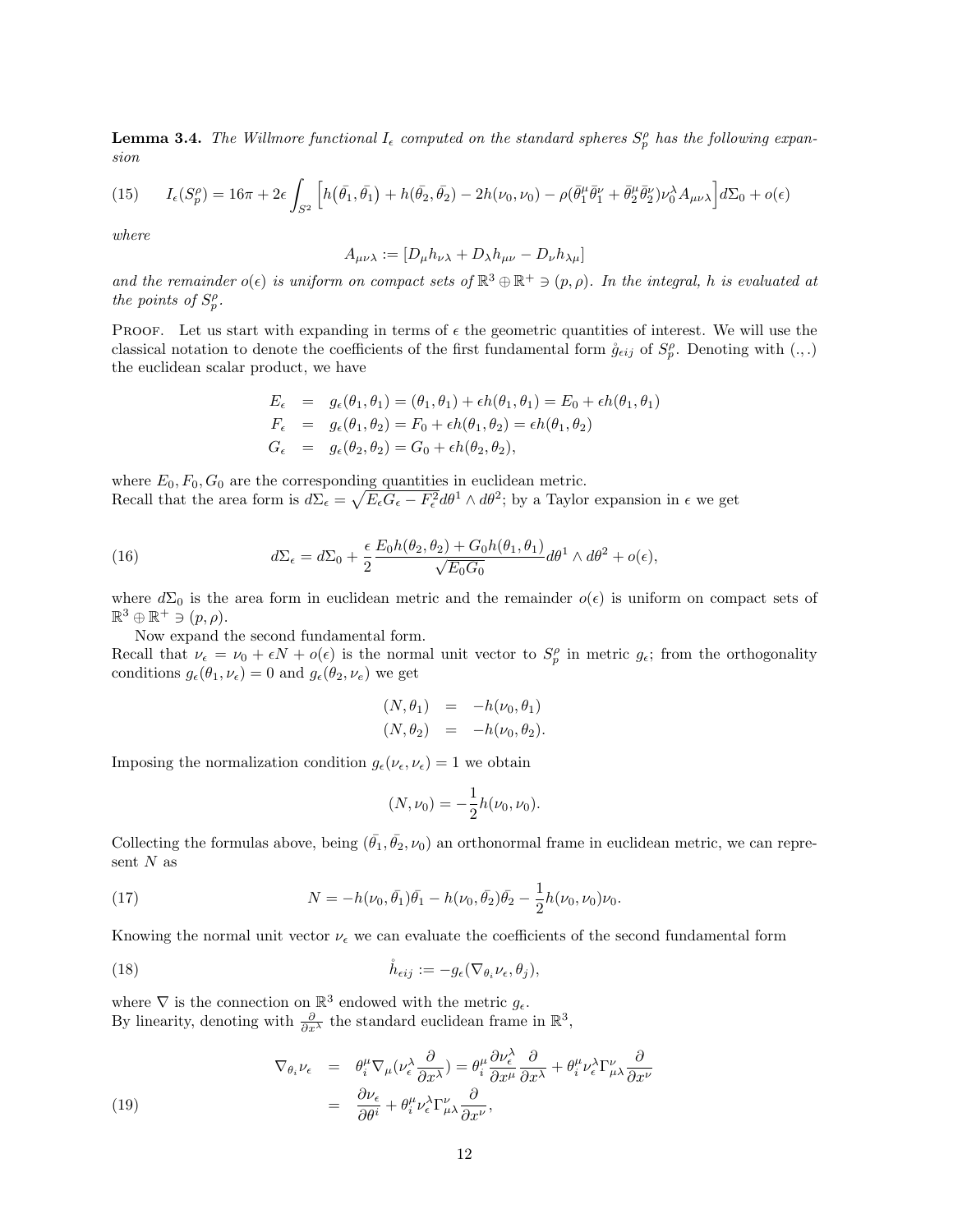**Lemma 3.4.** *The Willmore functional $I_\epsilon$ computed on the standard spheres $S^\rho_p$ has the following expansion*

$$
I_\epsilon(S^\rho_p) = 16\pi + 2\epsilon \int_{S^2} \Big[ h\big(\bar{\theta_1}, \bar{\theta_1}\big) + h(\bar{\theta_2}, \bar{\theta_2}) - 2h(\nu_0, \nu_0) - \rho(\bar{\theta}^\mu_1 \bar{\theta}^\nu_1 + \bar{\theta}^\mu_2 \bar{\theta}^\nu_2)\nu^\lambda_0 A_{\mu\nu\lambda} \Big] d\Sigma_0 + o(\epsilon) \tag{15}
$$

*where*

$$
A_{\mu\nu\lambda} := [D_\mu h_{\nu\lambda} + D_\lambda h_{\mu\nu} - D_\nu h_{\lambda\mu}]
$$

*and the remainder $o(\epsilon)$ is uniform on compact sets of $\mathbb{R}^3 \oplus \mathbb{R}^+ \ni (p, \rho)$. In the integral, $h$ is evaluated at the points of $S^\rho_p$.*

Proof. Let us start with expanding in terms of $\epsilon$ the geometric quantities of interest. We will use the classical notation to denote the coefficients of the first fundamental form $\mathring{g}_{\epsilon ij}$ of $S^\rho_p$. Denoting with $(.,.)$ the euclidean scalar product, we have

$$
\begin{aligned}
E_\epsilon &= g_\epsilon(\theta_1, \theta_1) = (\theta_1, \theta_1) + \epsilon h(\theta_1, \theta_1) = E_0 + \epsilon h(\theta_1, \theta_1) \\
F_\epsilon &= g_\epsilon(\theta_1, \theta_2) = F_0 + \epsilon h(\theta_1, \theta_2) = \epsilon h(\theta_1, \theta_2) \\
G_\epsilon &= g_\epsilon(\theta_2, \theta_2) = G_0 + \epsilon h(\theta_2, \theta_2),
\end{aligned}
$$

where $E_0, F_0, G_0$ are the corresponding quantities in euclidean metric.
Recall that the area form is $d\Sigma_\epsilon = \sqrt{E_\epsilon G_\epsilon - F^2_\epsilon} d\theta^1 \wedge d\theta^2$; by a Taylor expansion in $\epsilon$ we get

$$
d\Sigma_\epsilon = d\Sigma_0 + \frac{\epsilon}{2} \frac{E_0 h(\theta_2, \theta_2) + G_0 h(\theta_1, \theta_1)}{\sqrt{E_0 G_0}} d\theta^1 \wedge d\theta^2 + o(\epsilon), \tag{16}
$$

where $d\Sigma_0$ is the area form in euclidean metric and the remainder $o(\epsilon)$ is uniform on compact sets of $\mathbb{R}^3 \oplus \mathbb{R}^+ \ni (p, \rho)$.

Now expand the second fundamental form.
Recall that $\nu_\epsilon = \nu_0 + \epsilon N + o(\epsilon)$ is the normal unit vector to $S^\rho_p$ in metric $g_\epsilon$; from the orthogonality conditions $g_\epsilon(\theta_1, \nu_\epsilon) = 0$ and $g_\epsilon(\theta_2, \nu_e)$ we get

$$
\begin{aligned}
(N, \theta_1) &= -h(\nu_0, \theta_1) \\
(N, \theta_2) &= -h(\nu_0, \theta_2).
\end{aligned}
$$

Imposing the normalization condition $g_\epsilon(\nu_\epsilon, \nu_\epsilon) = 1$ we obtain

$$
(N, \nu_0) = -\frac{1}{2} h(\nu_0, \nu_0).
$$

Collecting the formulas above, being $(\bar{\theta_1}, \bar{\theta_2}, \nu_0)$ an orthonormal frame in euclidean metric, we can represent $N$ as

$$
N = -h(\nu_0, \bar{\theta_1})\bar{\theta_1} - h(\nu_0, \bar{\theta_2})\bar{\theta_2} - \frac{1}{2} h(\nu_0, \nu_0)\nu_0. \tag{17}
$$

Knowing the normal unit vector $\nu_\epsilon$ we can evaluate the coefficients of the second fundamental form

$$
\mathring{h}_{\epsilon ij} := -g_\epsilon(\nabla_{\theta_i} \nu_\epsilon, \theta_j), \tag{18}
$$

where $\nabla$ is the connection on $\mathbb{R}^3$ endowed with the metric $g_\epsilon$.
By linearity, denoting with $\frac{\partial}{\partial x^\lambda}$ the standard euclidean frame in $\mathbb{R}^3$,

$$
\begin{aligned}
\nabla_{\theta_i} \nu_\epsilon &= \theta^\mu_i \nabla_\mu (\nu^\lambda_\epsilon \frac{\partial}{\partial x^\lambda}) = \theta^\mu_i \frac{\partial \nu^\lambda_\epsilon}{\partial x^\mu} \frac{\partial}{\partial x^\lambda} + \theta^\mu_i \nu^\lambda_\epsilon \Gamma^\nu_{\mu\lambda} \frac{\partial}{\partial x^\nu} \\
&= \frac{\partial \nu_\epsilon}{\partial \theta^i} + \theta^\mu_i \nu^\lambda_\epsilon \Gamma^\nu_{\mu\lambda} \frac{\partial}{\partial x^\nu},
\end{aligned} \tag{19}
$$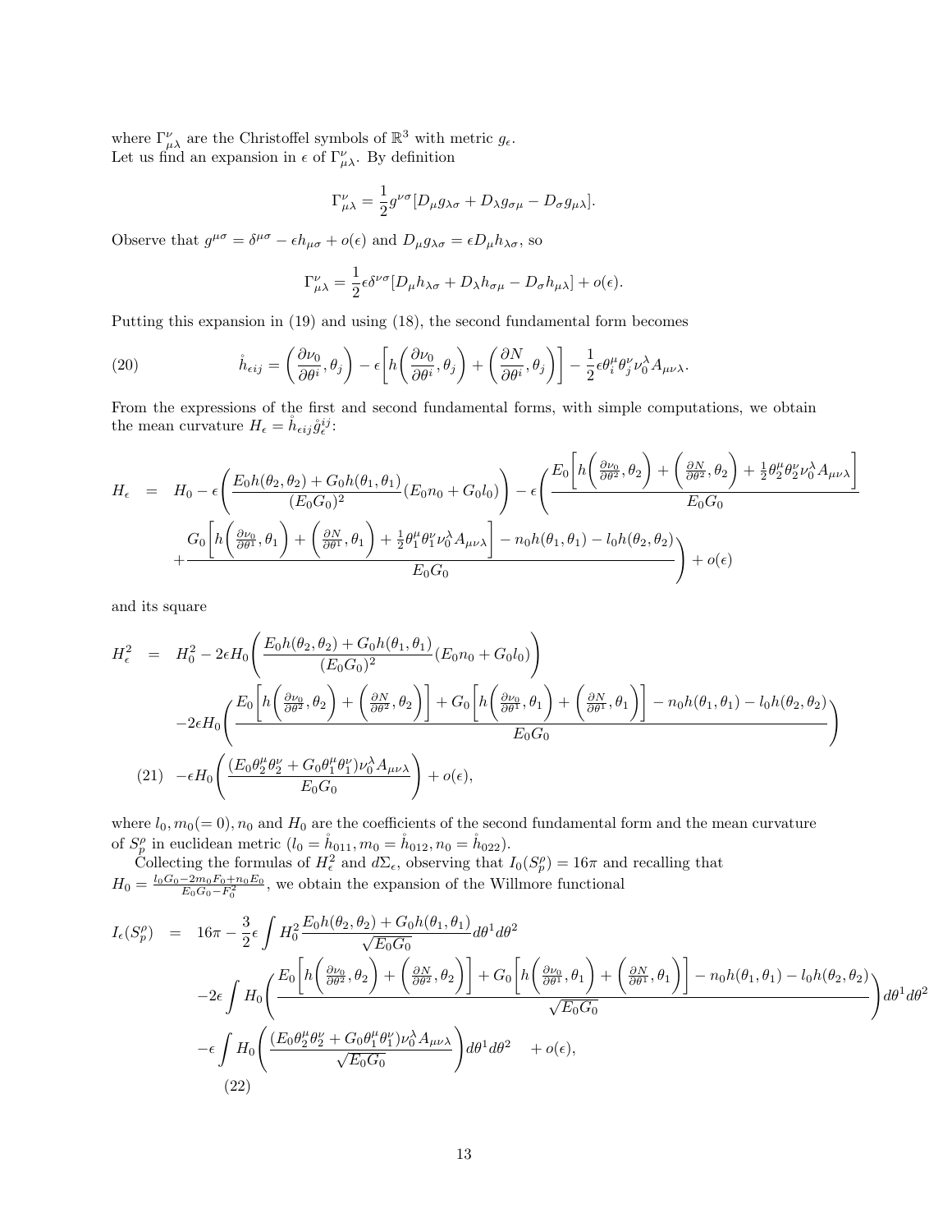where $\Gamma^\nu_{\mu\lambda}$ are the Christoffel symbols of $\mathbb{R}^3$ with metric $g_\epsilon$.
Let us find an expansion in $\epsilon$ of $\Gamma^\nu_{\mu\lambda}$. By definition

$$\Gamma^\nu_{\mu\lambda} = \frac{1}{2} g^{\nu\sigma}[D_\mu g_{\lambda\sigma} + D_\lambda g_{\sigma\mu} - D_\sigma g_{\mu\lambda}].$$

Observe that $g^{\mu\sigma} = \delta^{\mu\sigma} - \epsilon h_{\mu\sigma} + o(\epsilon)$ and $D_\mu g_{\lambda\sigma} = \epsilon D_\mu h_{\lambda\sigma}$, so

$$\Gamma^\nu_{\mu\lambda} = \frac{1}{2}\epsilon \delta^{\nu\sigma}[D_\mu h_{\lambda\sigma} + D_\lambda h_{\sigma\mu} - D_\sigma h_{\mu\lambda}] + o(\epsilon).$$

Putting this expansion in (19) and using (18), the second fundamental form becomes

$$\mathring{h}_{\epsilon ij} = \left(\frac{\partial \nu_0}{\partial \theta^i}, \theta_j\right) - \epsilon\left[h\left(\frac{\partial \nu_0}{\partial \theta^i}, \theta_j\right) + \left(\frac{\partial N}{\partial \theta^i}, \theta_j\right)\right] - \frac{1}{2}\epsilon \theta^\mu_i \theta^\nu_j \nu^\lambda_0 A_{\mu\nu\lambda}. \tag{20}$$

From the expressions of the first and second fundamental forms, with simple computations, we obtain the mean curvature $H_\epsilon = \mathring{h}_{\epsilon ij}\mathring{g}^{ij}_\epsilon$:

$$\begin{aligned}
H_\epsilon \;=\;& H_0 - \epsilon\left(\frac{E_0 h(\theta_2,\theta_2) + G_0 h(\theta_1,\theta_1)}{(E_0G_0)^2}(E_0 n_0 + G_0 l_0)\right) - \epsilon\left(\frac{E_0\left[h\left(\frac{\partial \nu_0}{\partial \theta^2},\theta_2\right) + \left(\frac{\partial N}{\partial \theta^2},\theta_2\right) + \frac{1}{2}\theta^\mu_2\theta^\nu_2\nu^\lambda_0 A_{\mu\nu\lambda}\right]}{E_0G_0}\right.\\
&\left.+\frac{G_0\left[h\left(\frac{\partial \nu_0}{\partial \theta^1},\theta_1\right) + \left(\frac{\partial N}{\partial \theta^1},\theta_1\right) + \frac{1}{2}\theta^\mu_1\theta^\nu_1\nu^\lambda_0 A_{\mu\nu\lambda}\right] - n_0 h(\theta_1,\theta_1) - l_0 h(\theta_2,\theta_2)}{E_0G_0}\right) + o(\epsilon)
\end{aligned}$$

and its square

$$\begin{aligned}
H^2_\epsilon \;=\;& H^2_0 - 2\epsilon H_0\left(\frac{E_0 h(\theta_2,\theta_2) + G_0 h(\theta_1,\theta_1)}{(E_0G_0)^2}(E_0 n_0 + G_0 l_0)\right)\\
&-2\epsilon H_0\left(\frac{E_0\left[h\left(\frac{\partial \nu_0}{\partial \theta^2},\theta_2\right) + \left(\frac{\partial N}{\partial \theta^2},\theta_2\right)\right] + G_0\left[h\left(\frac{\partial \nu_0}{\partial \theta^1},\theta_1\right) + \left(\frac{\partial N}{\partial \theta^1},\theta_1\right)\right] - n_0 h(\theta_1,\theta_1) - l_0 h(\theta_2,\theta_2)}{E_0G_0}\right)\\
&-\epsilon H_0\left(\frac{(E_0\theta^\mu_2\theta^\nu_2 + G_0\theta^\mu_1\theta^\nu_1)\nu^\lambda_0 A_{\mu\nu\lambda}}{E_0G_0}\right) + o(\epsilon),
\end{aligned} \tag{21}$$

where $l_0, m_0 (=0), n_0$ and $H_0$ are the coefficients of the second fundamental form and the mean curvature of $S^\rho_p$ in euclidean metric ($l_0 = \mathring{h}_{011}, m_0 = \mathring{h}_{012}, n_0 = \mathring{h}_{022}$).

Collecting the formulas of $H^2_\epsilon$ and $d\Sigma_\epsilon$, observing that $I_0(S^\rho_p) = 16\pi$ and recalling that $H_0 = \frac{l_0G_0 - 2m_0F_0 + n_0E_0}{E_0G_0 - F_0^2}$, we obtain the expansion of the Willmore functional

$$\begin{aligned}
I_\epsilon(S^\rho_p) \;=\;& 16\pi - \frac{3}{2}\epsilon\int H^2_0 \frac{E_0 h(\theta_2,\theta_2) + G_0 h(\theta_1,\theta_1)}{\sqrt{E_0G_0}} d\theta^1 d\theta^2\\
&-2\epsilon\int H_0\left(\frac{E_0\left[h\left(\frac{\partial \nu_0}{\partial \theta^2},\theta_2\right) + \left(\frac{\partial N}{\partial \theta^2},\theta_2\right)\right] + G_0\left[h\left(\frac{\partial \nu_0}{\partial \theta^1},\theta_1\right) + \left(\frac{\partial N}{\partial \theta^1},\theta_1\right)\right] - n_0 h(\theta_1,\theta_1) - l_0 h(\theta_2,\theta_2)}{\sqrt{E_0G_0}}\right) d\theta^1 d\theta^2\\
&-\epsilon\int H_0\left(\frac{(E_0\theta^\mu_2\theta^\nu_2 + G_0\theta^\mu_1\theta^\nu_1)\nu^\lambda_0 A_{\mu\nu\lambda}}{\sqrt{E_0G_0}}\right) d\theta^1 d\theta^2 \quad + o(\epsilon),
\end{aligned} \tag{22}$$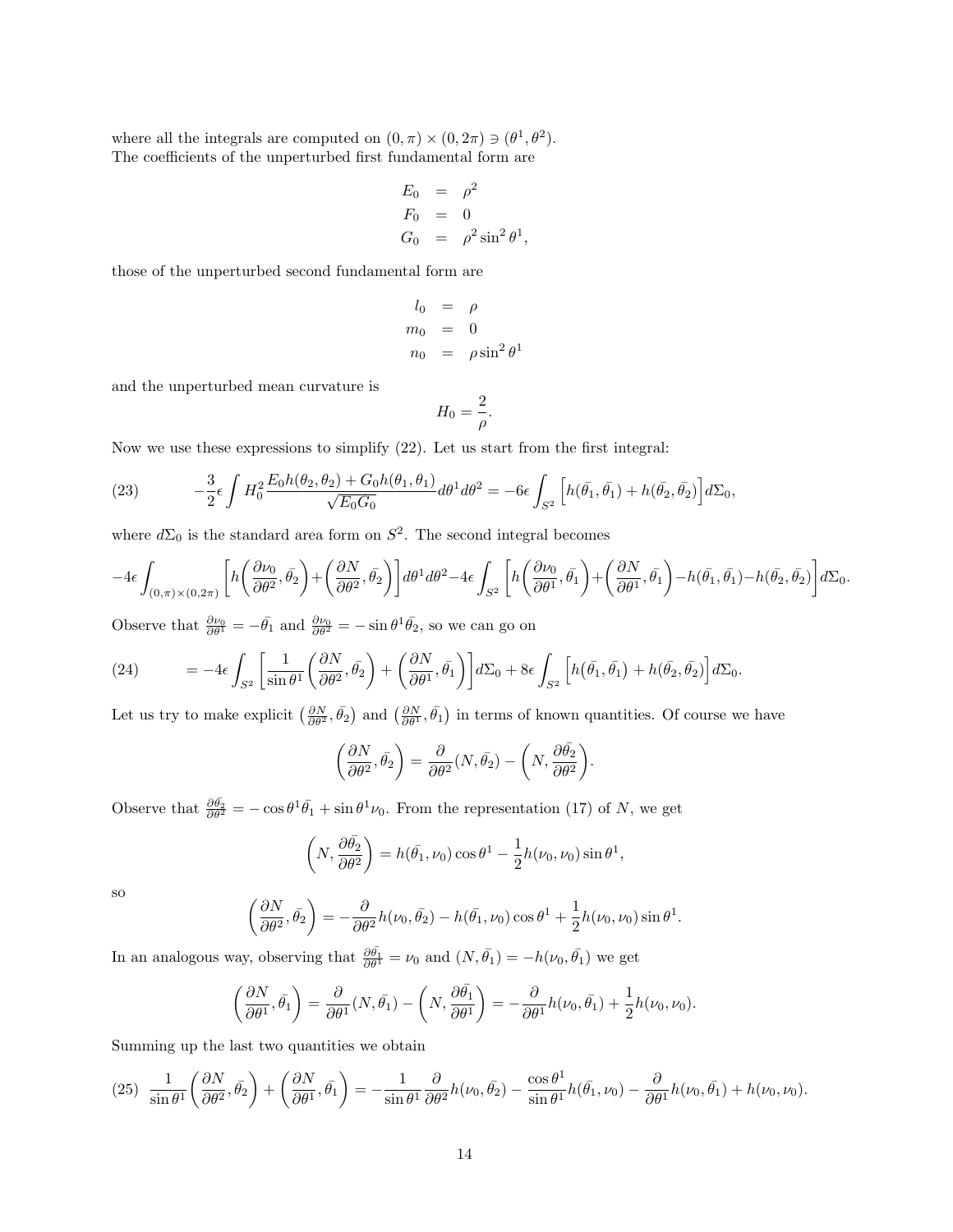where all the integrals are computed on $(0,\pi)\times(0,2\pi) \ni (\theta^1,\theta^2)$.
The coefficients of the unperturbed first fundamental form are

$$
\begin{aligned}
E_0 &= \rho^2\\
F_0 &= 0\\
G_0 &= \rho^2 \sin^2\theta^1,
\end{aligned}
$$

those of the unperturbed second fundamental form are

$$
\begin{aligned}
l_0 &= \rho\\
m_0 &= 0\\
n_0 &= \rho \sin^2\theta^1
\end{aligned}
$$

and the unperturbed mean curvature is

$$
H_0 = \frac{2}{\rho}.
$$

Now we use these expressions to simplify (22). Let us start from the first integral:

$$
-\frac{3}{2}\epsilon \int H_0^2 \frac{E_0 h(\theta_2,\theta_2) + G_0 h(\theta_1,\theta_1)}{\sqrt{E_0 G_0}} d\theta^1 d\theta^2 = -6\epsilon \int_{S^2} \Big[ h\big(\bar{\theta_1},\bar{\theta_1}\big) + h\big(\bar{\theta_2},\bar{\theta_2}\big)\Big] d\Sigma_0, \tag{23}
$$

where $d\Sigma_0$ is the standard area form on $S^2$. The second integral becomes

$$
-4\epsilon \int_{(0,\pi)\times(0,2\pi)} \Big[ h\Big(\frac{\partial \nu_0}{\partial\theta^2},\bar{\theta_2}\Big) + \Big(\frac{\partial N}{\partial \theta^2},\bar{\theta_2}\Big)\Big] d\theta^1 d\theta^2 - 4\epsilon \int_{S^2} \Big[ h\Big(\frac{\partial \nu_0}{\partial\theta^1},\bar{\theta_1}\Big) + \Big(\frac{\partial N}{\partial \theta^1},\bar{\theta_1}\Big) - h(\bar{\theta_1},\bar{\theta_1}) - h(\bar{\theta_2},\bar{\theta_2})\Big] d\Sigma_0.
$$

Observe that $\frac{\partial \nu_0}{\partial\theta^1} = -\bar{\theta_1}$ and $\frac{\partial \nu_0}{\partial\theta^2} = -\sin\theta^1\bar{\theta_2}$, so we can go on

$$
= -4\epsilon \int_{S^2} \Big[ \frac{1}{\sin\theta^1}\Big(\frac{\partial N}{\partial\theta^2},\bar{\theta_2}\Big) + \Big(\frac{\partial N}{\partial\theta^1},\bar{\theta_1}\Big)\Big] d\Sigma_0 + 8\epsilon \int_{S^2} \Big[ h\big(\bar{\theta_1},\bar{\theta_1}\big) + h\big(\bar{\theta_2},\bar{\theta_2}\big)\Big] d\Sigma_0. \tag{24}
$$

Let us try to make explicit $\big(\frac{\partial N}{\partial\theta^2},\bar{\theta_2}\big)$ and $\big(\frac{\partial N}{\partial\theta^1},\bar{\theta_1}\big)$ in terms of known quantities. Of course we have

$$
\Big(\frac{\partial N}{\partial\theta^2},\bar{\theta_2}\Big) = \frac{\partial}{\partial\theta^2}(N,\bar{\theta_2}) - \Big(N,\frac{\partial\bar{\theta_2}}{\partial\theta^2}\Big).
$$

Observe that $\frac{\partial\bar{\theta_2}}{\partial\theta^2} = -\cos\theta^1\bar{\theta_1} + \sin\theta^1\nu_0$. From the representation (17) of $N$, we get

$$
\Big(N,\frac{\partial\bar{\theta_2}}{\partial\theta^2}\Big) = h(\bar{\theta_1},\nu_0)\cos\theta^1 - \frac{1}{2}h(\nu_0,\nu_0)\sin\theta^1,
$$

so

$$
\Big(\frac{\partial N}{\partial\theta^2},\bar{\theta_2}\Big) = -\frac{\partial}{\partial\theta^2}h(\nu_0,\bar{\theta_2}) - h(\bar{\theta_1},\nu_0)\cos\theta^1 + \frac{1}{2}h(\nu_0,\nu_0)\sin\theta^1.
$$

In an analogous way, observing that $\frac{\partial\bar{\theta_1}}{\partial\theta^1} = \nu_0$ and $(N,\bar{\theta_1}) = -h(\nu_0,\bar{\theta_1})$ we get

$$
\Big(\frac{\partial N}{\partial\theta^1},\bar{\theta_1}\Big) = \frac{\partial}{\partial\theta^1}(N,\bar{\theta_1}) - \Big(N,\frac{\partial\bar{\theta_1}}{\partial\theta^1}\Big) = -\frac{\partial}{\partial\theta^1}h(\nu_0,\bar{\theta_1}) + \frac{1}{2}h(\nu_0,\nu_0).
$$

Summing up the last two quantities we obtain

$$
\frac{1}{\sin\theta^1}\Big(\frac{\partial N}{\partial\theta^2},\bar{\theta_2}\Big) + \Big(\frac{\partial N}{\partial\theta^1},\bar{\theta_1}\Big) = -\frac{1}{\sin\theta^1}\frac{\partial}{\partial\theta^2}h(\nu_0,\bar{\theta_2}) - \frac{\cos\theta^1}{\sin\theta^1}h(\bar{\theta_1},\nu_0) - \frac{\partial}{\partial\theta^1}h(\nu_0,\bar{\theta_1}) + h(\nu_0,\nu_0). \tag{25}
$$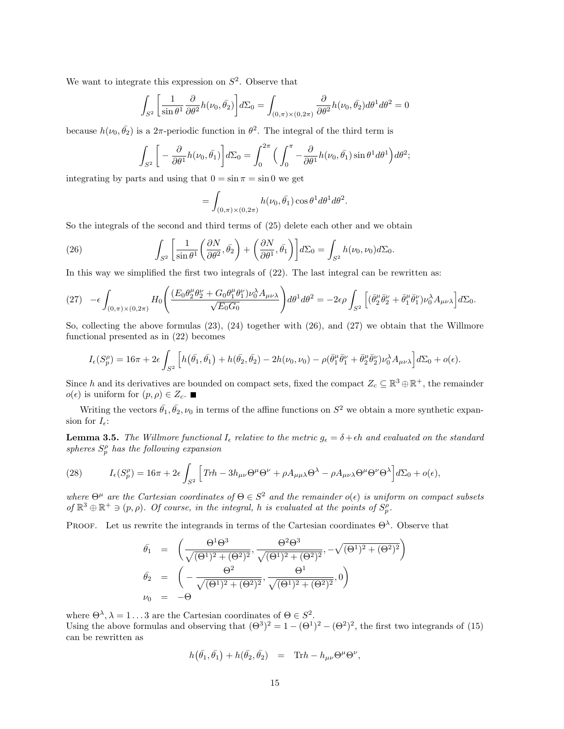We want to integrate this expression on $S^2$. Observe that

$$\int_{S^2} \left[ \frac{1}{\sin \theta^1} \frac{\partial}{\partial \theta^2} h(\nu_0, \bar{\theta}_2) \right] d\Sigma_0 = \int_{(0,\pi)\times(0,2\pi)} \frac{\partial}{\partial \theta^2} h(\nu_0, \bar{\theta}_2) d\theta^1 d\theta^2 = 0$$

because $h(\nu_0, \bar{\theta}_2)$ is a $2\pi$-periodic function in $\theta^2$. The integral of the third term is

$$\int_{S^2} \left[ -\frac{\partial}{\partial \theta^1} h(\nu_0, \bar{\theta}_1) \right] d\Sigma_0 = \int_0^{2\pi} \Big( \int_0^{\pi} -\frac{\partial}{\partial \theta^1} h(\nu_0, \bar{\theta}_1) \sin \theta^1 d\theta^1 \Big) d\theta^2;$$

integrating by parts and using that $0 = \sin \pi = \sin 0$ we get

$$= \int_{(0,\pi)\times(0,2\pi)} h(\nu_0, \bar{\theta}_1) \cos \theta^1 d\theta^1 d\theta^2.$$

So the integrals of the second and third terms of (25) delete each other and we obtain

$$\int_{S^2} \left[ \frac{1}{\sin \theta^1} \left( \frac{\partial N}{\partial \theta^2}, \bar{\theta}_2 \right) + \left( \frac{\partial N}{\partial \theta^1}, \bar{\theta}_1 \right) \right] d\Sigma_0 = \int_{S^2} h(\nu_0, \nu_0) d\Sigma_0. \tag{26}$$

In this way we simplified the first two integrals of (22). The last integral can be rewritten as:

$$-\epsilon \int_{(0,\pi)\times(0,2\pi)} H_0 \left( \frac{(E_0 \theta_2^\mu \theta_2^\nu + G_0 \theta_1^\mu \theta_1^\nu) \nu_0^\lambda A_{\mu\nu\lambda}}{\sqrt{E_0 G_0}} \right) d\theta^1 d\theta^2 = -2\epsilon\rho \int_{S^2} \left[ (\bar{\theta}_2^\mu \bar{\theta}_2^\nu + \bar{\theta}_1^\mu \bar{\theta}_1^\nu) \nu_0^\lambda A_{\mu\nu\lambda} \right] d\Sigma_0. \tag{27}$$

So, collecting the above formulas (23), (24) together with (26), and (27) we obtain that the Willmore functional presented as in (22) becomes

$$I_\epsilon(S_p^\rho) = 16\pi + 2\epsilon \int_{S^2} \Big[ h\big(\bar{\theta}_1, \bar{\theta}_1\big) + h(\bar{\theta}_2, \bar{\theta}_2) - 2h(\nu_0, \nu_0) - \rho(\bar{\theta}_1^\mu \bar{\theta}_1^\nu + \bar{\theta}_2^\mu \bar{\theta}_2^\nu) \nu_0^\lambda A_{\mu\nu\lambda} \Big] d\Sigma_0 + o(\epsilon).$$

Since $h$ and its derivatives are bounded on compact sets, fixed the compact $Z_c \subseteq \mathbb{R}^3 \oplus \mathbb{R}^+$, the remainder $o(\epsilon)$ is uniform for $(p, \rho) \in Z_c$. ■

Writing the vectors $\bar{\theta}_1, \bar{\theta}_2, \nu_0$ in terms of the affine functions on $S^2$ we obtain a more synthetic expansion for $I_\epsilon$:

**Lemma 3.5.** *The Willmore functional $I_\epsilon$ relative to the metric $g_\epsilon = \delta + \epsilon h$ and evaluated on the standard spheres $S_p^\rho$ has the following expansion*

$$I_\epsilon(S_p^\rho) = 16\pi + 2\epsilon \int_{S^2} \Big[ Trh - 3h_{\mu\nu}\Theta^\mu\Theta^\nu + \rho A_{\mu\mu\lambda}\Theta^\lambda - \rho A_{\mu\nu\lambda}\Theta^\mu\Theta^\nu\Theta^\lambda \Big] d\Sigma_0 + o(\epsilon), \tag{28}$$

*where $\Theta^\mu$ are the Cartesian coordinates of $\Theta \in S^2$ and the remainder $o(\epsilon)$ is uniform on compact subsets of $\mathbb{R}^3 \oplus \mathbb{R}^+ \ni (p, \rho)$. Of course, in the integral, $h$ is evaluated at the points of $S_p^\rho$.*

Proof. Let us rewrite the integrands in terms of the Cartesian coordinates $\Theta^\lambda$. Observe that

$$\begin{aligned}
\bar{\theta}_1 &= \left( \frac{\Theta^1\Theta^3}{\sqrt{(\Theta^1)^2 + (\Theta^2)^2}}, \frac{\Theta^2\Theta^3}{\sqrt{(\Theta^1)^2 + (\Theta^2)^2}}, -\sqrt{(\Theta^1)^2 + (\Theta^2)^2} \right) \\
\bar{\theta}_2 &= \left( -\frac{\Theta^2}{\sqrt{(\Theta^1)^2 + (\Theta^2)^2}}, \frac{\Theta^1}{\sqrt{(\Theta^1)^2 + (\Theta^2)^2}}, 0 \right) \\
\nu_0 &= -\Theta
\end{aligned}$$

where $\Theta^\lambda, \lambda = 1 \dots 3$ are the Cartesian coordinates of $\Theta \in S^2$.
Using the above formulas and observing that $(\Theta^3)^2 = 1 - (\Theta^1)^2 - (\Theta^2)^2$, the first two integrands of (15) can be rewritten as

$$h\big(\bar{\theta}_1, \bar{\theta}_1\big) + h(\bar{\theta}_2, \bar{\theta}_2) = \mathrm{Tr}h - h_{\mu\nu}\Theta^\mu\Theta^\nu,$$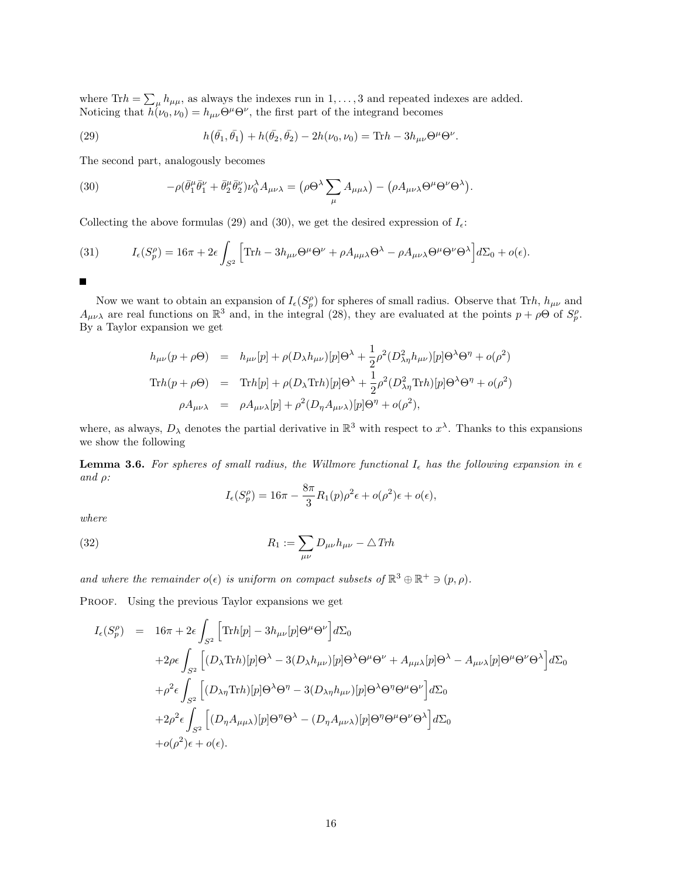where $\mathrm{Tr} h = \sum_\mu h_{\mu\mu}$, as always the indexes run in $1, \ldots, 3$ and repeated indexes are added. Noticing that $h(\nu_0, \nu_0) = h_{\mu\nu}\Theta^\mu\Theta^\nu$, the first part of the integrand becomes

$$
h\big(\bar{\theta}_1, \bar{\theta}_1\big) + h(\bar{\theta}_2, \bar{\theta}_2) - 2h(\nu_0, \nu_0) = \mathrm{Tr} h - 3h_{\mu\nu}\Theta^\mu\Theta^\nu. \tag{29}
$$

The second part, analogously becomes

$$
-\rho(\bar{\theta}_1^\mu\bar{\theta}_1^\nu + \bar{\theta}_2^\mu\bar{\theta}_2^\nu)\nu_0^\lambda A_{\mu\nu\lambda} = \big(\rho\Theta^\lambda \sum_\mu A_{\mu\mu\lambda}\big) - \big(\rho A_{\mu\nu\lambda}\Theta^\mu\Theta^\nu\Theta^\lambda\big). \tag{30}
$$

Collecting the above formulas (29) and (30), we get the desired expression of $I_\epsilon$:

$$
I_\epsilon(S_p^\rho) = 16\pi + 2\epsilon \int_{S^2} \Big[\mathrm{Tr} h - 3h_{\mu\nu}\Theta^\mu\Theta^\nu + \rho A_{\mu\mu\lambda}\Theta^\lambda - \rho A_{\mu\nu\lambda}\Theta^\mu\Theta^\nu\Theta^\lambda\Big] d\Sigma_0 + o(\epsilon). \tag{31}
$$

■

Now we want to obtain an expansion of $I_\epsilon(S_p^\rho)$ for spheres of small radius. Observe that $\mathrm{Tr} h$, $h_{\mu\nu}$ and $A_{\mu\nu\lambda}$ are real functions on $\mathbb{R}^3$ and, in the integral (28), they are evaluated at the points $p + \rho\Theta$ of $S_p^\rho$. By a Taylor expansion we get

$$
\begin{aligned}
h_{\mu\nu}(p+\rho\Theta) &= h_{\mu\nu}[p] + \rho(D_\lambda h_{\mu\nu})[p]\Theta^\lambda + \frac{1}{2}\rho^2(D^2_{\lambda\eta}h_{\mu\nu})[p]\Theta^\lambda\Theta^\eta + o(\rho^2) \\
\mathrm{Tr} h(p+\rho\Theta) &= \mathrm{Tr} h[p] + \rho(D_\lambda \mathrm{Tr} h)[p]\Theta^\lambda + \frac{1}{2}\rho^2(D^2_{\lambda\eta}\mathrm{Tr} h)[p]\Theta^\lambda\Theta^\eta + o(\rho^2) \\
\rho A_{\mu\nu\lambda} &= \rho A_{\mu\nu\lambda}[p] + \rho^2(D_\eta A_{\mu\nu\lambda})[p]\Theta^\eta + o(\rho^2),
\end{aligned}
$$

where, as always, $D_\lambda$ denotes the partial derivative in $\mathbb{R}^3$ with respect to $x^\lambda$. Thanks to this expansions we show the following

**Lemma 3.6.** *For spheres of small radius, the Willmore functional $I_\epsilon$ has the following expansion in $\epsilon$ and $\rho$:*

$$
I_\epsilon(S_p^\rho) = 16\pi - \frac{8\pi}{3}R_1(p)\rho^2\epsilon + o(\rho^2)\epsilon + o(\epsilon),
$$

*where*

$$
R_1 := \sum_{\mu\nu} D_{\mu\nu}h_{\mu\nu} - \triangle\, Trh \tag{32}
$$

*and where the remainder $o(\epsilon)$ is uniform on compact subsets of $\mathbb{R}^3 \oplus \mathbb{R}^+ \ni (p, \rho)$.*

Proof. Using the previous Taylor expansions we get

$$
\begin{aligned}
I_\epsilon(S_p^\rho) &= 16\pi + 2\epsilon \int_{S^2} \Big[\mathrm{Tr} h[p] - 3h_{\mu\nu}[p]\Theta^\mu\Theta^\nu\Big] d\Sigma_0 \\
&\quad + 2\rho\epsilon \int_{S^2} \Big[(D_\lambda \mathrm{Tr} h)[p]\Theta^\lambda - 3(D_\lambda h_{\mu\nu})[p]\Theta^\lambda\Theta^\mu\Theta^\nu + A_{\mu\mu\lambda}[p]\Theta^\lambda - A_{\mu\nu\lambda}[p]\Theta^\mu\Theta^\nu\Theta^\lambda\Big] d\Sigma_0 \\
&\quad + \rho^2\epsilon \int_{S^2} \Big[(D_{\lambda\eta}\mathrm{Tr} h)[p]\Theta^\lambda\Theta^\eta - 3(D_{\lambda\eta}h_{\mu\nu})[p]\Theta^\lambda\Theta^\eta\Theta^\mu\Theta^\nu\Big] d\Sigma_0 \\
&\quad + 2\rho^2\epsilon \int_{S^2} \Big[(D_\eta A_{\mu\mu\lambda})[p]\Theta^\eta\Theta^\lambda - (D_\eta A_{\mu\nu\lambda})[p]\Theta^\eta\Theta^\mu\Theta^\nu\Theta^\lambda\Big] d\Sigma_0 \\
&\quad + o(\rho^2)\epsilon + o(\epsilon).
\end{aligned}
$$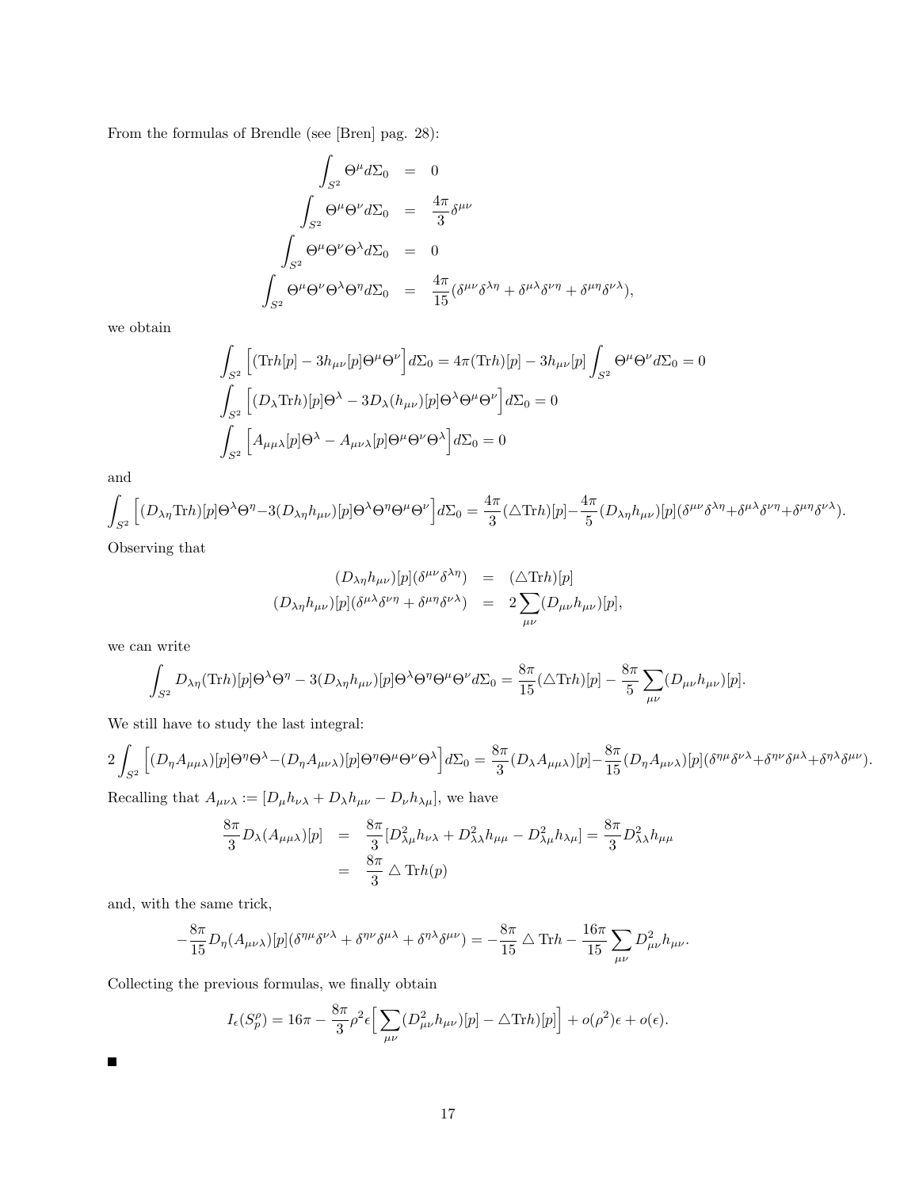From the formulas of Brendle (see [Bren] pag. 28):

$$
\begin{aligned}
\int_{S^2} \Theta^\mu d\Sigma_0 &= 0 \\
\int_{S^2} \Theta^\mu \Theta^\nu d\Sigma_0 &= \frac{4\pi}{3}\delta^{\mu\nu} \\
\int_{S^2} \Theta^\mu \Theta^\nu \Theta^\lambda d\Sigma_0 &= 0 \\
\int_{S^2} \Theta^\mu \Theta^\nu \Theta^\lambda \Theta^\eta d\Sigma_0 &= \frac{4\pi}{15}(\delta^{\mu\nu}\delta^{\lambda\eta} + \delta^{\mu\lambda}\delta^{\nu\eta} + \delta^{\mu\eta}\delta^{\nu\lambda}),
\end{aligned}
$$

we obtain

$$
\int_{S^2} \Big[(\mathrm{Tr}h[p] - 3h_{\mu\nu}[p]\Theta^\mu\Theta^\nu\Big] d\Sigma_0 = 4\pi(\mathrm{Tr}h)[p] - 3h_{\mu\nu}[p]\int_{S^2}\Theta^\mu\Theta^\nu d\Sigma_0 = 0
$$

$$
\int_{S^2} \Big[(D_\lambda \mathrm{Tr}h)[p]\Theta^\lambda - 3D_\lambda(h_{\mu\nu})[p]\Theta^\lambda\Theta^\mu\Theta^\nu\Big] d\Sigma_0 = 0
$$

$$
\int_{S^2} \Big[A_{\mu\mu\lambda}[p]\Theta^\lambda - A_{\mu\nu\lambda}[p]\Theta^\mu\Theta^\nu\Theta^\lambda\Big] d\Sigma_0 = 0
$$

and

$$
\int_{S^2} \Big[(D_{\lambda\eta}\mathrm{Tr}h)[p]\Theta^\lambda\Theta^\eta - 3(D_{\lambda\eta}h_{\mu\nu})[p]\Theta^\lambda\Theta^\eta\Theta^\mu\Theta^\nu\Big] d\Sigma_0 = \frac{4\pi}{3}(\triangle \mathrm{Tr}h)[p] - \frac{4\pi}{5}(D_{\lambda\eta}h_{\mu\nu})[p](\delta^{\mu\nu}\delta^{\lambda\eta} + \delta^{\mu\lambda}\delta^{\nu\eta} + \delta^{\mu\eta}\delta^{\nu\lambda}).
$$

Observing that

$$
\begin{aligned}
(D_{\lambda\eta}h_{\mu\nu})[p](\delta^{\mu\nu}\delta^{\lambda\eta}) &= (\triangle \mathrm{Tr}h)[p] \\
(D_{\lambda\eta}h_{\mu\nu})[p](\delta^{\mu\lambda}\delta^{\nu\eta} + \delta^{\mu\eta}\delta^{\nu\lambda}) &= 2\sum_{\mu\nu}(D_{\mu\nu}h_{\mu\nu})[p],
\end{aligned}
$$

we can write

$$
\int_{S^2} D_{\lambda\eta}(\mathrm{Tr}h)[p]\Theta^\lambda\Theta^\eta - 3(D_{\lambda\eta}h_{\mu\nu})[p]\Theta^\lambda\Theta^\eta\Theta^\mu\Theta^\nu d\Sigma_0 = \frac{8\pi}{15}(\triangle \mathrm{Tr}h)[p] - \frac{8\pi}{5}\sum_{\mu\nu}(D_{\mu\nu}h_{\mu\nu})[p].
$$

We still have to study the last integral:

$$
2\int_{S^2} \Big[(D_\eta A_{\mu\mu\lambda})[p]\Theta^\eta\Theta^\lambda - (D_\eta A_{\mu\nu\lambda})[p]\Theta^\eta\Theta^\mu\Theta^\nu\Theta^\lambda\Big] d\Sigma_0 = \frac{8\pi}{3}(D_\lambda A_{\mu\mu\lambda})[p] - \frac{8\pi}{15}(D_\eta A_{\mu\nu\lambda})[p](\delta^{\eta\mu}\delta^{\nu\lambda} + \delta^{\eta\nu}\delta^{\mu\lambda} + \delta^{\eta\lambda}\delta^{\mu\nu}).
$$

Recalling that $A_{\mu\nu\lambda} := [D_\mu h_{\nu\lambda} + D_\lambda h_{\mu\nu} - D_\nu h_{\lambda\mu}]$, we have

$$
\begin{aligned}
\frac{8\pi}{3}D_\lambda(A_{\mu\mu\lambda})[p] &= \frac{8\pi}{3}[D^2_{\lambda\mu}h_{\mu\lambda} + D^2_{\lambda\lambda}h_{\mu\mu} - D^2_{\lambda\mu}h_{\lambda\mu}] = \frac{8\pi}{3}D^2_{\lambda\lambda}h_{\mu\mu} \\
&= \frac{8\pi}{3}\triangle \mathrm{Tr}h(p)
\end{aligned}
$$

and, with the same trick,

$$
-\frac{8\pi}{15}D_\eta(A_{\mu\nu\lambda})[p](\delta^{\eta\mu}\delta^{\nu\lambda} + \delta^{\eta\nu}\delta^{\mu\lambda} + \delta^{\eta\lambda}\delta^{\mu\nu}) = -\frac{8\pi}{15}\triangle \mathrm{Tr}h - \frac{16\pi}{15}\sum_{\mu\nu}D^2_{\mu\nu}h_{\mu\nu}.
$$

Collecting the previous formulas, we finally obtain

$$
I_\epsilon(S^\rho_p) = 16\pi - \frac{8\pi}{3}\rho^2\epsilon\Big[\sum_{\mu\nu}(D^2_{\mu\nu}h_{\mu\nu})[p] - \triangle \mathrm{Tr}h)[p]\Big] + o(\rho^2)\epsilon + o(\epsilon).
$$

■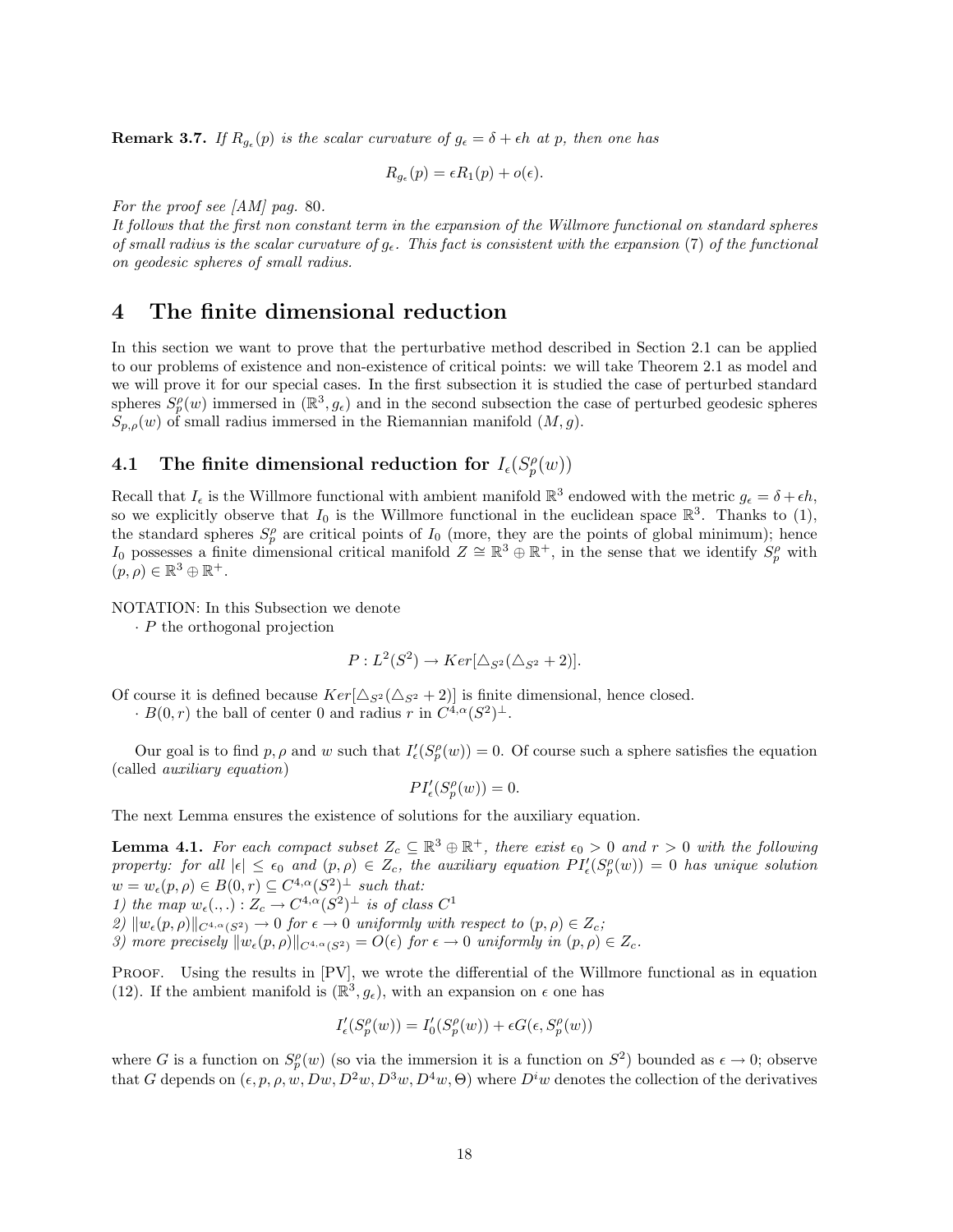**Remark 3.7.** *If $R_{g_\epsilon}(p)$ is the scalar curvature of $g_\epsilon = \delta + \epsilon h$ at $p$, then one has*

$$R_{g_\epsilon}(p) = \epsilon R_1(p) + o(\epsilon).$$

*For the proof see [AM] pag. 80.*
*It follows that the first non constant term in the expansion of the Willmore functional on standard spheres of small radius is the scalar curvature of $g_\epsilon$. This fact is consistent with the expansion (7) of the functional on geodesic spheres of small radius.*

# 4 The finite dimensional reduction

In this section we want to prove that the perturbative method described in Section 2.1 can be applied to our problems of existence and non-existence of critical points: we will take Theorem 2.1 as model and we will prove it for our special cases. In the first subsection it is studied the case of perturbed standard spheres $S_p^\rho(w)$ immersed in $(\mathbb{R}^3, g_\epsilon)$ and in the second subsection the case of perturbed geodesic spheres $S_{p,\rho}(w)$ of small radius immersed in the Riemannian manifold $(M, g)$.

## 4.1 The finite dimensional reduction for $I_\epsilon(S_p^\rho(w))$

Recall that $I_\epsilon$ is the Willmore functional with ambient manifold $\mathbb{R}^3$ endowed with the metric $g_\epsilon = \delta + \epsilon h$, so we explicitly observe that $I_0$ is the Willmore functional in the euclidean space $\mathbb{R}^3$. Thanks to (1), the standard spheres $S_p^\rho$ are critical points of $I_0$ (more, they are the points of global minimum); hence $I_0$ possesses a finite dimensional critical manifold $Z \cong \mathbb{R}^3 \oplus \mathbb{R}^+$, in the sense that we identify $S_p^\rho$ with $(p, \rho) \in \mathbb{R}^3 \oplus \mathbb{R}^+$.

NOTATION: In this Subsection we denote
$\cdot$ $P$ the orthogonal projection

$$P : L^2(S^2) \to Ker[\triangle_{S^2}(\triangle_{S^2} + 2)].$$

Of course it is defined because $Ker[\triangle_{S^2}(\triangle_{S^2} + 2)]$ is finite dimensional, hence closed.
$\cdot$ $B(0, r)$ the ball of center 0 and radius $r$ in $C^{4,\alpha}(S^2)^\perp$.

Our goal is to find $p, \rho$ and $w$ such that $I'_\epsilon(S_p^\rho(w)) = 0$. Of course such a sphere satisfies the equation (called *auxiliary equation*)

$$PI'_\epsilon(S_p^\rho(w)) = 0.$$

The next Lemma ensures the existence of solutions for the auxiliary equation.

**Lemma 4.1.** *For each compact subset $Z_c \subseteq \mathbb{R}^3 \oplus \mathbb{R}^+$, there exist $\epsilon_0 > 0$ and $r > 0$ with the following property: for all $|\epsilon| \leq \epsilon_0$ and $(p, \rho) \in Z_c$, the auxiliary equation $PI'_\epsilon(S_p^\rho(w)) = 0$ has unique solution $w = w_\epsilon(p, \rho) \in B(0, r) \subseteq C^{4,\alpha}(S^2)^\perp$ such that:*
*1) the map $w_\epsilon(.,.) : Z_c \to C^{4,\alpha}(S^2)^\perp$ is of class $C^1$*
*2) $\|w_\epsilon(p, \rho)\|_{C^{4,\alpha}(S^2)} \to 0$ for $\epsilon \to 0$ uniformly with respect to $(p, \rho) \in Z_c$;*
*3) more precisely $\|w_\epsilon(p, \rho)\|_{C^{4,\alpha}(S^2)} = O(\epsilon)$ for $\epsilon \to 0$ uniformly in $(p, \rho) \in Z_c$.*

PROOF. Using the results in [PV], we wrote the differential of the Willmore functional as in equation (12). If the ambient manifold is $(\mathbb{R}^3, g_\epsilon)$, with an expansion on $\epsilon$ one has

$$I'_\epsilon(S_p^\rho(w)) = I'_0(S_p^\rho(w)) + \epsilon G(\epsilon, S_p^\rho(w))$$

where $G$ is a function on $S_p^\rho(w)$ (so via the immersion it is a function on $S^2$) bounded as $\epsilon \to 0$; observe that $G$ depends on $(\epsilon, p, \rho, w, Dw, D^2w, D^3w, D^4w, \Theta)$ where $D^i w$ denotes the collection of the derivatives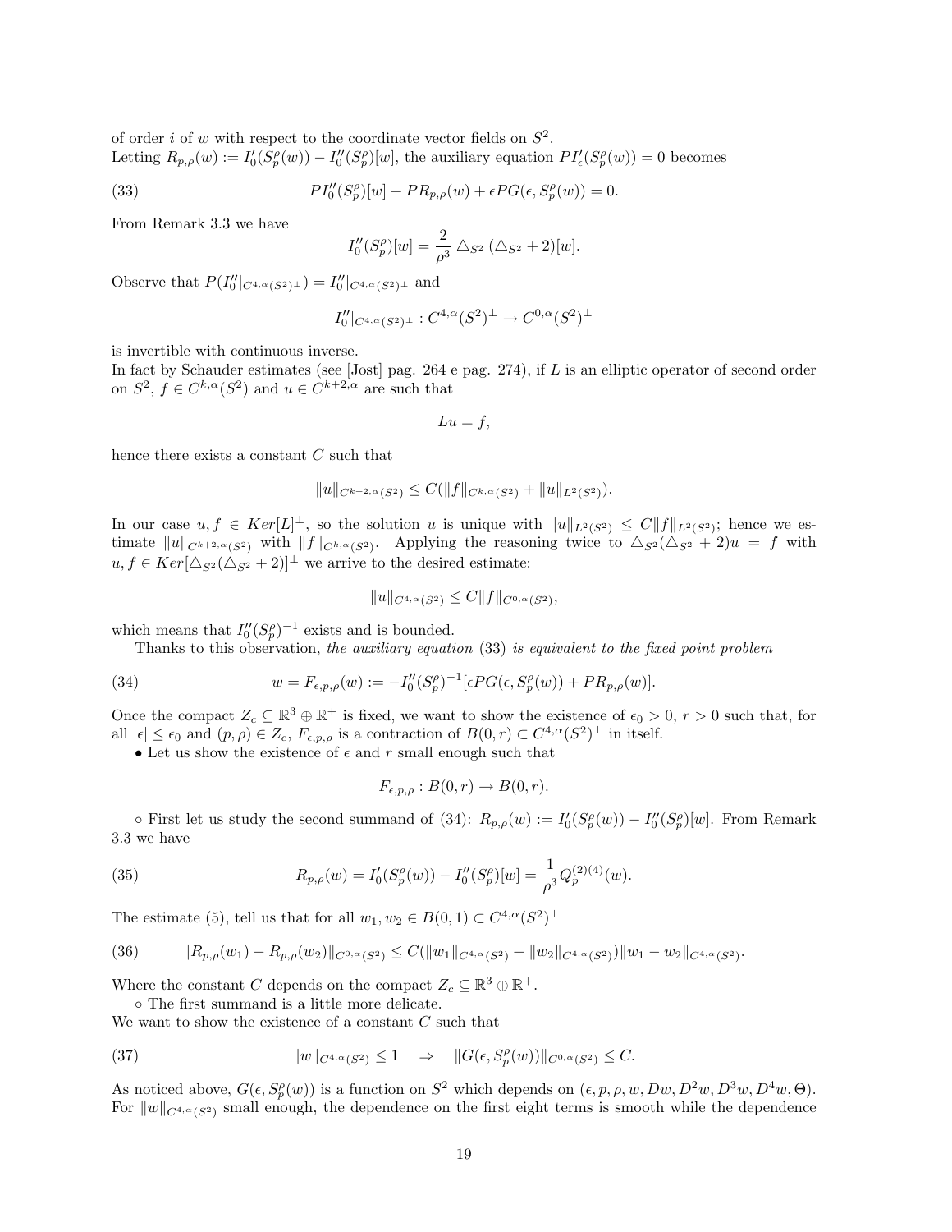of order $i$ of $w$ with respect to the coordinate vector fields on $S^2$.
Letting $R_{p,\rho}(w) := I_0'(S_p^\rho(w)) - I_0''(S_p^\rho)[w]$, the auxiliary equation $PI_\epsilon'(S_p^\rho(w)) = 0$ becomes

$$PI_0''(S_p^\rho)[w] + PR_{p,\rho}(w) + \epsilon PG(\epsilon, S_p^\rho(w)) = 0. \tag{33}$$

From Remark 3.3 we have

$$I_0''(S_p^\rho)[w] = \frac{2}{\rho^3} \triangle_{S^2} (\triangle_{S^2} + 2)[w].$$

Observe that $P(I_0''|_{C^{4,\alpha}(S^2)^\perp}) = I_0''|_{C^{4,\alpha}(S^2)^\perp}$ and

$$I_0''|_{C^{4,\alpha}(S^2)^\perp} : C^{4,\alpha}(S^2)^\perp \to C^{0,\alpha}(S^2)^\perp$$

is invertible with continuous inverse.
In fact by Schauder estimates (see [Jost] pag. 264 e pag. 274), if $L$ is an elliptic operator of second order on $S^2$, $f \in C^{k,\alpha}(S^2)$ and $u \in C^{k+2,\alpha}$ are such that

$$Lu = f,$$

hence there exists a constant $C$ such that

$$\|u\|_{C^{k+2,\alpha}(S^2)} \leq C(\|f\|_{C^{k,\alpha}(S^2)} + \|u\|_{L^2(S^2)}).$$

In our case $u, f \in Ker[L]^\perp$, so the solution $u$ is unique with $\|u\|_{L^2(S^2)} \leq C\|f\|_{L^2(S^2)}$; hence we estimate $\|u\|_{C^{k+2,\alpha}(S^2)}$ with $\|f\|_{C^{k,\alpha}(S^2)}$. Applying the reasoning twice to $\triangle_{S^2}(\triangle_{S^2} + 2)u = f$ with $u, f \in Ker[\triangle_{S^2}(\triangle_{S^2} + 2)]^\perp$ we arrive to the desired estimate:

$$\|u\|_{C^{4,\alpha}(S^2)} \leq C\|f\|_{C^{0,\alpha}(S^2)},$$

which means that $I_0''(S_p^\rho)^{-1}$ exists and is bounded.

Thanks to this observation, *the auxiliary equation* (33) *is equivalent to the fixed point problem*

$$w = F_{\epsilon,p,\rho}(w) := -I_0''(S_p^\rho)^{-1}[\epsilon PG(\epsilon, S_p^\rho(w)) + PR_{p,\rho}(w)]. \tag{34}$$

Once the compact $Z_c \subseteq \mathbb{R}^3 \oplus \mathbb{R}^+$ is fixed, we want to show the existence of $\epsilon_0 > 0$, $r > 0$ such that, for all $|\epsilon| \leq \epsilon_0$ and $(p, \rho) \in Z_c$, $F_{\epsilon,p,\rho}$ is a contraction of $B(0, r) \subset C^{4,\alpha}(S^2)^\perp$ in itself.

• Let us show the existence of $\epsilon$ and $r$ small enough such that

$$F_{\epsilon,p,\rho} : B(0, r) \to B(0, r).$$

◦ First let us study the second summand of (34): $R_{p,\rho}(w) := I_0'(S_p^\rho(w)) - I_0''(S_p^\rho)[w]$. From Remark 3.3 we have

$$R_{p,\rho}(w) = I_0'(S_p^\rho(w)) - I_0''(S_p^\rho)[w] = \frac{1}{\rho^3} Q_p^{(2)(4)}(w). \tag{35}$$

The estimate (5), tell us that for all $w_1, w_2 \in B(0, 1) \subset C^{4,\alpha}(S^2)^\perp$

$$\|R_{p,\rho}(w_1) - R_{p,\rho}(w_2)\|_{C^{0,\alpha}(S^2)} \leq C(\|w_1\|_{C^{4,\alpha}(S^2)} + \|w_2\|_{C^{4,\alpha}(S^2)})\|w_1 - w_2\|_{C^{4,\alpha}(S^2)}. \tag{36}$$

Where the constant $C$ depends on the compact $Z_c \subseteq \mathbb{R}^3 \oplus \mathbb{R}^+$.

◦ The first summand is a little more delicate.
We want to show the existence of a constant $C$ such that

$$\|w\|_{C^{4,\alpha}(S^2)} \leq 1 \quad \Rightarrow \quad \|G(\epsilon, S_p^\rho(w))\|_{C^{0,\alpha}(S^2)} \leq C. \tag{37}$$

As noticed above, $G(\epsilon, S_p^\rho(w))$ is a function on $S^2$ which depends on $(\epsilon, p, \rho, w, Dw, D^2w, D^3w, D^4w, \Theta)$. For $\|w\|_{C^{4,\alpha}(S^2)}$ small enough, the dependence on the first eight terms is smooth while the dependence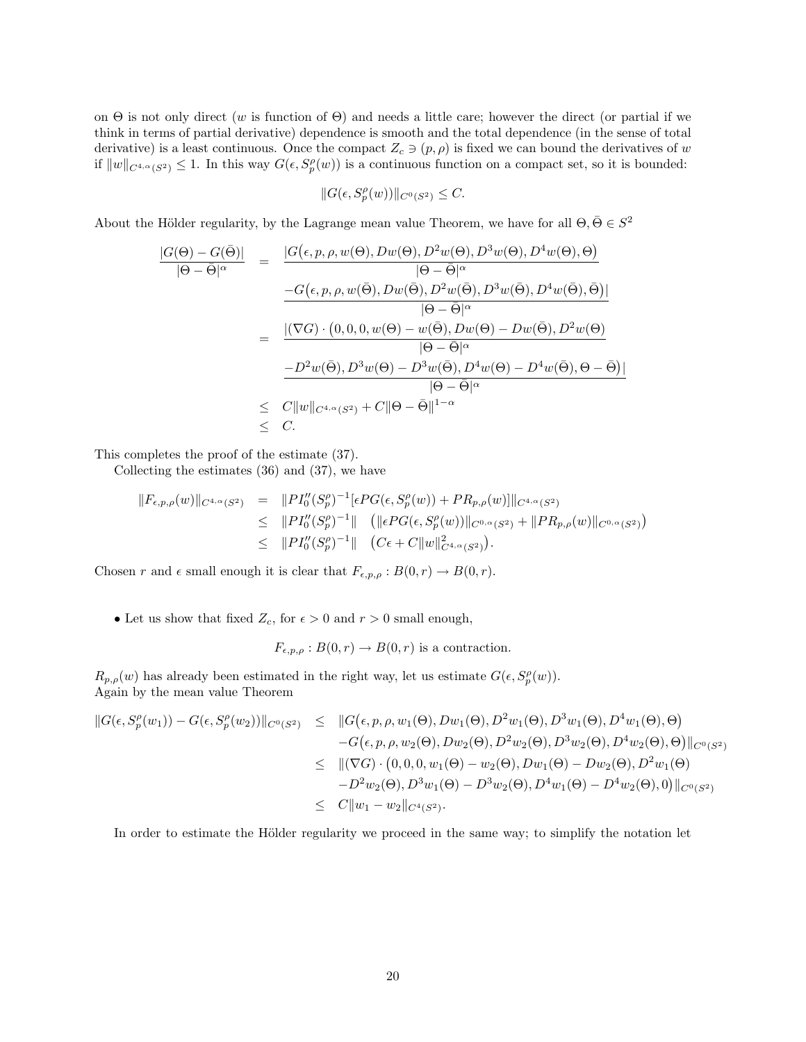on $\Theta$ is not only direct ($w$ is function of $\Theta$) and needs a little care; however the direct (or partial if we think in terms of partial derivative) dependence is smooth and the total dependence (in the sense of total derivative) is a least continuous. Once the compact $Z_c \ni (p, \rho)$ is fixed we can bound the derivatives of $w$ if $\|w\|_{C^{4,\alpha}(S^2)} \leq 1$. In this way $G(\epsilon, S_p^\rho(w))$ is a continuous function on a compact set, so it is bounded:

$$\|G(\epsilon, S_p^\rho(w))\|_{C^0(S^2)} \leq C.$$

About the Hölder regularity, by the Lagrange mean value Theorem, we have for all $\Theta, \bar{\Theta} \in S^2$

$$\begin{aligned}
\frac{|G(\Theta) - G(\bar{\Theta})|}{|\Theta - \bar{\Theta}|^\alpha} &= \frac{|G\big(\epsilon, p, \rho, w(\Theta), Dw(\Theta), D^2w(\Theta), D^3w(\Theta), D^4w(\Theta), \Theta\big)}{|\Theta - \bar{\Theta}|^\alpha} \\
&\quad \frac{-G\big(\epsilon, p, \rho, w(\bar{\Theta}), Dw(\bar{\Theta}), D^2w(\bar{\Theta}), D^3w(\bar{\Theta}), D^4w(\bar{\Theta}), \bar{\Theta}\big)|}{|\Theta - \bar{\Theta}|^\alpha} \\
&= \frac{|(\nabla G) \cdot \big(0, 0, 0, w(\Theta) - w(\bar{\Theta}), Dw(\Theta) - Dw(\bar{\Theta}), D^2w(\Theta)}{|\Theta - \bar{\Theta}|^\alpha} \\
&\quad \frac{-D^2w(\bar{\Theta}), D^3w(\Theta) - D^3w(\bar{\Theta}), D^4w(\Theta) - D^4w(\bar{\Theta}), \Theta - \bar{\Theta}\big)|}{|\Theta - \bar{\Theta}|^\alpha} \\
&\leq C\|w\|_{C^{4,\alpha}(S^2)} + C\|\Theta - \bar{\Theta}\|^{1-\alpha} \\
&\leq C.
\end{aligned}$$

This completes the proof of the estimate (37).

Collecting the estimates (36) and (37), we have

$$\begin{aligned}
\|F_{\epsilon,p,\rho}(w)\|_{C^{4,\alpha}(S^2)} &= \|PI_0''(S_p^\rho)^{-1}[\epsilon PG(\epsilon, S_p^\rho(w)) + PR_{p,\rho}(w)]\|_{C^{4,\alpha}(S^2)} \\
&\leq \|PI_0''(S_p^\rho)^{-1}\| \quad \big(\|\epsilon PG(\epsilon, S_p^\rho(w))\|_{C^{0,\alpha}(S^2)} + \|PR_{p,\rho}(w)\|_{C^{0,\alpha}(S^2)}\big) \\
&\leq \|PI_0''(S_p^\rho)^{-1}\| \quad \big(C\epsilon + C\|w\|^2_{C^{4,\alpha}(S^2)}\big).
\end{aligned}$$

Chosen $r$ and $\epsilon$ small enough it is clear that $F_{\epsilon,p,\rho} : B(0, r) \to B(0, r)$.

- Let us show that fixed $Z_c$, for $\epsilon > 0$ and $r > 0$ small enough,

$$F_{\epsilon,p,\rho} : B(0, r) \to B(0, r) \text{ is a contraction.}$$

$R_{p,\rho}(w)$ has already been estimated in the right way, let us estimate $G(\epsilon, S_p^\rho(w))$.
Again by the mean value Theorem

$$\begin{aligned}
\|G(\epsilon, S_p^\rho(w_1)) - G(\epsilon, S_p^\rho(w_2))\|_{C^0(S^2)} &\leq \|G\big(\epsilon, p, \rho, w_1(\Theta), Dw_1(\Theta), D^2w_1(\Theta), D^3w_1(\Theta), D^4w_1(\Theta), \Theta\big) \\
&\quad -G\big(\epsilon, p, \rho, w_2(\Theta), Dw_2(\Theta), D^2w_2(\Theta), D^3w_2(\Theta), D^4w_2(\Theta), \Theta\big)\|_{C^0(S^2)} \\
&\leq \|(\nabla G) \cdot \big(0, 0, 0, w_1(\Theta) - w_2(\Theta), Dw_1(\Theta) - Dw_2(\Theta), D^2w_1(\Theta) \\
&\quad -D^2w_2(\Theta), D^3w_1(\Theta) - D^3w_2(\Theta), D^4w_1(\Theta) - D^4w_2(\Theta), 0\big)\|_{C^0(S^2)} \\
&\leq C\|w_1 - w_2\|_{C^4(S^2)}.
\end{aligned}$$

In order to estimate the Hölder regularity we proceed in the same way; to simplify the notation let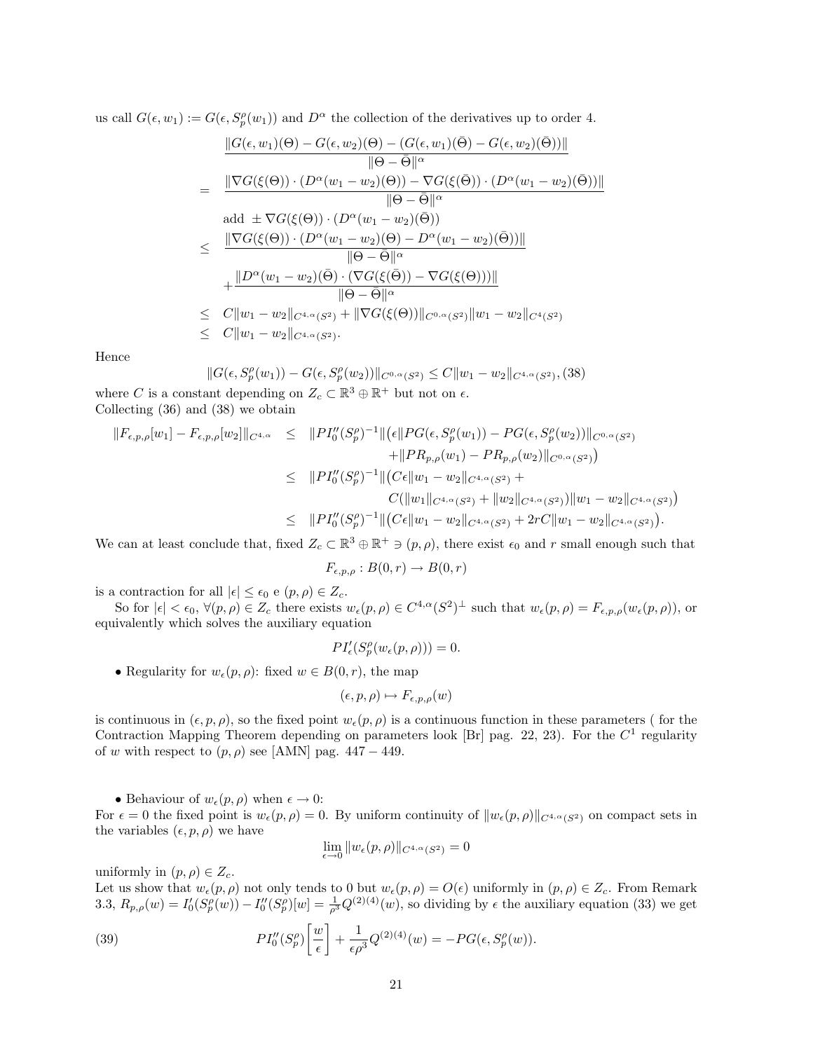us call $G(\epsilon, w_1) := G(\epsilon, S^\rho_p(w_1))$ and $D^\alpha$ the collection of the derivatives up to order 4.

$$
\begin{aligned}
& \frac{\|G(\epsilon,w_1)(\Theta) - G(\epsilon,w_2)(\Theta) - (G(\epsilon,w_1)(\bar\Theta) - G(\epsilon,w_2)(\bar\Theta))\|}{\|\Theta-\bar\Theta\|^\alpha} \\
= \; & \frac{\|\nabla G(\xi(\Theta))\cdot(D^\alpha(w_1-w_2)(\Theta)) - \nabla G(\xi(\bar\Theta))\cdot(D^\alpha(w_1-w_2)(\bar\Theta))\|}{\|\Theta-\bar\Theta\|^\alpha} \\
& \text{add } \pm \nabla G(\xi(\Theta))\cdot(D^\alpha(w_1-w_2)(\bar\Theta)) \\
\leq \; & \frac{\|\nabla G(\xi(\Theta))\cdot(D^\alpha(w_1-w_2)(\Theta) - D^\alpha(w_1-w_2)(\bar\Theta))\|}{\|\Theta-\bar\Theta\|^\alpha} \\
& + \frac{\|D^\alpha(w_1-w_2)(\bar\Theta)\cdot(\nabla G(\xi(\bar\Theta)) - \nabla G(\xi(\Theta)))\|}{\|\Theta-\bar\Theta\|^\alpha} \\
\leq \; & C\|w_1-w_2\|_{C^{4,\alpha}(S^2)} + \|\nabla G(\xi(\Theta))\|_{C^{0,\alpha}(S^2)}\|w_1-w_2\|_{C^4(S^2)} \\
\leq \; & C\|w_1-w_2\|_{C^{4,\alpha}(S^2)}.
\end{aligned}
$$

Hence

$$
\|G(\epsilon, S^\rho_p(w_1)) - G(\epsilon, S^\rho_p(w_2))\|_{C^{0,\alpha}(S^2)} \leq C\|w_1-w_2\|_{C^{4,\alpha}(S^2)}, \quad (38)
$$

where $C$ is a constant depending on $Z_c \subset \mathbb{R}^3 \oplus \mathbb{R}^+$ but not on $\epsilon$.
Collecting (36) and (38) we obtain

$$
\begin{aligned}
\|F_{\epsilon,p,\rho}[w_1] - F_{\epsilon,p,\rho}[w_2]\|_{C^{4,\alpha}} \leq \; & \|PI''_0(S^\rho_p)^{-1}\|\big(\epsilon\|PG(\epsilon,S^\rho_p(w_1)) - PG(\epsilon,S^\rho_p(w_2))\|_{C^{0,\alpha}(S^2)} \\
& + \|PR_{p,\rho}(w_1) - PR_{p,\rho}(w_2)\|_{C^{0,\alpha}(S^2)}\big) \\
\leq \; & \|PI''_0(S^\rho_p)^{-1}\|\big(C\epsilon\|w_1-w_2\|_{C^{4,\alpha}(S^2)} + \\
& C(\|w_1\|_{C^{4,\alpha}(S^2)} + \|w_2\|_{C^{4,\alpha}(S^2)})\|w_1-w_2\|_{C^{4,\alpha}(S^2)}\big) \\
\leq \; & \|PI''_0(S^\rho_p)^{-1}\|\big(C\epsilon\|w_1-w_2\|_{C^{4,\alpha}(S^2)} + 2rC\|w_1-w_2\|_{C^{4,\alpha}(S^2)}\big).
\end{aligned}
$$

We can at least conclude that, fixed $Z_c \subset \mathbb{R}^3 \oplus \mathbb{R}^+ \ni (p,\rho)$, there exist $\epsilon_0$ and $r$ small enough such that

$$
F_{\epsilon,p,\rho} : B(0,r) \to B(0,r)
$$

is a contraction for all $|\epsilon| \leq \epsilon_0$ e $(p,\rho) \in Z_c$.

So for $|\epsilon| < \epsilon_0$, $\forall (p,\rho) \in Z_c$ there exists $w_\epsilon(p,\rho) \in C^{4,\alpha}(S^2)^\perp$ such that $w_\epsilon(p,\rho) = F_{\epsilon,p,\rho}(w_\epsilon(p,\rho))$, or equivalently which solves the auxiliary equation

$$
PI'_\epsilon(S^\rho_p(w_\epsilon(p,\rho))) = 0.
$$

- Regularity for $w_\epsilon(p,\rho)$: fixed $w \in B(0,r)$, the map

$$
(\epsilon, p, \rho) \mapsto F_{\epsilon,p,\rho}(w)
$$

is continuous in $(\epsilon,p,\rho)$, so the fixed point $w_\epsilon(p,\rho)$ is a continuous function in these parameters ( for the Contraction Mapping Theorem depending on parameters look [Br] pag. 22, 23). For the $C^1$ regularity of $w$ with respect to $(p,\rho)$ see [AMN] pag. 447 − 449.

- Behaviour of $w_\epsilon(p,\rho)$ when $\epsilon \to 0$:

For $\epsilon = 0$ the fixed point is $w_\epsilon(p,\rho) = 0$. By uniform continuity of $\|w_\epsilon(p,\rho)\|_{C^{4,\alpha}(S^2)}$ on compact sets in the variables $(\epsilon,p,\rho)$ we have

$$
\lim_{\epsilon\to 0}\|w_\epsilon(p,\rho)\|_{C^{4,\alpha}(S^2)} = 0
$$

uniformly in $(p,\rho) \in Z_c$.
Let us show that $w_\epsilon(p,\rho)$ not only tends to 0 but $w_\epsilon(p,\rho) = O(\epsilon)$ uniformly in $(p,\rho) \in Z_c$. From Remark 3.3, $R_{p,\rho}(w) = I'_0(S^\rho_p(w)) - I''_0(S^\rho_p)[w] = \frac{1}{\rho^3}Q^{(2)(4)}(w)$, so dividing by $\epsilon$ the auxiliary equation (33) we get

$$
PI''_0(S^\rho_p)\left[\frac{w}{\epsilon}\right] + \frac{1}{\epsilon\rho^3}Q^{(2)(4)}(w) = -PG(\epsilon, S^\rho_p(w)). \quad (39)
$$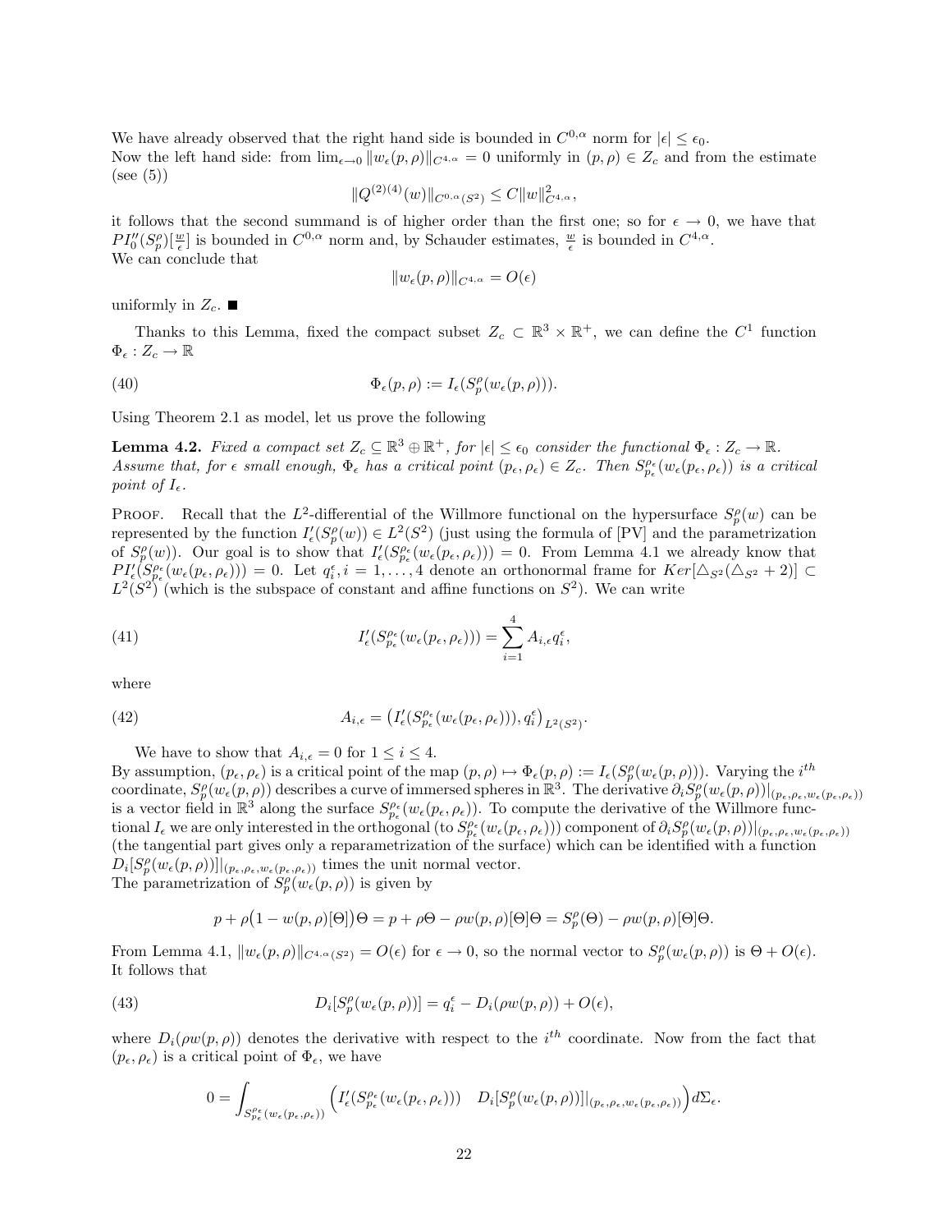We have already observed that the right hand side is bounded in $C^{0,\alpha}$ norm for $|\epsilon| \leq \epsilon_0$.
Now the left hand side: from $\lim_{\epsilon\to 0} \|w_\epsilon(p,\rho)\|_{C^{4,\alpha}} = 0$ uniformly in $(p,\rho) \in Z_c$ and from the estimate (see (5))

$$\|Q^{(2)(4)}(w)\|_{C^{0,\alpha}(S^2)} \leq C\|w\|^2_{C^{4,\alpha}},$$

it follows that the second summand is of higher order than the first one; so for $\epsilon \to 0$, we have that $PI_0''(S_p^\rho)[\frac{w}{\epsilon}]$ is bounded in $C^{0,\alpha}$ norm and, by Schauder estimates, $\frac{w}{\epsilon}$ is bounded in $C^{4,\alpha}$.
We can conclude that

$$\|w_\epsilon(p,\rho)\|_{C^{4,\alpha}} = O(\epsilon)$$

uniformly in $Z_c$. ■

Thanks to this Lemma, fixed the compact subset $Z_c \subset \mathbb{R}^3 \times \mathbb{R}^+$, we can define the $C^1$ function $\Phi_\epsilon : Z_c \to \mathbb{R}$

$$\Phi_\epsilon(p,\rho) := I_\epsilon(S_p^\rho(w_\epsilon(p,\rho))). \tag{40}$$

Using Theorem 2.1 as model, let us prove the following

**Lemma 4.2.** *Fixed a compact set $Z_c \subseteq \mathbb{R}^3 \oplus \mathbb{R}^+$, for $|\epsilon| \leq \epsilon_0$ consider the functional $\Phi_\epsilon : Z_c \to \mathbb{R}$. Assume that, for $\epsilon$ small enough, $\Phi_\epsilon$ has a critical point $(p_\epsilon, \rho_\epsilon) \in Z_c$. Then $S_{p_\epsilon}^{\rho_\epsilon}(w_\epsilon(p_\epsilon,\rho_\epsilon))$ is a critical point of $I_\epsilon$.*

Proof. Recall that the $L^2$-differential of the Willmore functional on the hypersurface $S_p^\rho(w)$ can be represented by the function $I_\epsilon'(S_p^\rho(w)) \in L^2(S^2)$ (just using the formula of [PV] and the parametrization of $S_p^\rho(w)$). Our goal is to show that $I_\epsilon'(S_{p_\epsilon}^{\rho_\epsilon}(w_\epsilon(p_\epsilon,\rho_\epsilon))) = 0$. From Lemma 4.1 we already know that $PI_\epsilon'(S_{p_\epsilon}^{\rho_\epsilon}(w_\epsilon(p_\epsilon,\rho_\epsilon))) = 0$. Let $q_i^\epsilon, i = 1,\dots,4$ denote an orthonormal frame for $Ker[\triangle_{S^2}(\triangle_{S^2}+2)] \subset L^2(S^2)$ (which is the subspace of constant and affine functions on $S^2$). We can write

$$I_\epsilon'(S_{p_\epsilon}^{\rho_\epsilon}(w_\epsilon(p_\epsilon,\rho_\epsilon))) = \sum_{i=1}^4 A_{i,\epsilon} q_i^\epsilon, \tag{41}$$

where

$$A_{i,\epsilon} = \left(I_\epsilon'(S_{p_\epsilon}^{\rho_\epsilon}(w_\epsilon(p_\epsilon,\rho_\epsilon))), q_i^\epsilon\right)_{L^2(S^2)}. \tag{42}$$

We have to show that $A_{i,\epsilon} = 0$ for $1 \leq i \leq 4$.
By assumption, $(p_\epsilon,\rho_\epsilon)$ is a critical point of the map $(p,\rho) \mapsto \Phi_\epsilon(p,\rho) := I_\epsilon(S_p^\rho(w_\epsilon(p,\rho)))$. Varying the $i^{th}$ coordinate, $S_p^\rho(w_\epsilon(p,\rho))$ describes a curve of immersed spheres in $\mathbb{R}^3$. The derivative $\partial_i S_p^\rho(w_\epsilon(p,\rho))|_{(p_\epsilon,\rho_\epsilon,w_\epsilon(p_\epsilon,\rho_\epsilon))}$ is a vector field in $\mathbb{R}^3$ along the surface $S_{p_\epsilon}^{\rho_\epsilon}(w_\epsilon(p_\epsilon,\rho_\epsilon))$. To compute the derivative of the Willmore functional $I_\epsilon$ we are only interested in the orthogonal (to $S_{p_\epsilon}^{\rho_\epsilon}(w_\epsilon(p_\epsilon,\rho_\epsilon))$) component of $\partial_i S_p^\rho(w_\epsilon(p,\rho))|_{(p_\epsilon,\rho_\epsilon,w_\epsilon(p_\epsilon,\rho_\epsilon))}$ (the tangential part gives only a reparametrization of the surface) which can be identified with a function $D_i[S_p^\rho(w_\epsilon(p,\rho))]|_{(p_\epsilon,\rho_\epsilon,w_\epsilon(p_\epsilon,\rho_\epsilon))}$ times the unit normal vector.
The parametrization of $S_p^\rho(w_\epsilon(p,\rho))$ is given by

$$p + \rho\big(1 - w(p,\rho)[\Theta]\big)\Theta = p + \rho\Theta - \rho w(p,\rho)[\Theta]\Theta = S_p^\rho(\Theta) - \rho w(p,\rho)[\Theta]\Theta.$$

From Lemma 4.1, $\|w_\epsilon(p,\rho)\|_{C^{4,\alpha}(S^2)} = O(\epsilon)$ for $\epsilon \to 0$, so the normal vector to $S_p^\rho(w_\epsilon(p,\rho))$ is $\Theta + O(\epsilon)$.
It follows that

$$D_i[S_p^\rho(w_\epsilon(p,\rho))] = q_i^\epsilon - D_i(\rho w(p,\rho)) + O(\epsilon), \tag{43}$$

where $D_i(\rho w(p,\rho))$ denotes the derivative with respect to the $i^{th}$ coordinate. Now from the fact that $(p_\epsilon,\rho_\epsilon)$ is a critical point of $\Phi_\epsilon$, we have

$$0 = \int_{S_{p_\epsilon}^{\rho_\epsilon}(w_\epsilon(p_\epsilon,\rho_\epsilon))} \Big(I_\epsilon'(S_{p_\epsilon}^{\rho_\epsilon}(w_\epsilon(p_\epsilon,\rho_\epsilon))) \quad D_i[S_p^\rho(w_\epsilon(p,\rho))]|_{(p_\epsilon,\rho_\epsilon,w_\epsilon(p_\epsilon,\rho_\epsilon))}\Big) d\Sigma_\epsilon.$$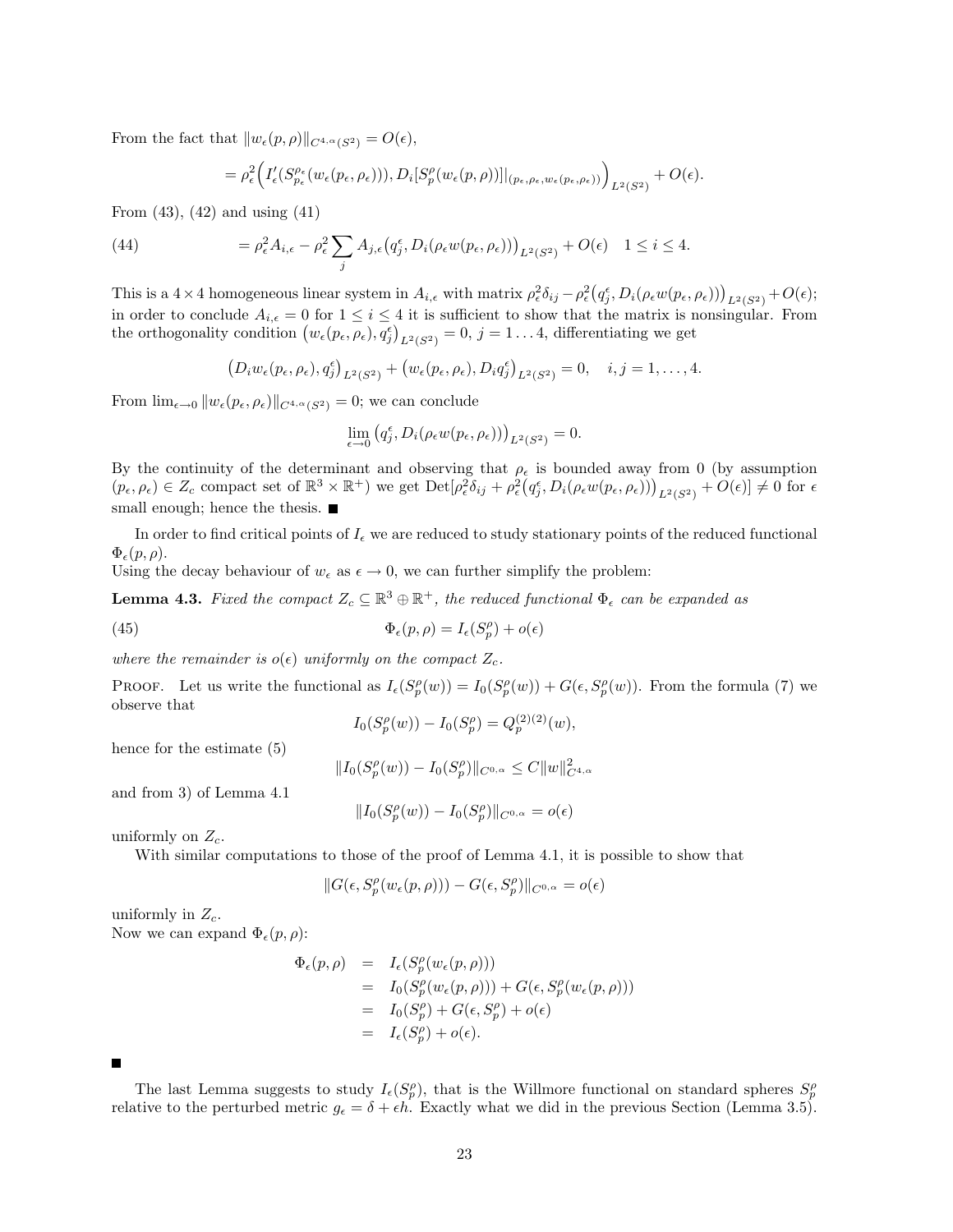From the fact that $\|w_\epsilon(p,\rho)\|_{C^{4,\alpha}(S^2)} = O(\epsilon)$,

$$= \rho_\epsilon^2 \Big( I'_\epsilon(S^{\rho_\epsilon}_{p_\epsilon}(w_\epsilon(p_\epsilon,\rho_\epsilon))), D_i[S^\rho_p(w_\epsilon(p,\rho))]|_{(p_\epsilon,\rho_\epsilon,w_\epsilon(p_\epsilon,\rho_\epsilon))} \Big)_{L^2(S^2)} + O(\epsilon).$$

From (43), (42) and using (41)

$$= \rho_\epsilon^2 A_{i,\epsilon} - \rho_\epsilon^2 \sum_j A_{j,\epsilon} \big(q_j^\epsilon, D_i(\rho_\epsilon w(p_\epsilon,\rho_\epsilon))\big)_{L^2(S^2)} + O(\epsilon) \quad 1 \leq i \leq 4. \tag{44}$$

This is a $4\times 4$ homogeneous linear system in $A_{i,\epsilon}$ with matrix $\rho_\epsilon^2 \delta_{ij} - \rho_\epsilon^2 \big(q_j^\epsilon, D_i(\rho_\epsilon w(p_\epsilon,\rho_\epsilon))\big)_{L^2(S^2)} + O(\epsilon)$; in order to conclude $A_{i,\epsilon}=0$ for $1\leq i \leq 4$ it is sufficient to show that the matrix is nonsingular. From the orthogonality condition $\big(w_\epsilon(p_\epsilon,\rho_\epsilon), q_j^\epsilon\big)_{L^2(S^2)} = 0$, $j = 1\ldots 4$, differentiating we get

$$\big(D_i w_\epsilon(p_\epsilon,\rho_\epsilon), q_j^\epsilon\big)_{L^2(S^2)} + \big(w_\epsilon(p_\epsilon,\rho_\epsilon), D_i q_j^\epsilon\big)_{L^2(S^2)} = 0, \quad i,j = 1,\ldots,4.$$

From $\lim_{\epsilon\to 0} \|w_\epsilon(p_\epsilon,\rho_\epsilon)\|_{C^{4,\alpha}(S^2)} = 0$; we can conclude

$$\lim_{\epsilon\to 0} \big(q_j^\epsilon, D_i(\rho_\epsilon w(p_\epsilon,\rho_\epsilon))\big)_{L^2(S^2)} = 0.$$

By the continuity of the determinant and observing that $\rho_\epsilon$ is bounded away from 0 (by assumption $(p_\epsilon,\rho_\epsilon) \in Z_c$ compact set of $\mathbb{R}^3 \times \mathbb{R}^+$) we get $\mathrm{Det}[\rho_\epsilon^2 \delta_{ij} + \rho_\epsilon^2 \big(q_j^\epsilon, D_i(\rho_\epsilon w(p_\epsilon,\rho_\epsilon))\big)_{L^2(S^2)} + O(\epsilon)] \neq 0$ for $\epsilon$ small enough; hence the thesis. ■

In order to find critical points of $I_\epsilon$ we are reduced to study stationary points of the reduced functional $\Phi_\epsilon(p,\rho)$.
Using the decay behaviour of $w_\epsilon$ as $\epsilon \to 0$, we can further simplify the problem:

**Lemma 4.3.** *Fixed the compact $Z_c \subseteq \mathbb{R}^3 \oplus \mathbb{R}^+$, the reduced functional $\Phi_\epsilon$ can be expanded as*

$$\Phi_\epsilon(p,\rho) = I_\epsilon(S_p^\rho) + o(\epsilon) \tag{45}$$

*where the remainder is $o(\epsilon)$ uniformly on the compact $Z_c$.*

Proof. Let us write the functional as $I_\epsilon(S_p^\rho(w)) = I_0(S_p^\rho(w)) + G(\epsilon, S_p^\rho(w))$. From the formula (7) we observe that

$$I_0(S_p^\rho(w)) - I_0(S_p^\rho) = Q_p^{(2)(2)}(w),$$

hence for the estimate (5)

$$\|I_0(S_p^\rho(w)) - I_0(S_p^\rho)\|_{C^{0,\alpha}} \leq C\|w\|^2_{C^{4,\alpha}}$$

and from 3) of Lemma 4.1

$$\|I_0(S_p^\rho(w)) - I_0(S_p^\rho)\|_{C^{0,\alpha}} = o(\epsilon)$$

uniformly on $Z_c$.

With similar computations to those of the proof of Lemma 4.1, it is possible to show that

$$\|G(\epsilon, S_p^\rho(w_\epsilon(p,\rho))) - G(\epsilon, S_p^\rho)\|_{C^{0,\alpha}} = o(\epsilon)$$

uniformly in $Z_c$.
Now we can expand $\Phi_\epsilon(p,\rho)$:

$$\begin{aligned}
\Phi_\epsilon(p,\rho) &= I_\epsilon(S_p^\rho(w_\epsilon(p,\rho))) \\
&= I_0(S_p^\rho(w_\epsilon(p,\rho))) + G(\epsilon, S_p^\rho(w_\epsilon(p,\rho))) \\
&= I_0(S_p^\rho) + G(\epsilon, S_p^\rho) + o(\epsilon) \\
&= I_\epsilon(S_p^\rho) + o(\epsilon).
\end{aligned}$$

■

The last Lemma suggests to study $I_\epsilon(S_p^\rho)$, that is the Willmore functional on standard spheres $S_p^\rho$ relative to the perturbed metric $g_\epsilon = \delta + \epsilon h$. Exactly what we did in the previous Section (Lemma 3.5).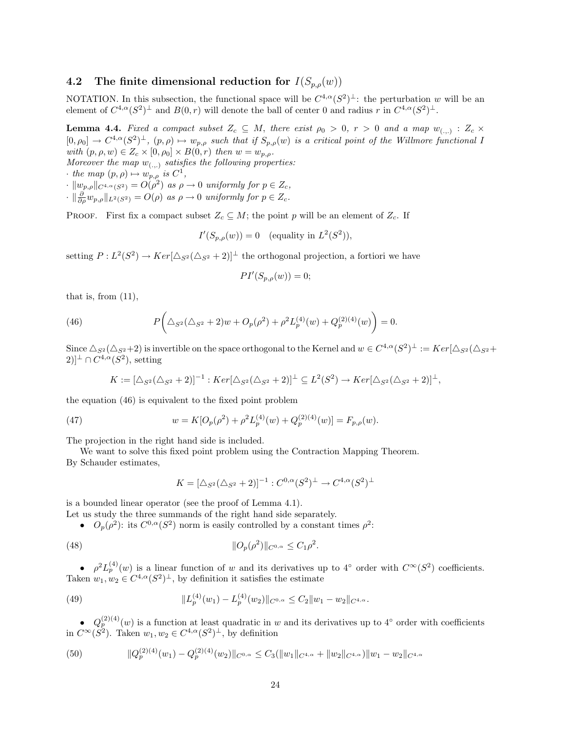### 4.2 The finite dimensional reduction for $I(S_{p,\rho}(w))$

NOTATION. In this subsection, the functional space will be $C^{4,\alpha}(S^2)^{\perp}$: the perturbation $w$ will be an element of $C^{4,\alpha}(S^2)^{\perp}$ and $B(0,r)$ will denote the ball of center 0 and radius $r$ in $C^{4,\alpha}(S^2)^{\perp}$.

**Lemma 4.4.** *Fixed a compact subset $Z_c \subseteq M$, there exist $\rho_0 > 0$, $r > 0$ and a map $w_{(.,.)} : Z_c \times [0, \rho_0] \to C^{4,\alpha}(S^2)^{\perp}$, $(p, \rho) \mapsto w_{p,\rho}$ such that if $S_{p,\rho}(w)$ is a critical point of the Willmore functional $I$ with $(p, \rho, w) \in Z_c \times [0, \rho_0] \times B(0, r)$ then $w = w_{p,\rho}$.*
*Moreover the map $w_{(.,.)}$ satisfies the following properties:*
*· the map $(p, \rho) \mapsto w_{p,\rho}$ is $C^1$,*
*· $\|w_{p,\rho}\|_{C^{4,\alpha}(S^2)} = O(\rho^2)$ as $\rho \to 0$ uniformly for $p \in Z_c$,*
*· $\|\frac{\partial}{\partial \rho} w_{p,\rho}\|_{L^2(S^2)} = O(\rho)$ as $\rho \to 0$ uniformly for $p \in Z_c$.*

PROOF. First fix a compact subset $Z_c \subseteq M$; the point $p$ will be an element of $Z_c$. If

$$I'(S_{p,\rho}(w)) = 0 \quad \text{(equality in } L^2(S^2)),$$

setting $P : L^2(S^2) \to Ker[\triangle_{S^2}(\triangle_{S^2} + 2)]^{\perp}$ the orthogonal projection, a fortiori we have

$$PI'(S_{p,\rho}(w)) = 0;$$

that is, from (11),

$$P\bigg(\triangle_{S^2}(\triangle_{S^2} + 2)w + O_p(\rho^2) + \rho^2 L_p^{(4)}(w) + Q_p^{(2)(4)}(w)\bigg) = 0. \tag{46}$$

Since $\triangle_{S^2}(\triangle_{S^2}+2)$ is invertible on the space orthogonal to the Kernel and $w \in C^{4,\alpha}(S^2)^{\perp} := Ker[\triangle_{S^2}(\triangle_{S^2} + 2)]^{\perp} \cap C^{4,\alpha}(S^2)$, setting

$$K := [\triangle_{S^2}(\triangle_{S^2} + 2)]^{-1} : Ker[\triangle_{S^2}(\triangle_{S^2} + 2)]^{\perp} \subseteq L^2(S^2) \to Ker[\triangle_{S^2}(\triangle_{S^2} + 2)]^{\perp},$$

the equation (46) is equivalent to the fixed point problem

$$w = K[O_p(\rho^2) + \rho^2 L_p^{(4)}(w) + Q_p^{(2)(4)}(w)] = F_{p,\rho}(w). \tag{47}$$

The projection in the right hand side is included.

We want to solve this fixed point problem using the Contraction Mapping Theorem.
By Schauder estimates,

$$K = [\triangle_{S^2}(\triangle_{S^2} + 2)]^{-1} : C^{0,\alpha}(S^2)^{\perp} \to C^{4,\alpha}(S^2)^{\perp}$$

is a bounded linear operator (see the proof of Lemma 4.1).
Let us study the three summands of the right hand side separately.

- $O_p(\rho^2)$: its $C^{0,\alpha}(S^2)$ norm is easily controlled by a constant times $\rho^2$:

$$\|O_p(\rho^2)\|_{C^{0,\alpha}} \leq C_1 \rho^2. \tag{48}$$

- $\rho^2 L_p^{(4)}(w)$ is a linear function of $w$ and its derivatives up to 4° order with $C^{\infty}(S^2)$ coefficients. Taken $w_1, w_2 \in C^{4,\alpha}(S^2)^{\perp}$, by definition it satisfies the estimate

$$\|L_p^{(4)}(w_1) - L_p^{(4)}(w_2)\|_{C^{0,\alpha}} \leq C_2 \|w_1 - w_2\|_{C^{4,\alpha}}. \tag{49}$$

- $Q_p^{(2)(4)}(w)$ is a function at least quadratic in $w$ and its derivatives up to 4° order with coefficients in $C^{\infty}(S^2)$. Taken $w_1, w_2 \in C^{4,\alpha}(S^2)^{\perp}$, by definition

$$\|Q_p^{(2)(4)}(w_1) - Q_p^{(2)(4)}(w_2)\|_{C^{0,\alpha}} \leq C_3(\|w_1\|_{C^{4,\alpha}} + \|w_2\|_{C^{4,\alpha}})\|w_1 - w_2\|_{C^{4,\alpha}} \tag{50}$$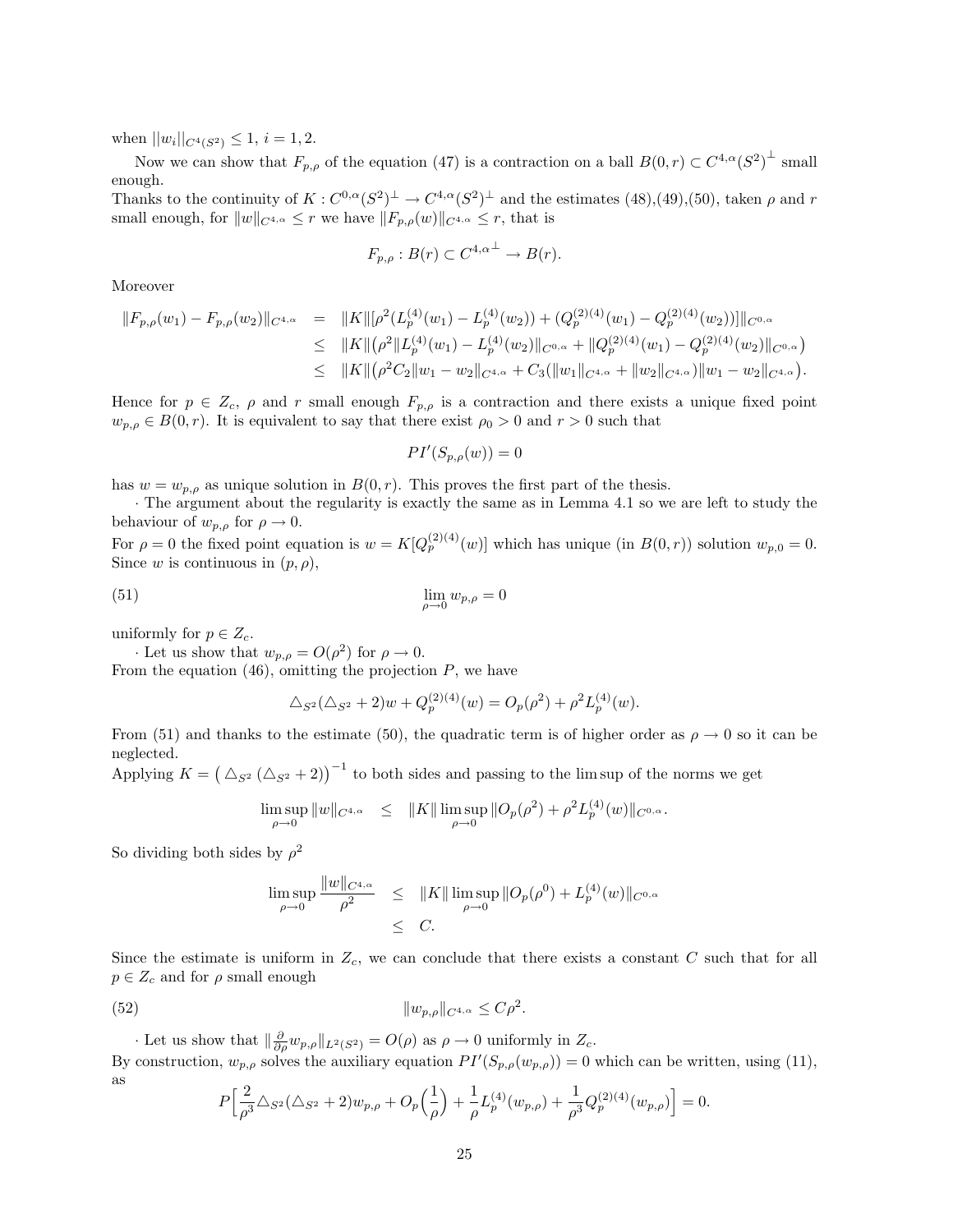when $||w_i||_{C^4(S^2)} \leq 1$, $i = 1, 2$.

Now we can show that $F_{p,\rho}$ of the equation (47) is a contraction on a ball $B(0, r) \subset C^{4,\alpha}(S^2)^\perp$ small enough.
Thanks to the continuity of $K : C^{0,\alpha}(S^2)^\perp \to C^{4,\alpha}(S^2)^\perp$ and the estimates (48),(49),(50), taken $\rho$ and $r$ small enough, for $\|w\|_{C^{4,\alpha}} \leq r$ we have $\|F_{p,\rho}(w)\|_{C^{4,\alpha}} \leq r$, that is

$$F_{p,\rho} : B(r) \subset {C^{4,\alpha}}^\perp \to B(r).$$

Moreover

$$\begin{aligned}
\|F_{p,\rho}(w_1) - F_{p,\rho}(w_2)\|_{C^{4,\alpha}} &= \|K\| [\rho^2(L_p^{(4)}(w_1) - L_p^{(4)}(w_2)) + (Q_p^{(2)(4)}(w_1) - Q_p^{(2)(4)}(w_2))]\|_{C^{0,\alpha}} \\
&\leq \|K\| \big(\rho^2 \|L_p^{(4)}(w_1) - L_p^{(4)}(w_2)\|_{C^{0,\alpha}} + \|Q_p^{(2)(4)}(w_1) - Q_p^{(2)(4)}(w_2)\|_{C^{0,\alpha}}\big) \\
&\leq \|K\| \big(\rho^2 C_2 \|w_1 - w_2\|_{C^{4,\alpha}} + C_3(\|w_1\|_{C^{4,\alpha}} + \|w_2\|_{C^{4,\alpha}})\|w_1 - w_2\|_{C^{4,\alpha}}\big).
\end{aligned}$$

Hence for $p \in Z_c$, $\rho$ and $r$ small enough $F_{p,\rho}$ is a contraction and there exists a unique fixed point $w_{p,\rho} \in B(0, r)$. It is equivalent to say that there exist $\rho_0 > 0$ and $r > 0$ such that

$$PI'(S_{p,\rho}(w)) = 0$$

has $w = w_{p,\rho}$ as unique solution in $B(0, r)$. This proves the first part of the thesis.

· The argument about the regularity is exactly the same as in Lemma 4.1 so we are left to study the behaviour of $w_{p,\rho}$ for $\rho \to 0$.
For $\rho = 0$ the fixed point equation is $w = K[Q_p^{(2)(4)}(w)]$ which has unique (in $B(0, r)$) solution $w_{p,0} = 0$. Since $w$ is continuous in $(p, \rho)$,

$$\lim_{\rho \to 0} w_{p,\rho} = 0 \tag{51}$$

uniformly for $p \in Z_c$.

· Let us show that $w_{p,\rho} = O(\rho^2)$ for $\rho \to 0$.
From the equation (46), omitting the projection $P$, we have

$$\triangle_{S^2}(\triangle_{S^2} + 2)w + Q_p^{(2)(4)}(w) = O_p(\rho^2) + \rho^2 L_p^{(4)}(w).$$

From (51) and thanks to the estimate (50), the quadratic term is of higher order as $\rho \to 0$ so it can be neglected.
Applying $K = \big(\triangle_{S^2}(\triangle_{S^2} + 2)\big)^{-1}$ to both sides and passing to the lim sup of the norms we get

$$\limsup_{\rho \to 0} \|w\|_{C^{4,\alpha}} \leq \|K\| \limsup_{\rho \to 0} \|O_p(\rho^2) + \rho^2 L_p^{(4)}(w)\|_{C^{0,\alpha}}.$$

So dividing both sides by $\rho^2$

$$\begin{aligned}
\limsup_{\rho \to 0} \frac{\|w\|_{C^{4,\alpha}}}{\rho^2} &\leq \|K\| \limsup_{\rho \to 0} \|O_p(\rho^0) + L_p^{(4)}(w)\|_{C^{0,\alpha}} \\
&\leq C.
\end{aligned}$$

Since the estimate is uniform in $Z_c$, we can conclude that there exists a constant $C$ such that for all $p \in Z_c$ and for $\rho$ small enough

$$\|w_{p,\rho}\|_{C^{4,\alpha}} \leq C\rho^2. \tag{52}$$

· Let us show that $\|\frac{\partial}{\partial \rho} w_{p,\rho}\|_{L^2(S^2)} = O(\rho)$ as $\rho \to 0$ uniformly in $Z_c$.
By construction, $w_{p,\rho}$ solves the auxiliary equation $PI'(S_{p,\rho}(w_{p,\rho})) = 0$ which can be written, using (11), as

$$P\Big[\frac{2}{\rho^3} \triangle_{S^2}(\triangle_{S^2} + 2)w_{p,\rho} + O_p\Big(\frac{1}{\rho}\Big) + \frac{1}{\rho} L_p^{(4)}(w_{p,\rho}) + \frac{1}{\rho^3} Q_p^{(2)(4)}(w_{p,\rho})\Big] = 0.$$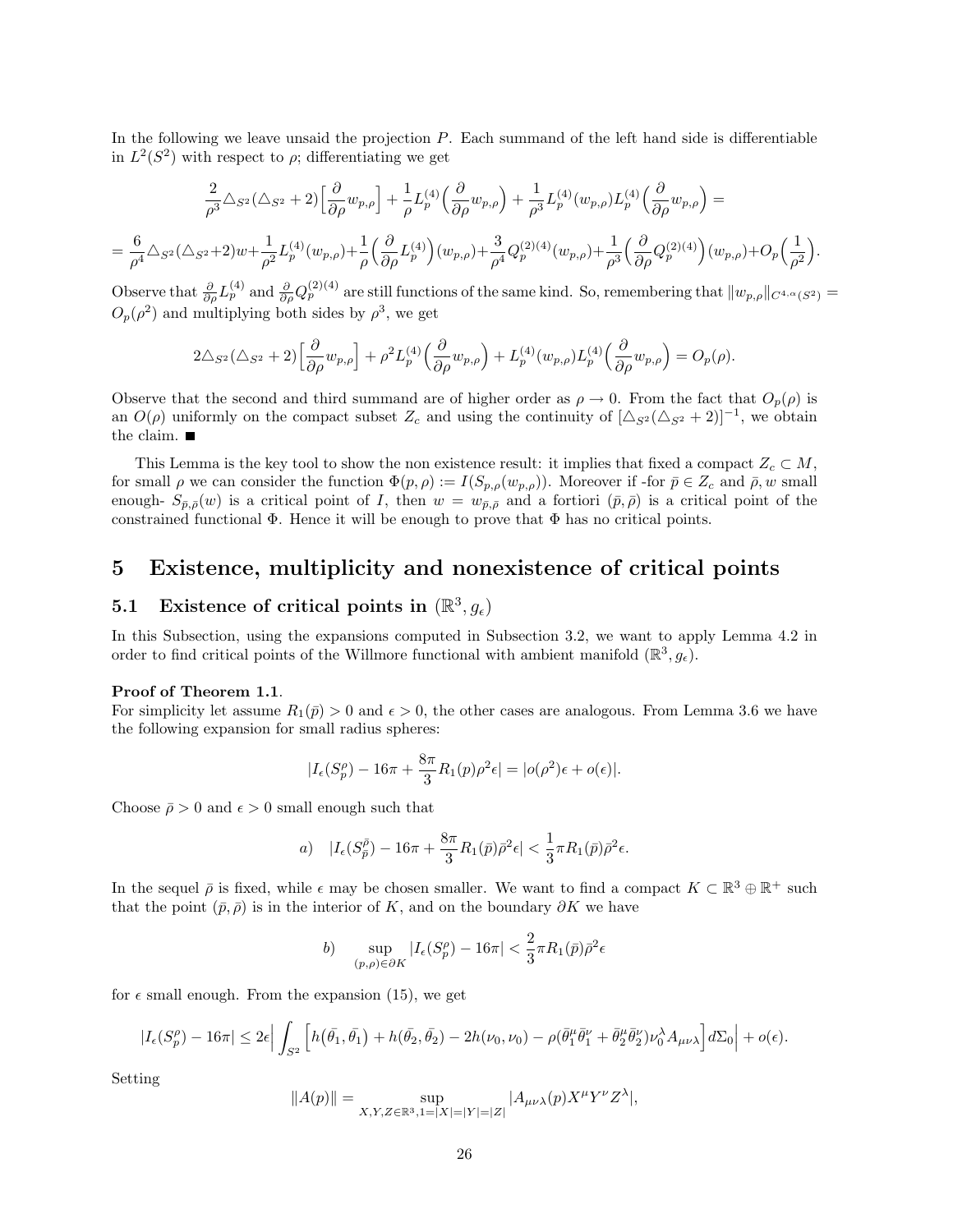In the following we leave unsaid the projection $P$. Each summand of the left hand side is differentiable in $L^2(S^2)$ with respect to $\rho$; differentiating we get

$$\frac{2}{\rho^3}\triangle_{S^2}(\triangle_{S^2}+2)\Big[\frac{\partial}{\partial\rho}w_{p,\rho}\Big]+\frac{1}{\rho}L_p^{(4)}\Big(\frac{\partial}{\partial\rho}w_{p,\rho}\Big)+\frac{1}{\rho^3}L_p^{(4)}(w_{p,\rho})L_p^{(4)}\Big(\frac{\partial}{\partial\rho}w_{p,\rho}\Big)=$$

$$=\frac{6}{\rho^4}\triangle_{S^2}(\triangle_{S^2}+2)w+\frac{1}{\rho^2}L_p^{(4)}(w_{p,\rho})+\frac{1}{\rho}\Big(\frac{\partial}{\partial\rho}L_p^{(4)}\Big)(w_{p,\rho})+\frac{3}{\rho^4}Q_p^{(2)(4)}(w_{p,\rho})+\frac{1}{\rho^3}\Big(\frac{\partial}{\partial\rho}Q_p^{(2)(4)}\Big)(w_{p,\rho})+O_p\Big(\frac{1}{\rho^2}\Big).$$

Observe that $\frac{\partial}{\partial\rho}L_p^{(4)}$ and $\frac{\partial}{\partial\rho}Q_p^{(2)(4)}$ are still functions of the same kind. So, remembering that $\|w_{p,\rho}\|_{C^{4,\alpha}(S^2)}=O_p(\rho^2)$ and multiplying both sides by $\rho^3$, we get

$$2\triangle_{S^2}(\triangle_{S^2}+2)\Big[\frac{\partial}{\partial\rho}w_{p,\rho}\Big]+\rho^2L_p^{(4)}\Big(\frac{\partial}{\partial\rho}w_{p,\rho}\Big)+L_p^{(4)}(w_{p,\rho})L_p^{(4)}\Big(\frac{\partial}{\partial\rho}w_{p,\rho}\Big)=O_p(\rho).$$

Observe that the second and third summand are of higher order as $\rho\to 0$. From the fact that $O_p(\rho)$ is an $O(\rho)$ uniformly on the compact subset $Z_c$ and using the continuity of $[\triangle_{S^2}(\triangle_{S^2}+2)]^{-1}$, we obtain the claim. ■

This Lemma is the key tool to show the non existence result: it implies that fixed a compact $Z_c\subset M$, for small $\rho$ we can consider the function $\Phi(p,\rho):=I(S_{p,\rho}(w_{p,\rho}))$. Moreover if -for $\bar{p}\in Z_c$ and $\bar{\rho},w$ small enough- $S_{\bar{p},\bar{\rho}}(w)$ is a critical point of $I$, then $w=w_{\bar{p},\bar{\rho}}$ and a fortiori $(\bar{p},\bar{\rho})$ is a critical point of the constrained functional $\Phi$. Hence it will be enough to prove that $\Phi$ has no critical points.

# 5 Existence, multiplicity and nonexistence of critical points

## 5.1 Existence of critical points in $(\mathbb{R}^3,g_\epsilon)$

In this Subsection, using the expansions computed in Subsection 3.2, we want to apply Lemma 4.2 in order to find critical points of the Willmore functional with ambient manifold $(\mathbb{R}^3,g_\epsilon)$.

**Proof of Theorem 1.1**.
For simplicity let assume $R_1(\bar{p})>0$ and $\epsilon>0$, the other cases are analogous. From Lemma 3.6 we have the following expansion for small radius spheres:

$$|I_\epsilon(S_p^\rho)-16\pi+\frac{8\pi}{3}R_1(p)\rho^2\epsilon|=|o(\rho^2)\epsilon+o(\epsilon)|.$$

Choose $\bar{\rho}>0$ and $\epsilon>0$ small enough such that

$$a)\quad |I_\epsilon(S_{\bar{p}}^{\bar{\rho}})-16\pi+\frac{8\pi}{3}R_1(\bar{p})\bar{\rho}^2\epsilon|<\frac{1}{3}\pi R_1(\bar{p})\bar{\rho}^2\epsilon.$$

In the sequel $\bar{\rho}$ is fixed, while $\epsilon$ may be chosen smaller. We want to find a compact $K\subset\mathbb{R}^3\oplus\mathbb{R}^+$ such that the point $(\bar{p},\bar{\rho})$ is in the interior of $K$, and on the boundary $\partial K$ we have

$$b)\quad \sup_{(p,\rho)\in\partial K}|I_\epsilon(S_p^\rho)-16\pi|<\frac{2}{3}\pi R_1(\bar{p})\bar{\rho}^2\epsilon$$

for $\epsilon$ small enough. From the expansion (15), we get

$$|I_\epsilon(S_p^\rho)-16\pi|\leq 2\epsilon\Big|\int_{S^2}\Big[h\big(\bar{\theta}_1,\bar{\theta}_1\big)+h(\bar{\theta}_2,\bar{\theta}_2)-2h(\nu_0,\nu_0)-\rho(\bar{\theta}_1^\mu\bar{\theta}_1^\nu+\bar{\theta}_2^\mu\bar{\theta}_2^\nu)\nu_0^\lambda A_{\mu\nu\lambda}\Big]d\Sigma_0\Big|+o(\epsilon).$$

Setting

$$\|A(p)\|=\sup_{X,Y,Z\in\mathbb{R}^3,1=|X|=|Y|=|Z|}|A_{\mu\nu\lambda}(p)X^\mu Y^\nu Z^\lambda|,$$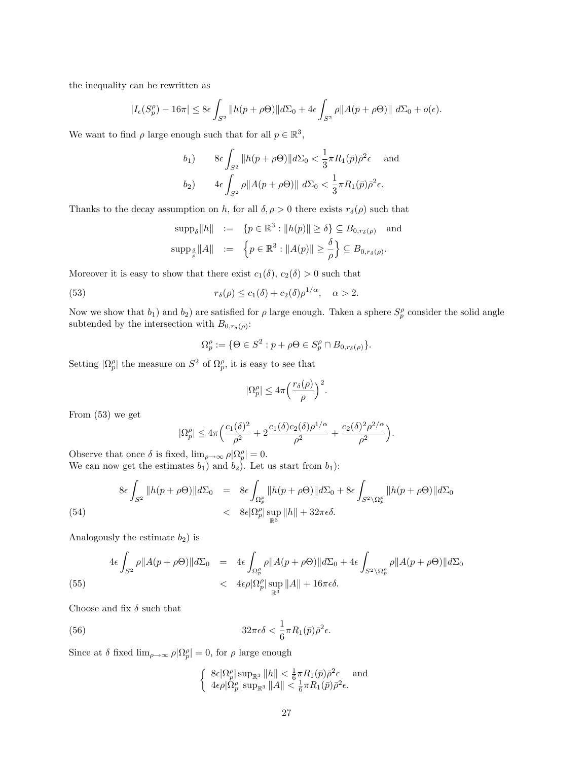the inequality can be rewritten as

$$|I_\epsilon(S_p^\rho) - 16\pi| \le 8\epsilon \int_{S^2} \|h(p+\rho\Theta)\| d\Sigma_0 + 4\epsilon \int_{S^2} \rho \|A(p+\rho\Theta)\| \, d\Sigma_0 + o(\epsilon).$$

We want to find $\rho$ large enough such that for all $p \in \mathbb{R}^3$,

$$b_1) \qquad 8\epsilon \int_{S^2} \|h(p+\rho\Theta)\| d\Sigma_0 < \frac{1}{3}\pi R_1(\bar{p})\bar{\rho}^2\epsilon \quad \text{and}$$

$$b_2) \qquad 4\epsilon \int_{S^2} \rho\|A(p+\rho\Theta)\| \, d\Sigma_0 < \frac{1}{3}\pi R_1(\bar{p})\bar{\rho}^2\epsilon.$$

Thanks to the decay assumption on $h$, for all $\delta, \rho > 0$ there exists $r_\delta(\rho)$ such that

$$\begin{aligned}
\operatorname{supp}_\delta \|h\| &:= \{p \in \mathbb{R}^3 : \|h(p)\| \ge \delta\} \subseteq B_{0,r_\delta(\rho)} \quad \text{and} \\
\operatorname{supp}_{\frac{\delta}{\rho}} \|A\| &:= \Big\{p \in \mathbb{R}^3 : \|A(p)\| \ge \frac{\delta}{\rho}\Big\} \subseteq B_{0,r_\delta(\rho)}.
\end{aligned}$$

Moreover it is easy to show that there exist $c_1(\delta)$, $c_2(\delta) > 0$ such that

$$r_\delta(\rho) \le c_1(\delta) + c_2(\delta)\rho^{1/\alpha}, \quad \alpha > 2. \tag{53}$$

Now we show that $b_1)$ and $b_2)$ are satisfied for $\rho$ large enough. Taken a sphere $S_p^\rho$ consider the solid angle subtended by the intersection with $B_{0,r_\delta(\rho)}$:

$$\Omega_p^\rho := \{\Theta \in S^2 : p + \rho\Theta \in S_p^\rho \cap B_{0,r_\delta(\rho)}\}.$$

Setting $|\Omega_p^\rho|$ the measure on $S^2$ of $\Omega_p^\rho$, it is easy to see that

$$|\Omega_p^\rho| \le 4\pi\Big(\frac{r_\delta(\rho)}{\rho}\Big)^2.$$

From (53) we get

$$|\Omega_p^\rho| \le 4\pi\Big(\frac{c_1(\delta)^2}{\rho^2} + 2\frac{c_1(\delta)c_2(\delta)\rho^{1/\alpha}}{\rho^2} + \frac{c_2(\delta)^2\rho^{2/\alpha}}{\rho^2}\Big).$$

Observe that once $\delta$ is fixed, $\lim_{\rho\to\infty} \rho|\Omega_p^\rho| = 0$.
We can now get the estimates $b_1)$ and $b_2)$. Let us start from $b_1)$:

$$\begin{aligned}
8\epsilon \int_{S^2} \|h(p+\rho\Theta)\| d\Sigma_0 &= 8\epsilon \int_{\Omega_p^\rho} \|h(p+\rho\Theta)\| d\Sigma_0 + 8\epsilon \int_{S^2\setminus\Omega_p^\rho} \|h(p+\rho\Theta)\| d\Sigma_0 \\
&< 8\epsilon|\Omega_p^\rho| \sup_{\mathbb{R}^3} \|h\| + 32\pi\epsilon\delta.
\end{aligned} \tag{54}$$

Analogously the estimate $b_2)$ is

$$\begin{aligned}
4\epsilon \int_{S^2} \rho\|A(p+\rho\Theta)\| d\Sigma_0 &= 4\epsilon \int_{\Omega_p^\rho} \rho\|A(p+\rho\Theta)\| d\Sigma_0 + 4\epsilon \int_{S^2\setminus\Omega_p^\rho} \rho\|A(p+\rho\Theta)\| d\Sigma_0 \\
&< 4\epsilon\rho|\Omega_p^\rho| \sup_{\mathbb{R}^3} \|A\| + 16\pi\epsilon\delta.
\end{aligned} \tag{55}$$

Choose and fix $\delta$ such that

$$32\pi\epsilon\delta < \frac{1}{6}\pi R_1(\bar{p})\bar{\rho}^2\epsilon. \tag{56}$$

Since at $\delta$ fixed $\lim_{\rho\to\infty} \rho|\Omega_p^\rho| = 0$, for $\rho$ large enough

$$\begin{cases} 8\epsilon|\Omega_p^\rho| \sup_{\mathbb{R}^3} \|h\| < \frac{1}{6}\pi R_1(\bar{p})\bar{\rho}^2\epsilon \quad \text{and} \\ 4\epsilon\rho|\Omega_p^\rho| \sup_{\mathbb{R}^3} \|A\| < \frac{1}{6}\pi R_1(\bar{p})\bar{\rho}^2\epsilon. \end{cases}$$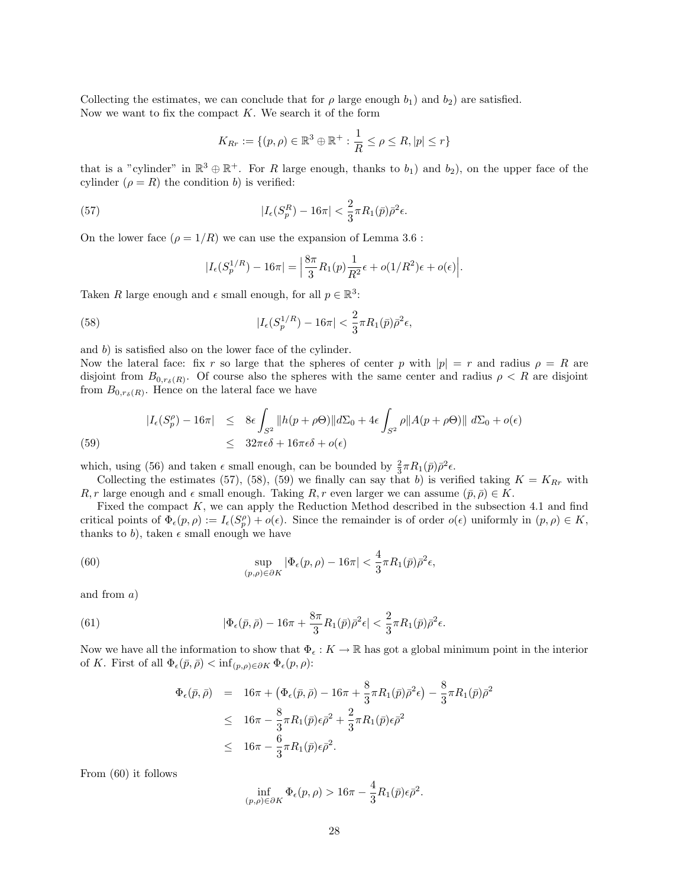Collecting the estimates, we can conclude that for $\rho$ large enough $b_1)$ and $b_2)$ are satisfied.
Now we want to fix the compact $K$. We search it of the form

$$K_{Rr} := \{(p,\rho) \in \mathbb{R}^3 \oplus \mathbb{R}^+ : \frac{1}{R} \leq \rho \leq R, |p| \leq r\}$$

that is a "cylinder" in $\mathbb{R}^3 \oplus \mathbb{R}^+$. For $R$ large enough, thanks to $b_1)$ and $b_2)$, on the upper face of the cylinder ($\rho = R$) the condition $b)$ is verified:

$$|I_\epsilon(S_p^R) - 16\pi| < \frac{2}{3}\pi R_1(\bar{p})\bar{\rho}^2\epsilon. \tag{57}$$

On the lower face ($\rho = 1/R$) we can use the expansion of Lemma 3.6 :

$$|I_\epsilon(S_p^{1/R}) - 16\pi| = \Big| \frac{8\pi}{3} R_1(p)\frac{1}{R^2}\epsilon + o(1/R^2)\epsilon + o(\epsilon)\Big|.$$

Taken $R$ large enough and $\epsilon$ small enough, for all $p \in \mathbb{R}^3$:

$$|I_\epsilon(S_p^{1/R}) - 16\pi| < \frac{2}{3}\pi R_1(\bar{p})\bar{\rho}^2\epsilon, \tag{58}$$

and $b)$ is satisfied also on the lower face of the cylinder.
Now the lateral face: fix $r$ so large that the spheres of center $p$ with $|p| = r$ and radius $\rho = R$ are disjoint from $B_{0,r_\delta(R)}$. Of course also the spheres with the same center and radius $\rho < R$ are disjoint from $B_{0,r_\delta(R)}$. Hence on the lateral face we have

$$\begin{aligned}
|I_\epsilon(S_p^\rho) - 16\pi| &\leq 8\epsilon\int_{S^2}\|h(p+\rho\Theta)\|d\Sigma_0 + 4\epsilon\int_{S^2}\rho\|A(p+\rho\Theta)\|\, d\Sigma_0 + o(\epsilon) \\
&\leq 32\pi\epsilon\delta + 16\pi\epsilon\delta + o(\epsilon)
\end{aligned} \tag{59}$$

which, using (56) and taken $\epsilon$ small enough, can be bounded by $\frac{2}{3}\pi R_1(\bar{p})\bar{\rho}^2\epsilon$.

Collecting the estimates (57), (58), (59) we finally can say that $b)$ is verified taking $K = K_{Rr}$ with $R, r$ large enough and $\epsilon$ small enough. Taking $R, r$ even larger we can assume $(\bar{p}, \bar{\rho}) \in K$.

Fixed the compact $K$, we can apply the Reduction Method described in the subsection 4.1 and find critical points of $\Phi_\epsilon(p,\rho) := I_\epsilon(S_p^\rho) + o(\epsilon)$. Since the remainder is of order $o(\epsilon)$ uniformly in $(p,\rho) \in K$, thanks to $b)$, taken $\epsilon$ small enough we have

$$\sup_{(p,\rho)\in\partial K} |\Phi_\epsilon(p,\rho) - 16\pi| < \frac{4}{3}\pi R_1(\bar{p})\bar{\rho}^2\epsilon, \tag{60}$$

and from $a)$

$$|\Phi_\epsilon(\bar{p},\bar{\rho}) - 16\pi + \frac{8\pi}{3}R_1(\bar{p})\bar{\rho}^2\epsilon| < \frac{2}{3}\pi R_1(\bar{p})\bar{\rho}^2\epsilon. \tag{61}$$

Now we have all the information to show that $\Phi_\epsilon : K \to \mathbb{R}$ has got a global minimum point in the interior of $K$. First of all $\Phi_\epsilon(\bar{p},\bar{\rho}) < \inf_{(p,\rho)\in\partial K}\Phi_\epsilon(p,\rho)$:

$$\begin{aligned}
\Phi_\epsilon(\bar{p},\bar{\rho}) &= 16\pi + \big(\Phi_\epsilon(\bar{p},\bar{\rho}) - 16\pi + \frac{8}{3}\pi R_1(\bar{p})\bar{\rho}^2\epsilon\big) - \frac{8}{3}\pi R_1(\bar{p})\bar{\rho}^2 \\
&\leq 16\pi - \frac{8}{3}\pi R_1(\bar{p})\epsilon\bar{\rho}^2 + \frac{2}{3}\pi R_1(\bar{p})\epsilon\bar{\rho}^2 \\
&\leq 16\pi - \frac{6}{3}\pi R_1(\bar{p})\epsilon\bar{\rho}^2.
\end{aligned}$$

From (60) it follows

$$\inf_{(p,\rho)\in\partial K}\Phi_\epsilon(p,\rho) > 16\pi - \frac{4}{3}R_1(\bar{p})\epsilon\bar{\rho}^2.$$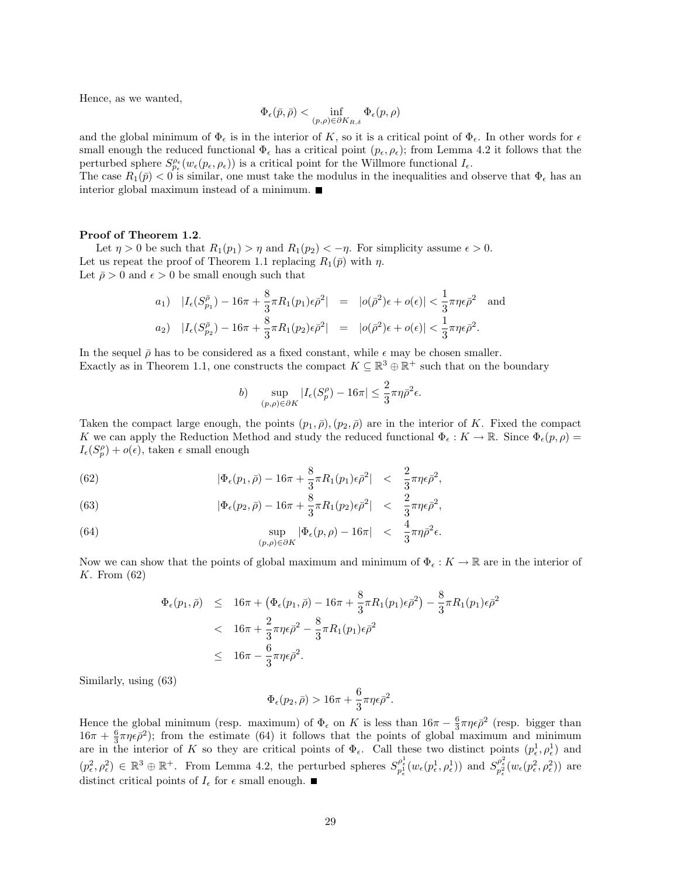Hence, as we wanted,

$$\Phi_\epsilon(\bar{p}, \bar{\rho}) < \inf_{(p,\rho)\in \partial K_{R,\delta}} \Phi_\epsilon(p, \rho)$$

and the global minimum of $\Phi_\epsilon$ is in the interior of $K$, so it is a critical point of $\Phi_\epsilon$. In other words for $\epsilon$ small enough the reduced functional $\Phi_\epsilon$ has a critical point $(p_\epsilon, \rho_\epsilon)$; from Lemma 4.2 it follows that the perturbed sphere $S^{\rho_\epsilon}_{p_\epsilon}(w_\epsilon(p_\epsilon, \rho_\epsilon))$ is a critical point for the Willmore functional $I_\epsilon$.
The case $R_1(\bar{p}) < 0$ is similar, one must take the modulus in the inequalities and observe that $\Phi_\epsilon$ has an interior global maximum instead of a minimum. ■

**Proof of Theorem 1.2**.
Let $\eta > 0$ be such that $R_1(p_1) > \eta$ and $R_1(p_2) < -\eta$. For simplicity assume $\epsilon > 0$.
Let us repeat the proof of Theorem 1.1 replacing $R_1(\bar{p})$ with $\eta$.
Let $\bar{\rho} > 0$ and $\epsilon > 0$ be small enough such that

$$\begin{aligned}
a_1) \quad |I_\epsilon(S^{\bar{\rho}}_{p_1}) - 16\pi + \frac{8}{3}\pi R_1(p_1)\epsilon\bar{\rho}^2| &= |o(\bar{\rho}^2)\epsilon + o(\epsilon)| < \frac{1}{3}\pi\eta\epsilon\bar{\rho}^2 \quad \text{and} \\
a_2) \quad |I_\epsilon(S^{\bar{\rho}}_{p_2}) - 16\pi + \frac{8}{3}\pi R_1(p_2)\epsilon\bar{\rho}^2| &= |o(\bar{\rho}^2)\epsilon + o(\epsilon)| < \frac{1}{3}\pi\eta\epsilon\bar{\rho}^2.
\end{aligned}$$

In the sequel $\bar{\rho}$ has to be considered as a fixed constant, while $\epsilon$ may be chosen smaller.
Exactly as in Theorem 1.1, one constructs the compact $K \subseteq \mathbb{R}^3 \oplus \mathbb{R}^+$ such that on the boundary

$$b) \quad \sup_{(p,\rho)\in\partial K} |I_\epsilon(S^\rho_p) - 16\pi| \leq \frac{2}{3}\pi\eta\bar{\rho}^2\epsilon.$$

Taken the compact large enough, the points $(p_1, \bar{\rho}), (p_2, \bar{\rho})$ are in the interior of $K$. Fixed the compact $K$ we can apply the Reduction Method and study the reduced functional $\Phi_\epsilon : K \to \mathbb{R}$. Since $\Phi_\epsilon(p, \rho) = I_\epsilon(S^\rho_p) + o(\epsilon)$, taken $\epsilon$ small enough

$$|\Phi_\epsilon(p_1, \bar{\rho}) - 16\pi + \frac{8}{3}\pi R_1(p_1)\epsilon\bar{\rho}^2| < \frac{2}{3}\pi\eta\epsilon\bar{\rho}^2, \tag{62}$$

$$|\Phi_\epsilon(p_2, \bar{\rho}) - 16\pi + \frac{8}{3}\pi R_1(p_2)\epsilon\bar{\rho}^2| < \frac{2}{3}\pi\eta\epsilon\bar{\rho}^2, \tag{63}$$

$$\sup_{(p,\rho)\in\partial K} |\Phi_\epsilon(p, \rho) - 16\pi| < \frac{4}{3}\pi\eta\bar{\rho}^2\epsilon. \tag{64}$$

Now we can show that the points of global maximum and minimum of $\Phi_\epsilon : K \to \mathbb{R}$ are in the interior of $K$. From (62)

$$\begin{aligned}
\Phi_\epsilon(p_1, \bar{\rho}) &\leq 16\pi + \left(\Phi_\epsilon(p_1, \bar{\rho}) - 16\pi + \frac{8}{3}\pi R_1(p_1)\epsilon\bar{\rho}^2\right) - \frac{8}{3}\pi R_1(p_1)\epsilon\bar{\rho}^2 \\
&< 16\pi + \frac{2}{3}\pi\eta\epsilon\bar{\rho}^2 - \frac{8}{3}\pi R_1(p_1)\epsilon\bar{\rho}^2 \\
&\leq 16\pi - \frac{6}{3}\pi\eta\epsilon\bar{\rho}^2.
\end{aligned}$$

Similarly, using (63)

$$\Phi_\epsilon(p_2, \bar{\rho}) > 16\pi + \frac{6}{3}\pi\eta\epsilon\bar{\rho}^2.$$

Hence the global minimum (resp. maximum) of $\Phi_\epsilon$ on $K$ is less than $16\pi - \frac{6}{3}\pi\eta\epsilon\bar{\rho}^2$ (resp. bigger than $16\pi + \frac{6}{3}\pi\eta\epsilon\bar{\rho}^2$); from the estimate (64) it follows that the points of global maximum and minimum are in the interior of $K$ so they are critical points of $\Phi_\epsilon$. Call these two distinct points $(p^1_\epsilon, \rho^1_\epsilon)$ and $(p^2_\epsilon, \rho^2_\epsilon) \in \mathbb{R}^3 \oplus \mathbb{R}^+$. From Lemma 4.2, the perturbed spheres $S^{\rho^1_\epsilon}_{p^1_\epsilon}(w_\epsilon(p^1_\epsilon, \rho^1_\epsilon))$ and $S^{\rho^2_\epsilon}_{p^2_\epsilon}(w_\epsilon(p^2_\epsilon, \rho^2_\epsilon))$ are distinct critical points of $I_\epsilon$ for $\epsilon$ small enough. ■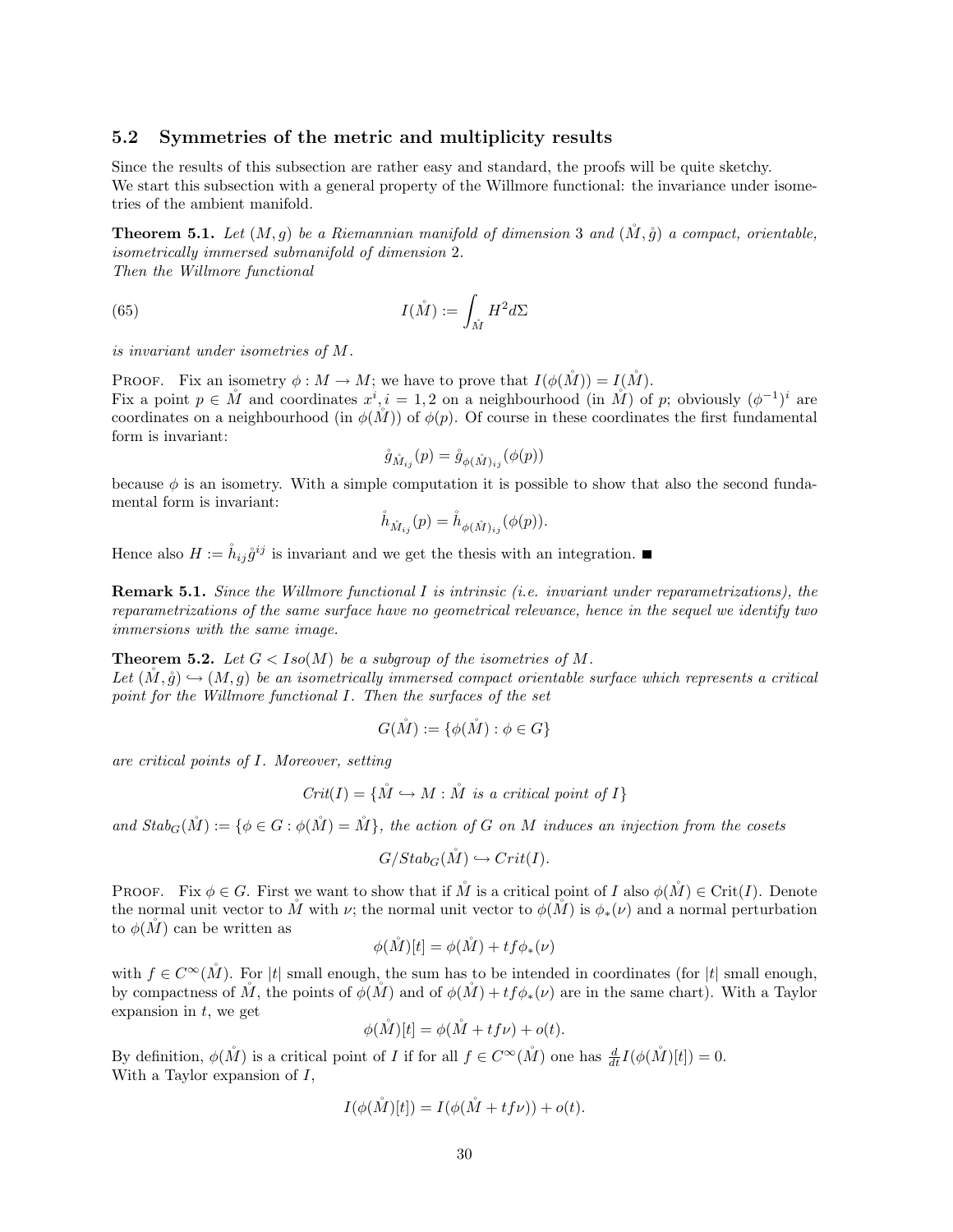### 5.2 Symmetries of the metric and multiplicity results

Since the results of this subsection are rather easy and standard, the proofs will be quite sketchy.
We start this subsection with a general property of the Willmore functional: the invariance under isometries of the ambient manifold.

**Theorem 5.1.** *Let $(M, g)$ be a Riemannian manifold of dimension 3 and $(\mathring{M}, \mathring{g})$ a compact, orientable, isometrically immersed submanifold of dimension 2.*
*Then the Willmore functional*

$$I(\mathring{M}) := \int_{\mathring{M}} H^2 d\Sigma \tag{65}$$

*is invariant under isometries of $M$.*

Proof. Fix an isometry $\phi : M \to M$; we have to prove that $I(\phi(\mathring{M})) = I(\mathring{M})$.
Fix a point $p \in \mathring{M}$ and coordinates $x^i, i = 1, 2$ on a neighbourhood (in $\mathring{M}$) of $p$; obviously $(\phi^{-1})^i$ are coordinates on a neighbourhood (in $\phi(\mathring{M})$) of $\phi(p)$. Of course in these coordinates the first fundamental form is invariant:

$$\mathring{g}_{\mathring{M}_{ij}}(p) = \mathring{g}_{\phi(\mathring{M})_{ij}}(\phi(p))$$

because $\phi$ is an isometry. With a simple computation it is possible to show that also the second fundamental form is invariant:

$$\mathring{h}_{\mathring{M}_{ij}}(p) = \mathring{h}_{\phi(\mathring{M})_{ij}}(\phi(p)).$$

Hence also $H := \mathring{h}_{ij}\mathring{g}^{ij}$ is invariant and we get the thesis with an integration. ■

**Remark 5.1.** *Since the Willmore functional $I$ is intrinsic (i.e. invariant under reparametrizations), the reparametrizations of the same surface have no geometrical relevance, hence in the sequel we identify two immersions with the same image.*

**Theorem 5.2.** *Let $G < Iso(M)$ be a subgroup of the isometries of $M$.*
*Let $(\mathring{M}, \mathring{g}) \hookrightarrow (M, g)$ be an isometrically immersed compact orientable surface which represents a critical point for the Willmore functional $I$. Then the surfaces of the set*

$$G(\mathring{M}) := \{\phi(\mathring{M}) : \phi \in G\}$$

*are critical points of $I$. Moreover, setting*

$$Crit(I) = \{\mathring{M} \hookrightarrow M : \mathring{M} \text{ is a critical point of } I\}$$

*and $Stab_G(\mathring{M}) := \{\phi \in G : \phi(\mathring{M}) = \mathring{M}\}$, the action of $G$ on $M$ induces an injection from the cosets*

$$G/Stab_G(\mathring{M}) \hookrightarrow Crit(I).$$

Proof. Fix $\phi \in G$. First we want to show that if $\mathring{M}$ is a critical point of $I$ also $\phi(\mathring{M}) \in \text{Crit}(I)$. Denote the normal unit vector to $\mathring{M}$ with $\nu$; the normal unit vector to $\phi(\mathring{M})$ is $\phi_*(\nu)$ and a normal perturbation to $\phi(\mathring{M})$ can be written as

$$\phi(\mathring{M})[t] = \phi(\mathring{M}) + tf\phi_*(\nu)$$

with $f \in C^\infty(\mathring{M})$. For $|t|$ small enough, the sum has to be intended in coordinates (for $|t|$ small enough, by compactness of $\mathring{M}$, the points of $\phi(\mathring{M})$ and of $\phi(\mathring{M}) + tf\phi_*(\nu)$ are in the same chart). With a Taylor expansion in $t$, we get

$$\phi(\mathring{M})[t] = \phi(\mathring{M} + tf\nu) + o(t).$$

By definition, $\phi(\mathring{M})$ is a critical point of $I$ if for all $f \in C^\infty(\mathring{M})$ one has $\frac{d}{dt} I(\phi(\mathring{M})[t]) = 0$.
With a Taylor expansion of $I$,

$$I(\phi(\mathring{M})[t]) = I(\phi(\mathring{M} + tf\nu)) + o(t).$$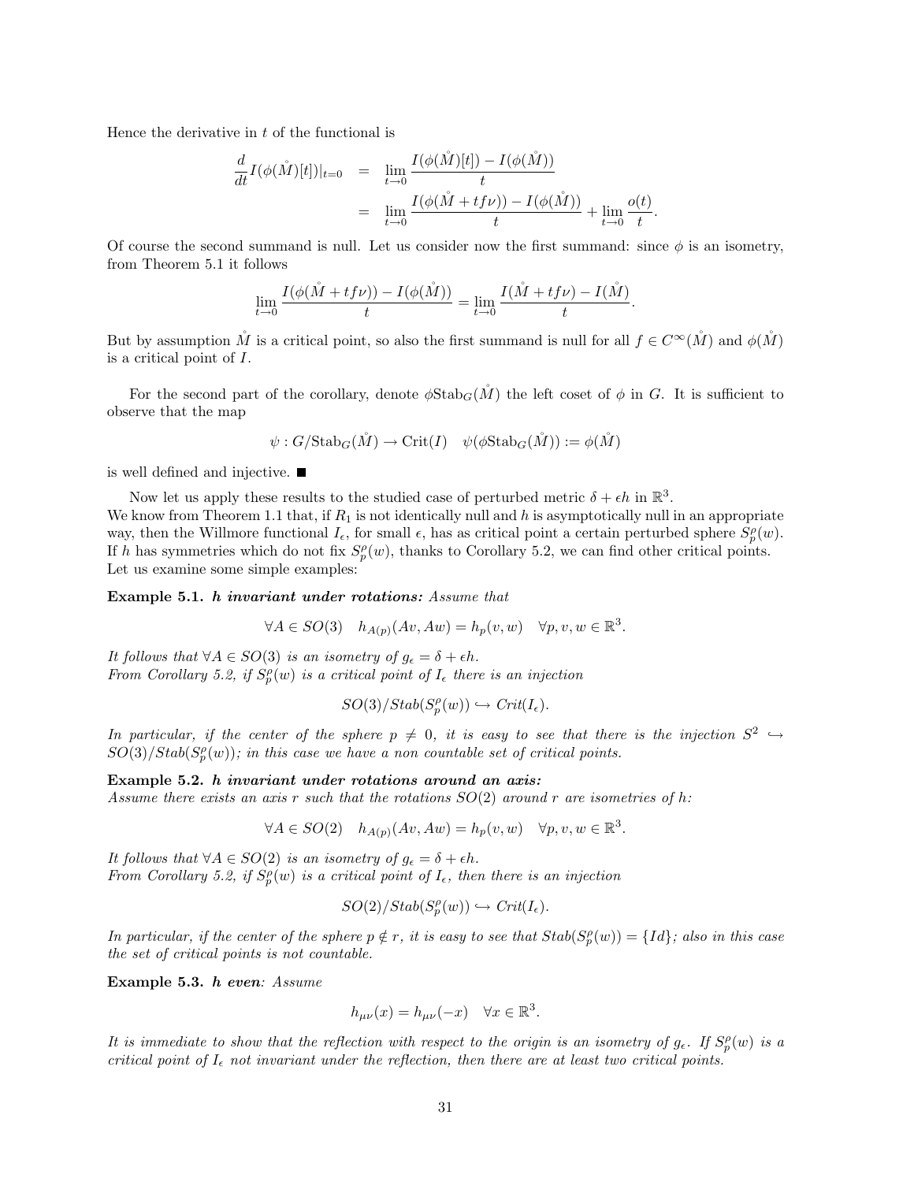Hence the derivative in $t$ of the functional is

$$
\begin{aligned}
\frac{d}{dt} I(\phi(\mathring{M})[t])|_{t=0} &= \lim_{t\to 0} \frac{I(\phi(\mathring{M})[t]) - I(\phi(\mathring{M}))}{t} \\
&= \lim_{t\to 0} \frac{I(\phi(\mathring{M} + tf\nu)) - I(\phi(\mathring{M}))}{t} + \lim_{t\to 0} \frac{o(t)}{t}.
\end{aligned}
$$

Of course the second summand is null. Let us consider now the first summand: since $\phi$ is an isometry, from Theorem 5.1 it follows

$$
\lim_{t\to 0} \frac{I(\phi(\mathring{M} + tf\nu)) - I(\phi(\mathring{M}))}{t} = \lim_{t\to 0} \frac{I(\mathring{M} + tf\nu) - I(\mathring{M})}{t}.
$$

But by assumption $\mathring{M}$ is a critical point, so also the first summand is null for all $f \in C^\infty(\mathring{M})$ and $\phi(\mathring{M})$ is a critical point of $I$.

For the second part of the corollary, denote $\phi \mathrm{Stab}_G(\mathring{M})$ the left coset of $\phi$ in $G$. It is sufficient to observe that the map

$$
\psi : G/\mathrm{Stab}_G(\mathring{M}) \to \mathrm{Crit}(I) \quad \psi(\phi \mathrm{Stab}_G(\mathring{M})) := \phi(\mathring{M})
$$

is well defined and injective. ■

Now let us apply these results to the studied case of perturbed metric $\delta + \epsilon h$ in $\mathbb{R}^3$.
We know from Theorem 1.1 that, if $R_1$ is not identically null and $h$ is asymptotically null in an appropriate way, then the Willmore functional $I_\epsilon$, for small $\epsilon$, has as critical point a certain perturbed sphere $S_p^\rho(w)$. If $h$ has symmetries which do not fix $S_p^\rho(w)$, thanks to Corollary 5.2, we can find other critical points. Let us examine some simple examples:

**Example 5.1.** ***h invariant under rotations:*** *Assume that*

$$
\forall A \in SO(3) \quad h_{A(p)}(Av, Aw) = h_p(v, w) \quad \forall p, v, w \in \mathbb{R}^3.
$$

*It follows that $\forall A \in SO(3)$ is an isometry of $g_\epsilon = \delta + \epsilon h$.*
*From Corollary 5.2, if $S_p^\rho(w)$ is a critical point of $I_\epsilon$ there is an injection*

$$
SO(3)/Stab(S_p^\rho(w)) \hookrightarrow Crit(I_\epsilon).
$$

*In particular, if the center of the sphere $p \neq 0$, it is easy to see that there is the injection $S^2 \hookrightarrow SO(3)/Stab(S_p^\rho(w))$; in this case we have a non countable set of critical points.*

**Example 5.2.** ***h invariant under rotations around an axis:***
*Assume there exists an axis $r$ such that the rotations $SO(2)$ around $r$ are isometries of $h$:*

$$
\forall A \in SO(2) \quad h_{A(p)}(Av, Aw) = h_p(v, w) \quad \forall p, v, w \in \mathbb{R}^3.
$$

*It follows that $\forall A \in SO(2)$ is an isometry of $g_\epsilon = \delta + \epsilon h$.*
*From Corollary 5.2, if $S_p^\rho(w)$ is a critical point of $I_\epsilon$, then there is an injection*

$$
SO(2)/Stab(S_p^\rho(w)) \hookrightarrow Crit(I_\epsilon).
$$

*In particular, if the center of the sphere $p \notin r$, it is easy to see that $Stab(S_p^\rho(w)) = \{Id\}$; also in this case the set of critical points is not countable.*

**Example 5.3.** ***h even****: Assume*

$$
h_{\mu\nu}(x) = h_{\mu\nu}(-x) \quad \forall x \in \mathbb{R}^3.
$$

*It is immediate to show that the reflection with respect to the origin is an isometry of $g_\epsilon$. If $S_p^\rho(w)$ is a critical point of $I_\epsilon$ not invariant under the reflection, then there are at least two critical points.*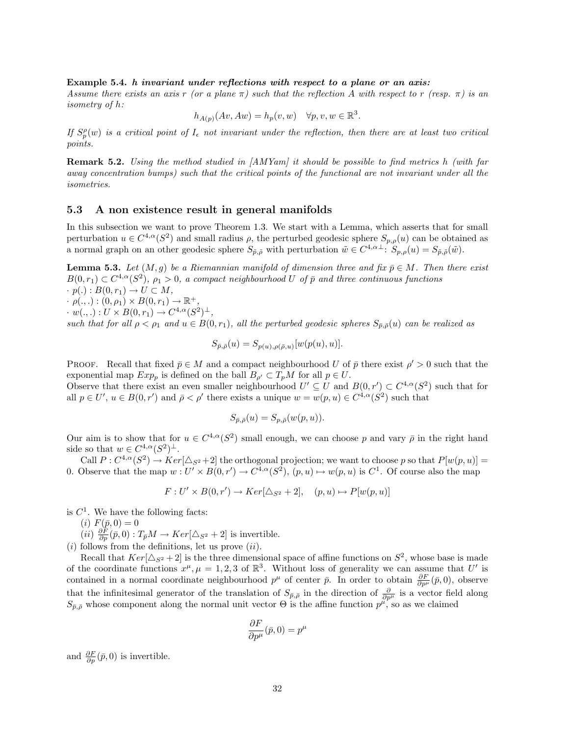**Example 5.4.** ***h invariant under reflections with respect to a plane or an axis:***
*Assume there exists an axis $r$ (or a plane $\pi$) such that the reflection $A$ with respect to $r$ (resp. $\pi$) is an isometry of $h$:*

$$h_{A(p)}(Av, Aw) = h_p(v, w) \quad \forall p, v, w \in \mathbb{R}^3.$$

*If $S^\rho_p(w)$ is a critical point of $I_\epsilon$ not invariant under the reflection, then there are at least two critical points.*

**Remark 5.2.** *Using the method studied in [AMYam] it should be possible to find metrics $h$ (with far away concentration bumps) such that the critical points of the functional are not invariant under all the isometries.*

## 5.3 A non existence result in general manifolds

In this subsection we want to prove Theorem 1.3. We start with a Lemma, which asserts that for small perturbation $u \in C^{4,\alpha}(S^2)$ and small radius $\rho$, the perturbed geodesic sphere $S_{p,\rho}(u)$ can be obtained as a normal graph on an other geodesic sphere $S_{\tilde{p},\tilde{\rho}}$ with perturbation $\tilde{w} \in C^{4,\alpha\perp}$: $S_{p,\rho}(u) = S_{\tilde{p},\tilde{\rho}}(\tilde{w})$.

**Lemma 5.3.** *Let $(M, g)$ be a Riemannian manifold of dimension three and fix $\bar{p} \in M$. Then there exist $B(0, r_1) \subset C^{4,\alpha}(S^2)$, $\rho_1 > 0$, a compact neighbourhood $U$ of $\bar{p}$ and three continuous functions*
$\cdot$ *$p(.) : B(0, r_1) \to U \subset M$,*
$\cdot$ *$\rho(.,.) : (0, \rho_1) \times B(0, r_1) \to \mathbb{R}^+$,*
$\cdot$ *$w(.,.) : U \times B(0, r_1) \to C^{4,\alpha}(S^2)^\perp$,*
*such that for all $\rho < \rho_1$ and $u \in B(0, r_1)$, all the perturbed geodesic spheres $S_{\bar{p},\bar{\rho}}(u)$ can be realized as*

$$S_{\bar{p},\bar{\rho}}(u) = S_{p(u),\rho(\bar{\rho},u)}[w(p(u), u)].$$

PROOF. Recall that fixed $\bar{p} \in M$ and a compact neighbourhood $U$ of $\bar{p}$ there exist $\rho' > 0$ such that the exponential map $Exp_p$ is defined on the ball $B_{\rho'} \subset T_pM$ for all $p \in U$.
Observe that there exist an even smaller neighbourhood $U' \subseteq U$ and $B(0, r') \subset C^{4,\alpha}(S^2)$ such that for all $p \in U'$, $u \in B(0, r')$ and $\bar{\rho} < \rho'$ there exists a unique $w = w(p, u) \in C^{4,\alpha}(S^2)$ such that

$$S_{\bar{p},\bar{\rho}}(u) = S_{p,\bar{\rho}}(w(p, u)).$$

Our aim is to show that for $u \in C^{4,\alpha}(S^2)$ small enough, we can choose $p$ and vary $\bar{\rho}$ in the right hand side so that $w \in C^{4,\alpha}(S^2)^\perp$.

Call $P : C^{4,\alpha}(S^2) \to Ker[\triangle_{S^2} + 2]$ the orthogonal projection; we want to choose $p$ so that $P[w(p, u)] = 0$. Observe that the map $w : U' \times B(0, r') \to C^{4,\alpha}(S^2)$, $(p, u) \mapsto w(p, u)$ is $C^1$. Of course also the map

$$F : U' \times B(0, r') \to Ker[\triangle_{S^2} + 2], \quad (p, u) \mapsto P[w(p, u)]$$

is $C^1$. We have the following facts:

$(i)$ $F(\bar{p}, 0) = 0$

$(ii)$ $\frac{\partial F}{\partial p}(\bar{p}, 0) : T_{\bar{p}}M \to Ker[\triangle_{S^2} + 2]$ is invertible.

$(i)$ follows from the definitions, let us prove $(ii)$.

Recall that $Ker[\triangle_{S^2} + 2]$ is the three dimensional space of affine functions on $S^2$, whose base is made of the coordinate functions $x^\mu, \mu = 1, 2, 3$ of $\mathbb{R}^3$. Without loss of generality we can assume that $U'$ is contained in a normal coordinate neighbourhood $p^\mu$ of center $\bar{p}$. In order to obtain $\frac{\partial F}{\partial p^\mu}(\bar{p}, 0)$, observe that the infinitesimal generator of the translation of $S_{\bar{p},\bar{\rho}}$ in the direction of $\frac{\partial}{\partial p^\mu}$ is a vector field along $S_{\bar{p},\bar{\rho}}$ whose component along the normal unit vector $\Theta$ is the affine function $p^\mu$, so as we claimed

$$\frac{\partial F}{\partial p^\mu}(\bar{p}, 0) = p^\mu$$

and $\frac{\partial F}{\partial p}(\bar{p}, 0)$ is invertible.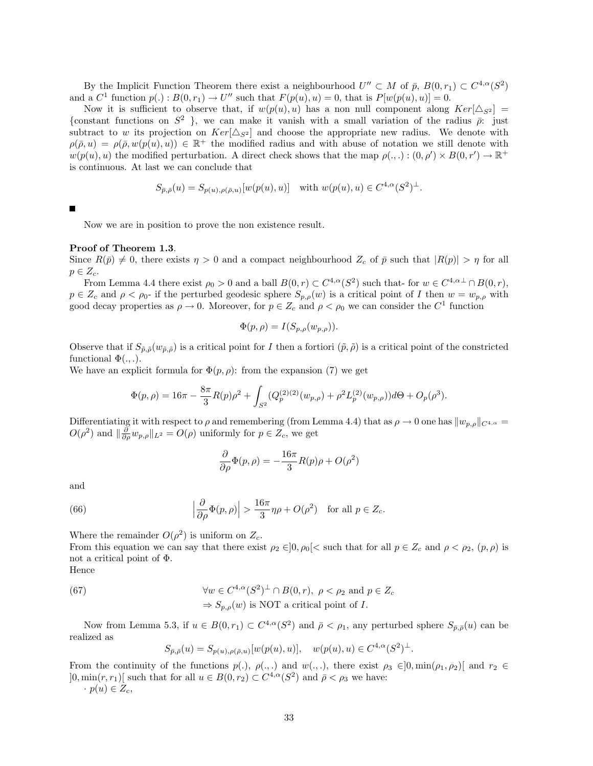By the Implicit Function Theorem there exist a neighbourhood $U'' \subset M$ of $\bar{p}$, $B(0,r_1) \subset C^{4,\alpha}(S^2)$ and a $C^1$ function $p(.) : B(0,r_1) \to U''$ such that $F(p(u),u) = 0$, that is $P[w(p(u),u)] = 0$.

Now it is sufficient to observe that, if $w(p(u),u)$ has a non null component along $Ker[\triangle_{S^2}] = \{$constant functions on $S^2$ $\}$, we can make it vanish with a small variation of the radius $\bar{\rho}$: just subtract to $w$ its projection on $Ker[\triangle_{S^2}]$ and choose the appropriate new radius. We denote with $\rho(\bar{\rho},u) = \rho(\bar{\rho}, w(p(u),u)) \in \mathbb{R}^+$ the modified radius and with abuse of notation we still denote with $w(p(u),u)$ the modified perturbation. A direct check shows that the map $\rho(.,.) : (0,\rho') \times B(0,r') \to \mathbb{R}^+$ is continuous. At last we can conclude that

$$S_{\bar{p},\bar{\rho}}(u) = S_{p(u),\rho(\bar{\rho},u)}[w(p(u),u)] \quad \text{with } w(p(u),u) \in C^{4,\alpha}(S^2)^{\perp}.$$

■

Now we are in position to prove the non existence result.

**Proof of Theorem 1.3**.
Since $R(\bar{p}) \neq 0$, there exists $\eta > 0$ and a compact neighbourhood $Z_c$ of $\bar{p}$ such that $|R(p)| > \eta$ for all $p \in Z_c$.

From Lemma 4.4 there exist $\rho_0 > 0$ and a ball $B(0,r) \subset C^{4,\alpha}(S^2)$ such that- for $w \in C^{4,\alpha\perp} \cap B(0,r)$, $p \in Z_c$ and $\rho < \rho_0$- if the perturbed geodesic sphere $S_{p,\rho}(w)$ is a critical point of $I$ then $w = w_{p,\rho}$ with good decay properties as $\rho \to 0$. Moreover, for $p \in Z_c$ and $\rho < \rho_0$ we can consider the $C^1$ function

$$\Phi(p,\rho) = I(S_{p,\rho}(w_{p,\rho})).$$

Observe that if $S_{\tilde{p},\tilde{\rho}}(w_{\tilde{p},\tilde{\rho}})$ is a critical point for $I$ then a fortiori $(\tilde{p},\tilde{\rho})$ is a critical point of the constricted functional $\Phi(.,.)$.
We have an explicit formula for $\Phi(p,\rho)$: from the expansion (7) we get

$$\Phi(p,\rho) = 16\pi - \frac{8\pi}{3}R(p)\rho^2 + \int_{S^2}(Q_p^{(2)(2)}(w_{p,\rho}) + \rho^2 L_p^{(2)}(w_{p,\rho}))d\Theta + O_p(\rho^3).$$

Differentiating it with respect to $\rho$ and remembering (from Lemma 4.4) that as $\rho \to 0$ one has $\|w_{p,\rho}\|_{C^{4,\alpha}} = O(\rho^2)$ and $\|\frac{\partial}{\partial\rho}w_{p,\rho}\|_{L^2} = O(\rho)$ uniformly for $p \in Z_c$, we get

$$\frac{\partial}{\partial\rho}\Phi(p,\rho) = -\frac{16\pi}{3}R(p)\rho + O(\rho^2)$$

and

$$\Big|\frac{\partial}{\partial\rho}\Phi(p,\rho)\Big| > \frac{16\pi}{3}\eta\rho + O(\rho^2) \quad \text{for all } p \in Z_c. \tag{66}$$

Where the remainder $O(\rho^2)$ is uniform on $Z_c$.
From this equation we can say that there exist $\rho_2 \in ]0,\rho_0[<$ such that for all $p \in Z_c$ and $\rho < \rho_2$, $(p,\rho)$ is not a critical point of $\Phi$.
Hence

$$\begin{aligned} &\forall w \in C^{4,\alpha}(S^2)^{\perp} \cap B(0,r),\ \rho < \rho_2 \text{ and } p \in Z_c \\ &\Rightarrow S_{p,\rho}(w) \text{ is NOT a critical point of } I. \end{aligned} \tag{67}$$

Now from Lemma 5.3, if $u \in B(0,r_1) \subset C^{4,\alpha}(S^2)$ and $\bar{\rho} < \rho_1$, any perturbed sphere $S_{\bar{p},\bar{\rho}}(u)$ can be realized as

$$S_{\bar{p},\bar{\rho}}(u) = S_{p(u),\rho(\bar{\rho},u)}[w(p(u),u)], \quad w(p(u),u) \in C^{4,\alpha}(S^2)^{\perp}.$$

From the continuity of the functions $p(.)$, $\rho(.,.)$ and $w(.,.)$, there exist $\rho_3 \in ]0,\min(\rho_1,\rho_2)[$ and $r_2 \in ]0,\min(r,r_1)[$ such that for all $u \in B(0,r_2) \subset C^{4,\alpha}(S^2)$ and $\bar{\rho} < \rho_3$ we have:
· $p(u) \in Z_c$,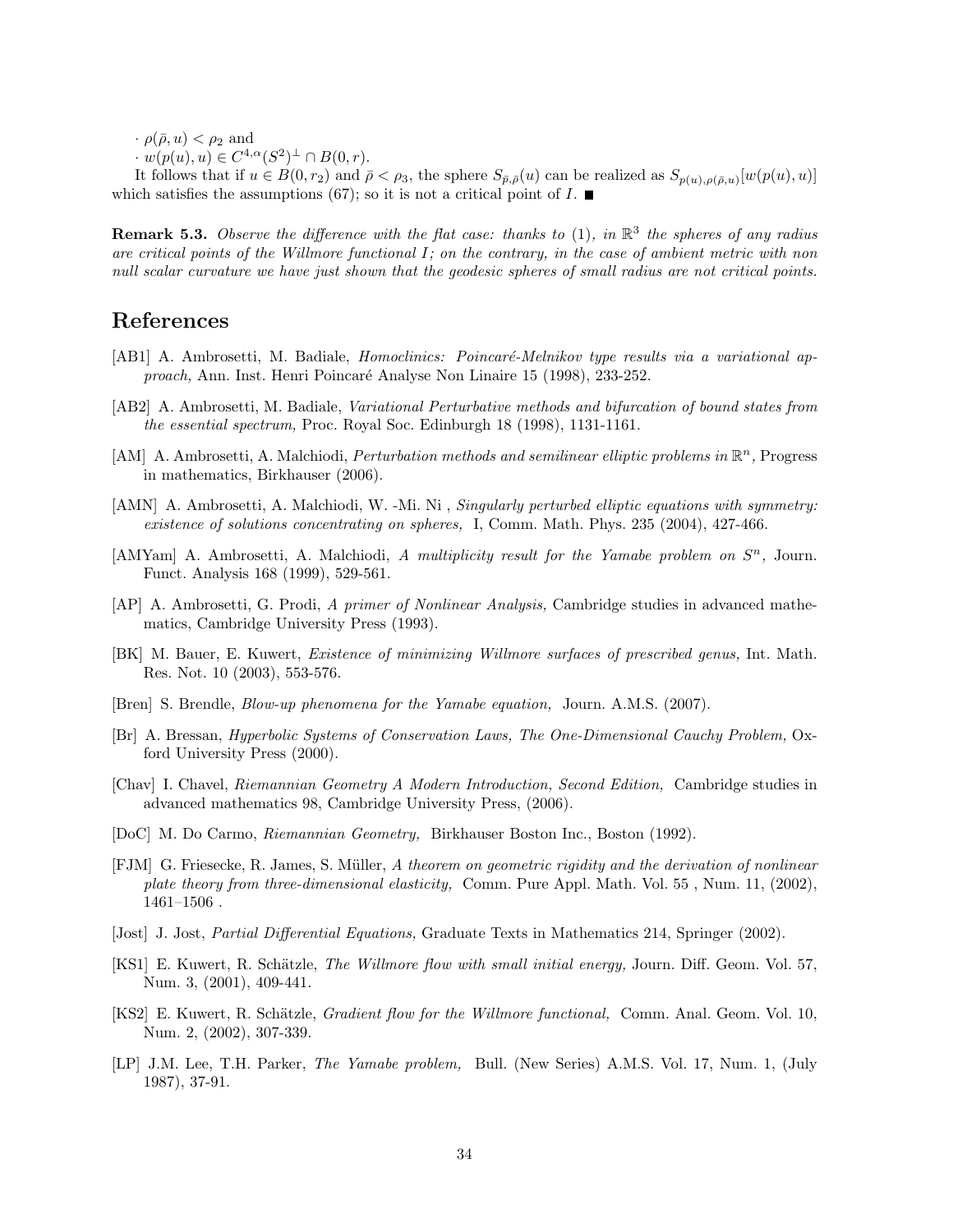· $\rho(\bar\rho, u) < \rho_2$ and

· $w(p(u), u) \in C^{4,\alpha}(S^2)^\perp \cap B(0, r)$.

It follows that if $u \in B(0, r_2)$ and $\bar\rho < \rho_3$, the sphere $S_{\bar p, \bar\rho}(u)$ can be realized as $S_{p(u), \rho(\bar\rho, u)}[w(p(u), u)]$ which satisfies the assumptions (67); so it is not a critical point of $I$. ∎

**Remark 5.3.** *Observe the difference with the flat case: thanks to* (1)*, in* $\mathbb{R}^3$ *the spheres of any radius are critical points of the Willmore functional* $I$*; on the contrary, in the case of ambient metric with non null scalar curvature we have just shown that the geodesic spheres of small radius are not critical points.*

# References

[AB1] A. Ambrosetti, M. Badiale, *Homoclinics: Poincaré-Melnikov type results via a variational approach,* Ann. Inst. Henri Poincaré Analyse Non Linaire 15 (1998), 233-252.

[AB2] A. Ambrosetti, M. Badiale, *Variational Perturbative methods and bifurcation of bound states from the essential spectrum,* Proc. Royal Soc. Edinburgh 18 (1998), 1131-1161.

[AM] A. Ambrosetti, A. Malchiodi, *Perturbation methods and semilinear elliptic problems in* $\mathbb{R}^n$*,* Progress in mathematics, Birkhauser (2006).

[AMN] A. Ambrosetti, A. Malchiodi, W. -Mi. Ni , *Singularly perturbed elliptic equations with symmetry: existence of solutions concentrating on spheres,* I, Comm. Math. Phys. 235 (2004), 427-466.

[AMYam] A. Ambrosetti, A. Malchiodi, *A multiplicity result for the Yamabe problem on* $S^n$*,* Journ. Funct. Analysis 168 (1999), 529-561.

[AP] A. Ambrosetti, G. Prodi, *A primer of Nonlinear Analysis,* Cambridge studies in advanced mathematics, Cambridge University Press (1993).

[BK] M. Bauer, E. Kuwert, *Existence of minimizing Willmore surfaces of prescribed genus,* Int. Math. Res. Not. 10 (2003), 553-576.

[Bren] S. Brendle, *Blow-up phenomena for the Yamabe equation,* Journ. A.M.S. (2007).

[Br] A. Bressan, *Hyperbolic Systems of Conservation Laws, The One-Dimensional Cauchy Problem,* Oxford University Press (2000).

[Chav] I. Chavel, *Riemannian Geometry A Modern Introduction, Second Edition,* Cambridge studies in advanced mathematics 98, Cambridge University Press, (2006).

[DoC] M. Do Carmo, *Riemannian Geometry,* Birkhauser Boston Inc., Boston (1992).

[FJM] G. Friesecke, R. James, S. Müller, *A theorem on geometric rigidity and the derivation of nonlinear plate theory from three-dimensional elasticity,* Comm. Pure Appl. Math. Vol. 55 , Num. 11, (2002), 1461–1506 .

[Jost] J. Jost, *Partial Differential Equations,* Graduate Texts in Mathematics 214, Springer (2002).

[KS1] E. Kuwert, R. Schätzle, *The Willmore flow with small initial energy,* Journ. Diff. Geom. Vol. 57, Num. 3, (2001), 409-441.

[KS2] E. Kuwert, R. Schätzle, *Gradient flow for the Willmore functional,* Comm. Anal. Geom. Vol. 10, Num. 2, (2002), 307-339.

[LP] J.M. Lee, T.H. Parker, *The Yamabe problem,* Bull. (New Series) A.M.S. Vol. 17, Num. 1, (July 1987), 37-91.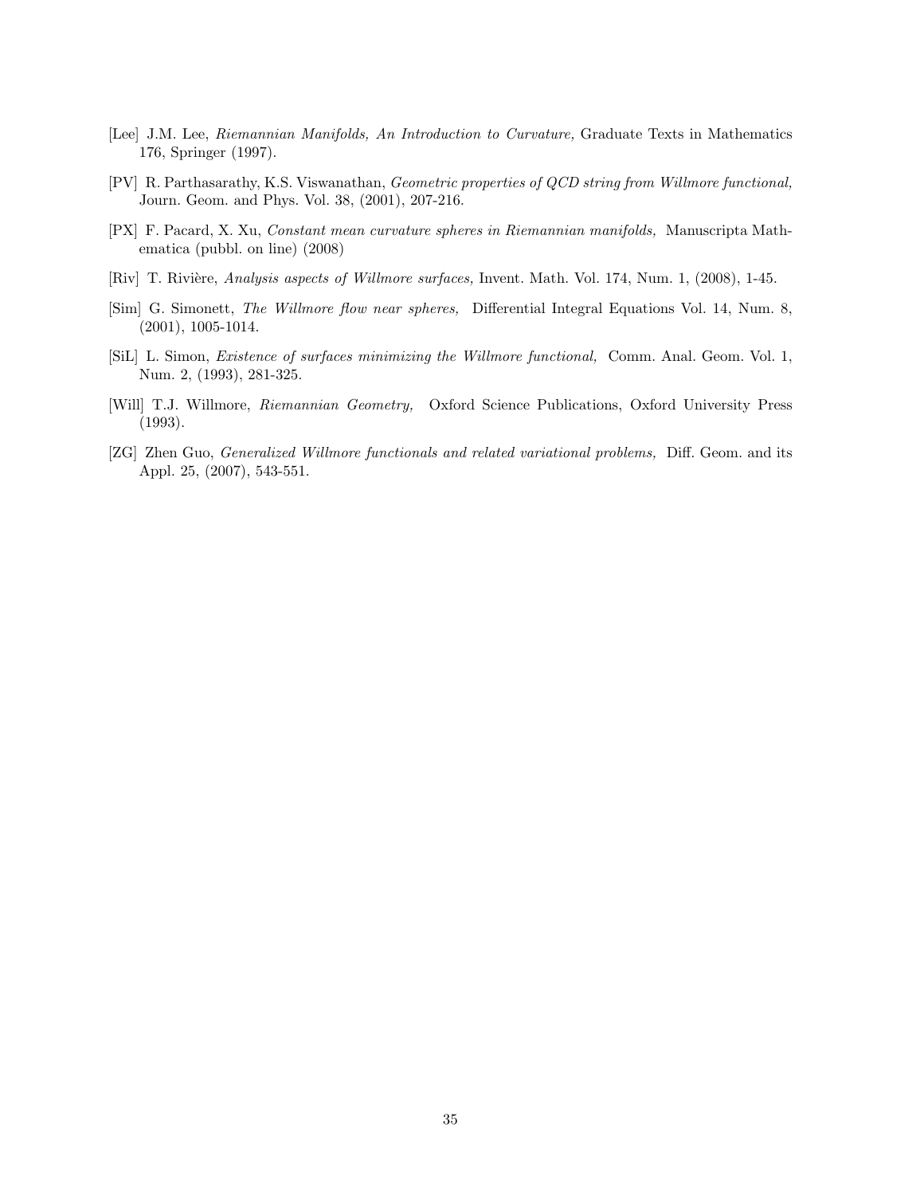[Lee] J.M. Lee, *Riemannian Manifolds, An Introduction to Curvature,* Graduate Texts in Mathematics 176, Springer (1997).

[PV] R. Parthasarathy, K.S. Viswanathan, *Geometric properties of QCD string from Willmore functional,* Journ. Geom. and Phys. Vol. 38, (2001), 207-216.

[PX] F. Pacard, X. Xu, *Constant mean curvature spheres in Riemannian manifolds,* Manuscripta Mathematica (pubbl. on line) (2008)

[Riv] T. Rivière, *Analysis aspects of Willmore surfaces,* Invent. Math. Vol. 174, Num. 1, (2008), 1-45.

[Sim] G. Simonett, *The Willmore flow near spheres,* Differential Integral Equations Vol. 14, Num. 8, (2001), 1005-1014.

[SiL] L. Simon, *Existence of surfaces minimizing the Willmore functional,* Comm. Anal. Geom. Vol. 1, Num. 2, (1993), 281-325.

[Will] T.J. Willmore, *Riemannian Geometry,* Oxford Science Publications, Oxford University Press (1993).

[ZG] Zhen Guo, *Generalized Willmore functionals and related variational problems,* Diff. Geom. and its Appl. 25, (2007), 543-551.